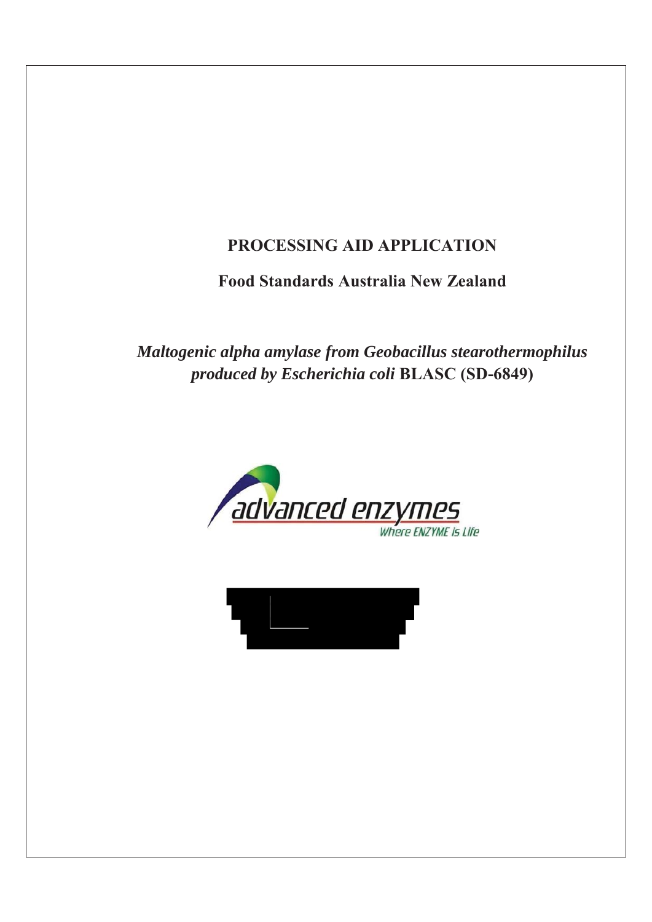# PROCESSING AID APPLICATION

## Food Standards Australia New Zealand

## *Maltogenic alpha amylase from Geobacillus stearothermophilus produced by Escherichia coli* BLASC (SD-6849)

advanced enzymes

Where ENZYME is Life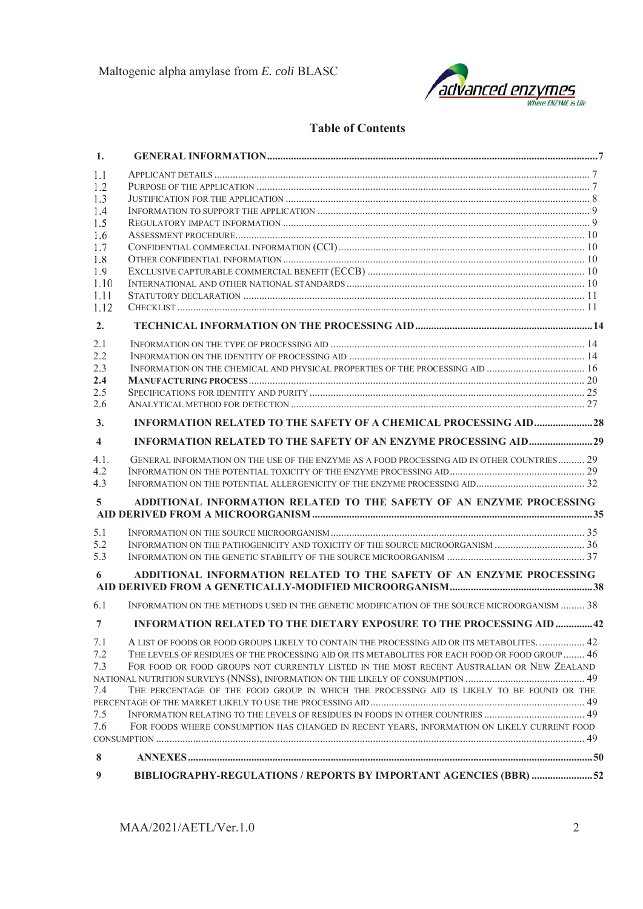## Table of Contents

| | | |
|---|---|---|
| **1.** | **GENERAL INFORMATION** | **7** |
| 1.1 | APPLICANT DETAILS | 7 |
| 1.2 | PURPOSE OF THE APPLICATION | 7 |
| 1.3 | JUSTIFICATION FOR THE APPLICATION | 8 |
| 1.4 | INFORMATION TO SUPPORT THE APPLICATION | 9 |
| 1.5 | REGULATORY IMPACT INFORMATION | 9 |
| 1.6 | ASSESSMENT PROCEDURE | 10 |
| 1.7 | CONFIDENTIAL COMMERCIAL INFORMATION (CCI) | 10 |
| 1.8 | OTHER CONFIDENTIAL INFORMATION | 10 |
| 1.9 | EXCLUSIVE CAPTURABLE COMMERCIAL BENEFIT (ECCB) | 10 |
| 1.10 | INTERNATIONAL AND OTHER NATIONAL STANDARDS | 10 |
| 1.11 | STATUTORY DECLARATION | 11 |
| 1.12 | CHECKLIST | 11 |
| **2.** | **TECHNICAL INFORMATION ON THE PROCESSING AID** | **14** |
| 2.1 | INFORMATION ON THE TYPE OF PROCESSING AID | 14 |
| 2.2 | INFORMATION ON THE IDENTITY OF PROCESSING AID | 14 |
| 2.3 | INFORMATION ON THE CHEMICAL AND PHYSICAL PROPERTIES OF THE PROCESSING AID | 16 |
| **2.4** | **MANUFACTURING PROCESS** | 20 |
| 2.5 | SPECIFICATIONS FOR IDENTITY AND PURITY | 25 |
| 2.6 | ANALYTICAL METHOD FOR DETECTION | 27 |
| **3.** | **INFORMATION RELATED TO THE SAFETY OF A CHEMICAL PROCESSING AID** | **28** |
| **4** | **INFORMATION RELATED TO THE SAFETY OF AN ENZYME PROCESSING AID** | **29** |
| 4.1. | GENERAL INFORMATION ON THE USE OF THE ENZYME AS A FOOD PROCESSING AID IN OTHER COUNTRIES | 29 |
| 4.2 | INFORMATION ON THE POTENTIAL TOXICITY OF THE ENZYME PROCESSING AID | 29 |
| 4.3 | INFORMATION ON THE POTENTIAL ALLERGENICITY OF THE ENZYME PROCESSING AID | 32 |
| **5** | **ADDITIONAL INFORMATION RELATED TO THE SAFETY OF AN ENZYME PROCESSING AID DERIVED FROM A MICROORGANISM** | **35** |
| 5.1 | INFORMATION ON THE SOURCE MICROORGANISM | 35 |
| 5.2 | INFORMATION ON THE PATHOGENICITY AND TOXICITY OF THE SOURCE MICROORGANISM | 36 |
| 5.3 | INFORMATION ON THE GENETIC STABILITY OF THE SOURCE MICROORGANISM | 37 |
| **6** | **ADDITIONAL INFORMATION RELATED TO THE SAFETY OF AN ENZYME PROCESSING AID DERIVED FROM A GENETICALLY-MODIFIED MICROORGANISM** | **38** |
| 6.1 | INFORMATION ON THE METHODS USED IN THE GENETIC MODIFICATION OF THE SOURCE MICROORGANISM | 38 |
| **7** | **INFORMATION RELATED TO THE DIETARY EXPOSURE TO THE PROCESSING AID** | **42** |
| 7.1 | A LIST OF FOODS OR FOOD GROUPS LIKELY TO CONTAIN THE PROCESSING AID OR ITS METABOLITES. | 42 |
| 7.2 | THE LEVELS OF RESIDUES OF THE PROCESSING AID OR ITS METABOLITES FOR EACH FOOD OR FOOD GROUP | 46 |
| 7.3 | FOR FOOD OR FOOD GROUPS NOT CURRENTLY LISTED IN THE MOST RECENT AUSTRALIAN OR NEW ZEALAND NATIONAL NUTRITION SURVEYS (NNSS), INFORMATION ON THE LIKELY OF CONSUMPTION | 49 |
| 7.4 | THE PERCENTAGE OF THE FOOD GROUP IN WHICH THE PROCESSING AID IS LIKELY TO BE FOUND OR THE PERCENTAGE OF THE MARKET LIKELY TO USE THE PROCESSING AID | 49 |
| 7.5 | INFORMATION RELATING TO THE LEVELS OF RESIDUES IN FOODS IN OTHER COUNTRIES | 49 |
| 7.6 | FOR FOODS WHERE CONSUMPTION HAS CHANGED IN RECENT YEARS, INFORMATION ON LIKELY CURRENT FOOD CONSUMPTION | 49 |
| **8** | **ANNEXES** | **50** |
| **9** | **BIBLIOGRAPHY-REGULATIONS / REPORTS BY IMPORTANT AGENCIES (BBR)** | **52** |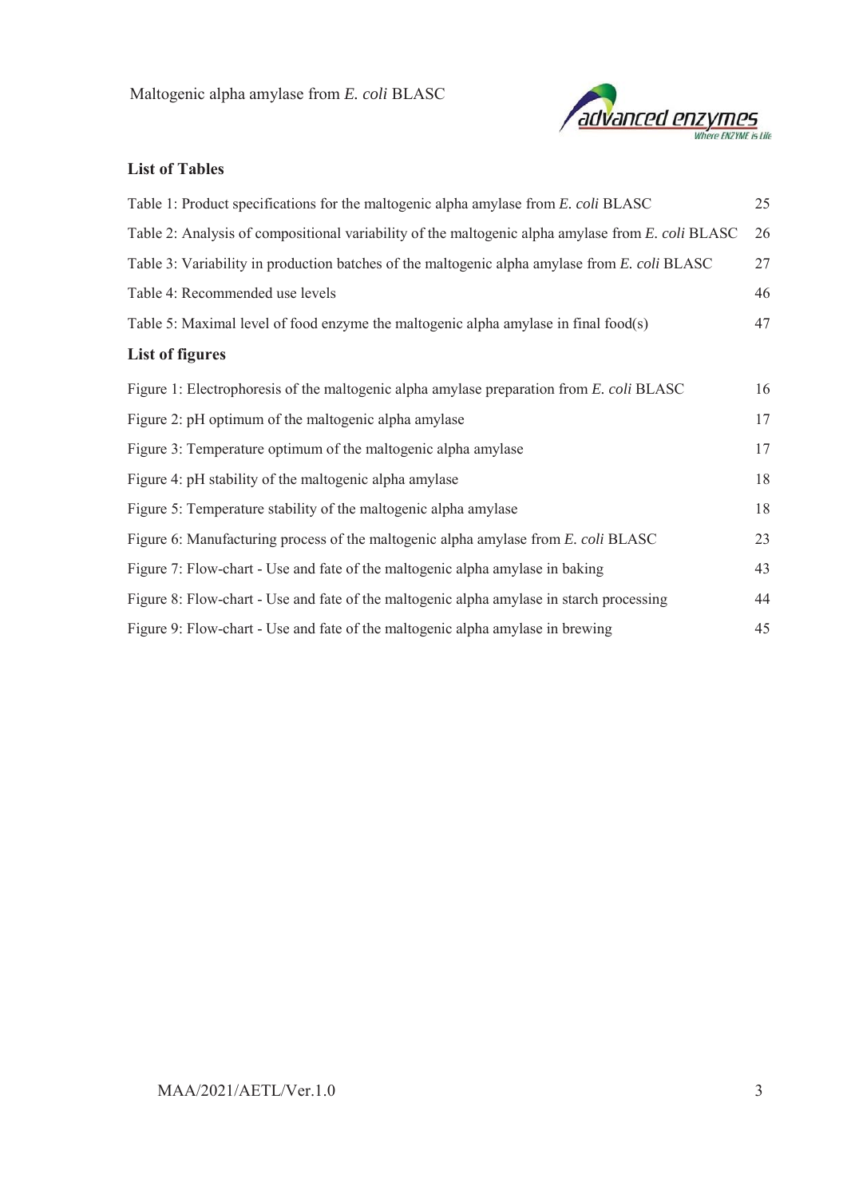## List of Tables

| | |
|---|---|
| Table 1: Product specifications for the maltogenic alpha amylase from *E. coli* BLASC | 25 |
| Table 2: Analysis of compositional variability of the maltogenic alpha amylase from *E. coli* BLASC | 26 |
| Table 3: Variability in production batches of the maltogenic alpha amylase from *E. coli* BLASC | 27 |
| Table 4: Recommended use levels | 46 |
| Table 5: Maximal level of food enzyme the maltogenic alpha amylase in final food(s) | 47 |

## List of figures

| | |
|---|---|
| Figure 1: Electrophoresis of the maltogenic alpha amylase preparation from *E. coli* BLASC | 16 |
| Figure 2: pH optimum of the maltogenic alpha amylase | 17 |
| Figure 3: Temperature optimum of the maltogenic alpha amylase | 17 |
| Figure 4: pH stability of the maltogenic alpha amylase | 18 |
| Figure 5: Temperature stability of the maltogenic alpha amylase | 18 |
| Figure 6: Manufacturing process of the maltogenic alpha amylase from *E. coli* BLASC | 23 |
| Figure 7: Flow-chart - Use and fate of the maltogenic alpha amylase in baking | 43 |
| Figure 8: Flow-chart - Use and fate of the maltogenic alpha amylase in starch processing | 44 |
| Figure 9: Flow-chart - Use and fate of the maltogenic alpha amylase in brewing | 45 |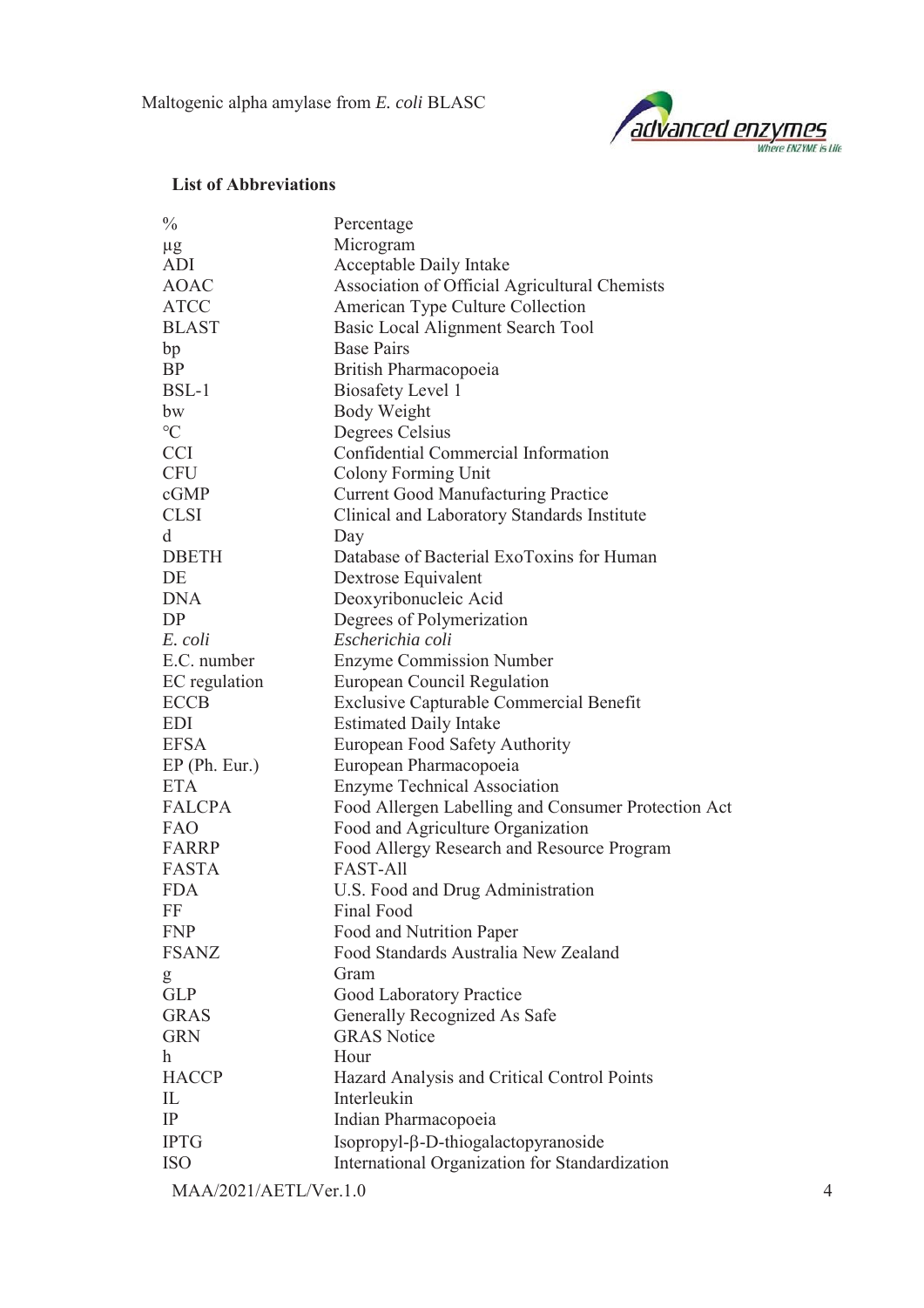### List of Abbreviations

| | |
|---|---|
| % | Percentage |
| µg | Microgram |
| ADI | Acceptable Daily Intake |
| AOAC | Association of Official Agricultural Chemists |
| ATCC | American Type Culture Collection |
| BLAST | Basic Local Alignment Search Tool |
| bp | Base Pairs |
| BP | British Pharmacopoeia |
| BSL-1 | Biosafety Level 1 |
| bw | Body Weight |
| °C | Degrees Celsius |
| CCI | Confidential Commercial Information |
| CFU | Colony Forming Unit |
| cGMP | Current Good Manufacturing Practice |
| CLSI | Clinical and Laboratory Standards Institute |
| d | Day |
| DBETH | Database of Bacterial ExoToxins for Human |
| DE | Dextrose Equivalent |
| DNA | Deoxyribonucleic Acid |
| DP | Degrees of Polymerization |
| *E. coli* | *Escherichia coli* |
| E.C. number | Enzyme Commission Number |
| EC regulation | European Council Regulation |
| ECCB | Exclusive Capturable Commercial Benefit |
| EDI | Estimated Daily Intake |
| EFSA | European Food Safety Authority |
| EP (Ph. Eur.) | European Pharmacopoeia |
| ETA | Enzyme Technical Association |
| FALCPA | Food Allergen Labelling and Consumer Protection Act |
| FAO | Food and Agriculture Organization |
| FARRP | Food Allergy Research and Resource Program |
| FASTA | FAST-All |
| FDA | U.S. Food and Drug Administration |
| FF | Final Food |
| FNP | Food and Nutrition Paper |
| FSANZ | Food Standards Australia New Zealand |
| g | Gram |
| GLP | Good Laboratory Practice |
| GRAS | Generally Recognized As Safe |
| GRN | GRAS Notice |
| h | Hour |
| HACCP | Hazard Analysis and Critical Control Points |
| IL | Interleukin |
| IP | Indian Pharmacopoeia |
| IPTG | Isopropyl-β-D-thiogalactopyranoside |
| ISO | International Organization for Standardization |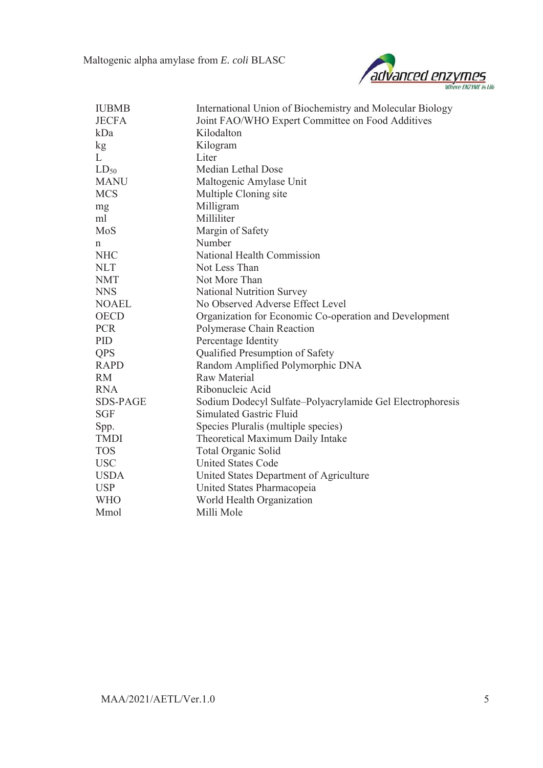| | |
|---|---|
| IUBMB | International Union of Biochemistry and Molecular Biology |
| JECFA | Joint FAO/WHO Expert Committee on Food Additives |
| kDa | Kilodalton |
| kg | Kilogram |
| L | Liter |
| $LD_{50}$ | Median Lethal Dose |
| MANU | Maltogenic Amylase Unit |
| MCS | Multiple Cloning site |
| mg | Milligram |
| ml | Milliliter |
| MoS | Margin of Safety |
| n | Number |
| NHC | National Health Commission |
| NLT | Not Less Than |
| NMT | Not More Than |
| NNS | National Nutrition Survey |
| NOAEL | No Observed Adverse Effect Level |
| OECD | Organization for Economic Co-operation and Development |
| PCR | Polymerase Chain Reaction |
| PID | Percentage Identity |
| QPS | Qualified Presumption of Safety |
| RAPD | Random Amplified Polymorphic DNA |
| RM | Raw Material |
| RNA | Ribonucleic Acid |
| SDS-PAGE | Sodium Dodecyl Sulfate–Polyacrylamide Gel Electrophoresis |
| SGF | Simulated Gastric Fluid |
| Spp. | Species Pluralis (multiple species) |
| TMDI | Theoretical Maximum Daily Intake |
| TOS | Total Organic Solid |
| USC | United States Code |
| USDA | United States Department of Agriculture |
| USP | United States Pharmacopeia |
| WHO | World Health Organization |
| Mmol | Milli Mole |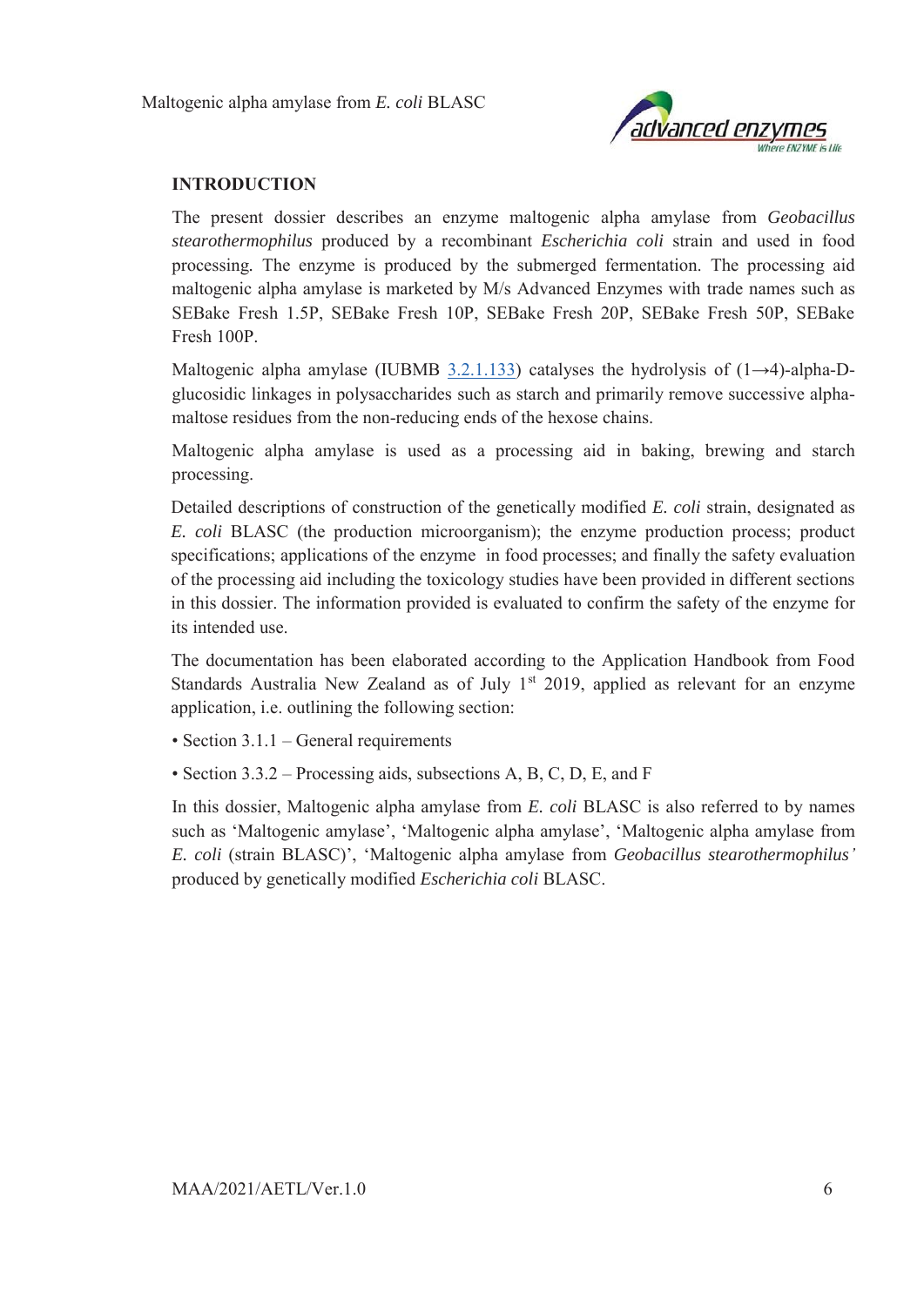## INTRODUCTION

The present dossier describes an enzyme maltogenic alpha amylase from *Geobacillus stearothermophilus* produced by a recombinant *Escherichia coli* strain and used in food processing. The enzyme is produced by the submerged fermentation. The processing aid maltogenic alpha amylase is marketed by M/s Advanced Enzymes with trade names such as SEBake Fresh 1.5P, SEBake Fresh 10P, SEBake Fresh 20P, SEBake Fresh 50P, SEBake Fresh 100P.

Maltogenic alpha amylase (IUBMB 3.2.1.133) catalyses the hydrolysis of (1→4)-alpha-D-glucosidic linkages in polysaccharides such as starch and primarily remove successive alpha-maltose residues from the non-reducing ends of the hexose chains.

Maltogenic alpha amylase is used as a processing aid in baking, brewing and starch processing.

Detailed descriptions of construction of the genetically modified *E. coli* strain, designated as *E. coli* BLASC (the production microorganism); the enzyme production process; product specifications; applications of the enzyme in food processes; and finally the safety evaluation of the processing aid including the toxicology studies have been provided in different sections in this dossier. The information provided is evaluated to confirm the safety of the enzyme for its intended use.

The documentation has been elaborated according to the Application Handbook from Food Standards Australia New Zealand as of July 1st 2019, applied as relevant for an enzyme application, i.e. outlining the following section:

- Section 3.1.1 – General requirements
- Section 3.3.2 – Processing aids, subsections A, B, C, D, E, and F

In this dossier, Maltogenic alpha amylase from *E. coli* BLASC is also referred to by names such as 'Maltogenic amylase', 'Maltogenic alpha amylase', 'Maltogenic alpha amylase from *E. coli* (strain BLASC)', 'Maltogenic alpha amylase from *Geobacillus stearothermophilus'* produced by genetically modified *Escherichia coli* BLASC.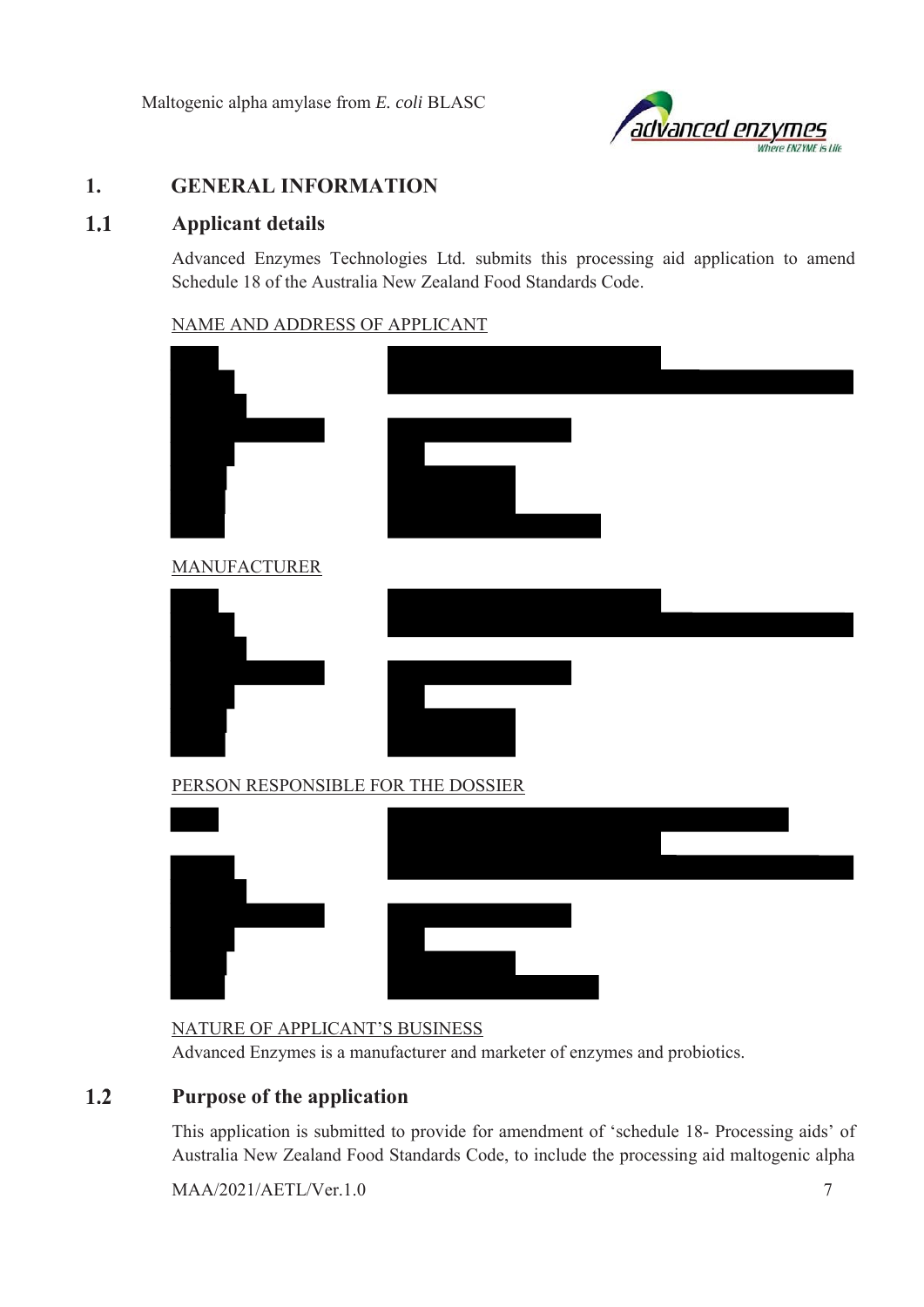# 1. GENERAL INFORMATION

## 1.1 Applicant details

Advanced Enzymes Technologies Ltd. submits this processing aid application to amend Schedule 18 of the Australia New Zealand Food Standards Code.

NAME AND ADDRESS OF APPLICANT

MANUFACTURER

PERSON RESPONSIBLE FOR THE DOSSIER

NATURE OF APPLICANT'S BUSINESS

Advanced Enzymes is a manufacturer and marketer of enzymes and probiotics.

## 1.2 Purpose of the application

This application is submitted to provide for amendment of 'schedule 18- Processing aids' of Australia New Zealand Food Standards Code, to include the processing aid maltogenic alpha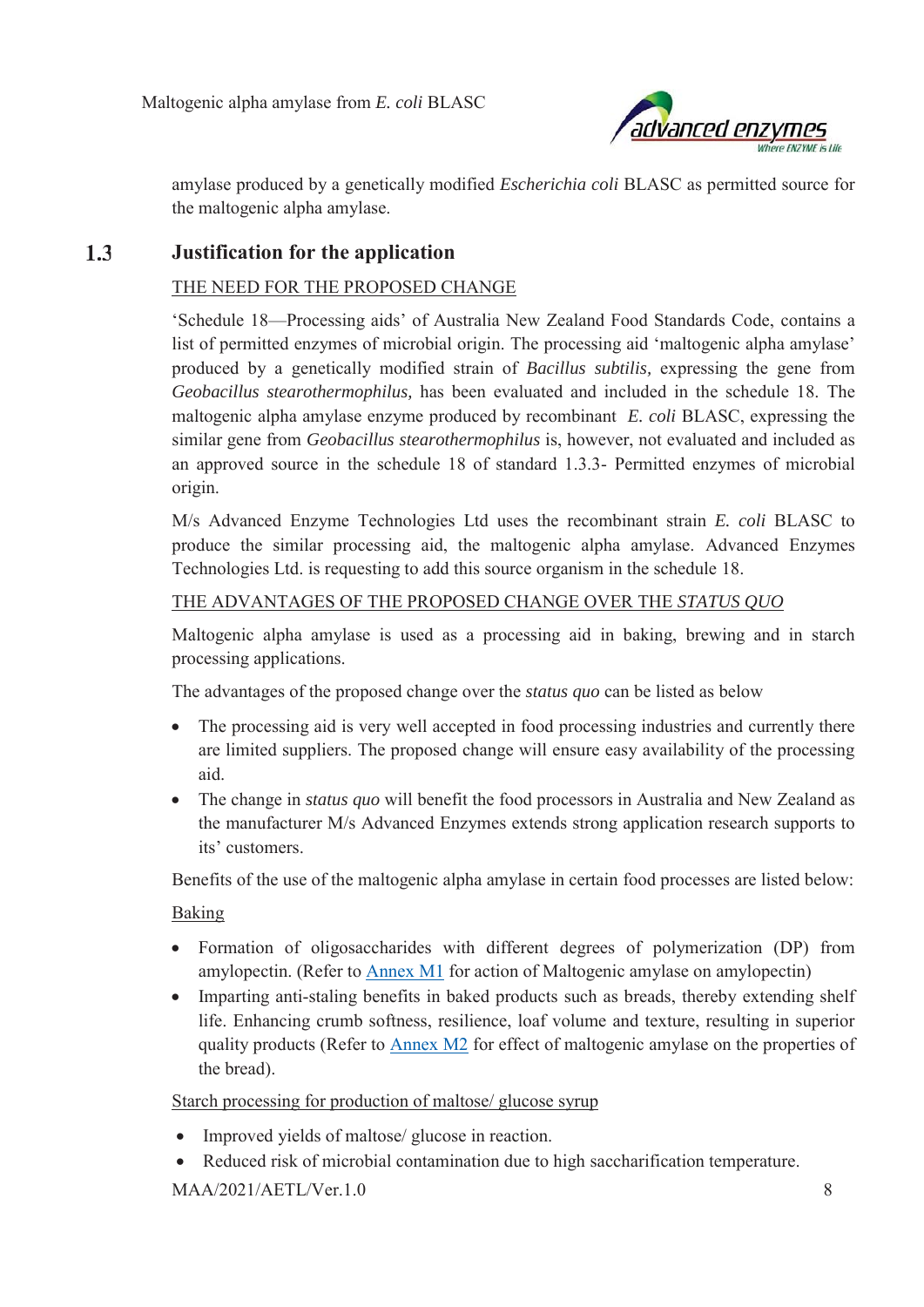amylase produced by a genetically modified *Escherichia coli* BLASC as permitted source for the maltogenic alpha amylase.

## 1.3 Justification for the application

THE NEED FOR THE PROPOSED CHANGE

'Schedule 18—Processing aids' of Australia New Zealand Food Standards Code, contains a list of permitted enzymes of microbial origin. The processing aid 'maltogenic alpha amylase' produced by a genetically modified strain of *Bacillus subtilis,* expressing the gene from *Geobacillus stearothermophilus,* has been evaluated and included in the schedule 18. The maltogenic alpha amylase enzyme produced by recombinant *E. coli* BLASC, expressing the similar gene from *Geobacillus stearothermophilus* is, however, not evaluated and included as an approved source in the schedule 18 of standard 1.3.3- Permitted enzymes of microbial origin.

M/s Advanced Enzyme Technologies Ltd uses the recombinant strain *E. coli* BLASC to produce the similar processing aid, the maltogenic alpha amylase. Advanced Enzymes Technologies Ltd. is requesting to add this source organism in the schedule 18.

THE ADVANTAGES OF THE PROPOSED CHANGE OVER THE *STATUS QUO*

Maltogenic alpha amylase is used as a processing aid in baking, brewing and in starch processing applications.

The advantages of the proposed change over the *status quo* can be listed as below

- The processing aid is very well accepted in food processing industries and currently there are limited suppliers. The proposed change will ensure easy availability of the processing aid.
- The change in *status quo* will benefit the food processors in Australia and New Zealand as the manufacturer M/s Advanced Enzymes extends strong application research supports to its' customers.

Benefits of the use of the maltogenic alpha amylase in certain food processes are listed below:

Baking

- Formation of oligosaccharides with different degrees of polymerization (DP) from amylopectin. (Refer to Annex M1 for action of Maltogenic amylase on amylopectin)
- Imparting anti-staling benefits in baked products such as breads, thereby extending shelf life. Enhancing crumb softness, resilience, loaf volume and texture, resulting in superior quality products (Refer to Annex M2 for effect of maltogenic amylase on the properties of the bread).

Starch processing for production of maltose/ glucose syrup

- Improved yields of maltose/ glucose in reaction.
- Reduced risk of microbial contamination due to high saccharification temperature.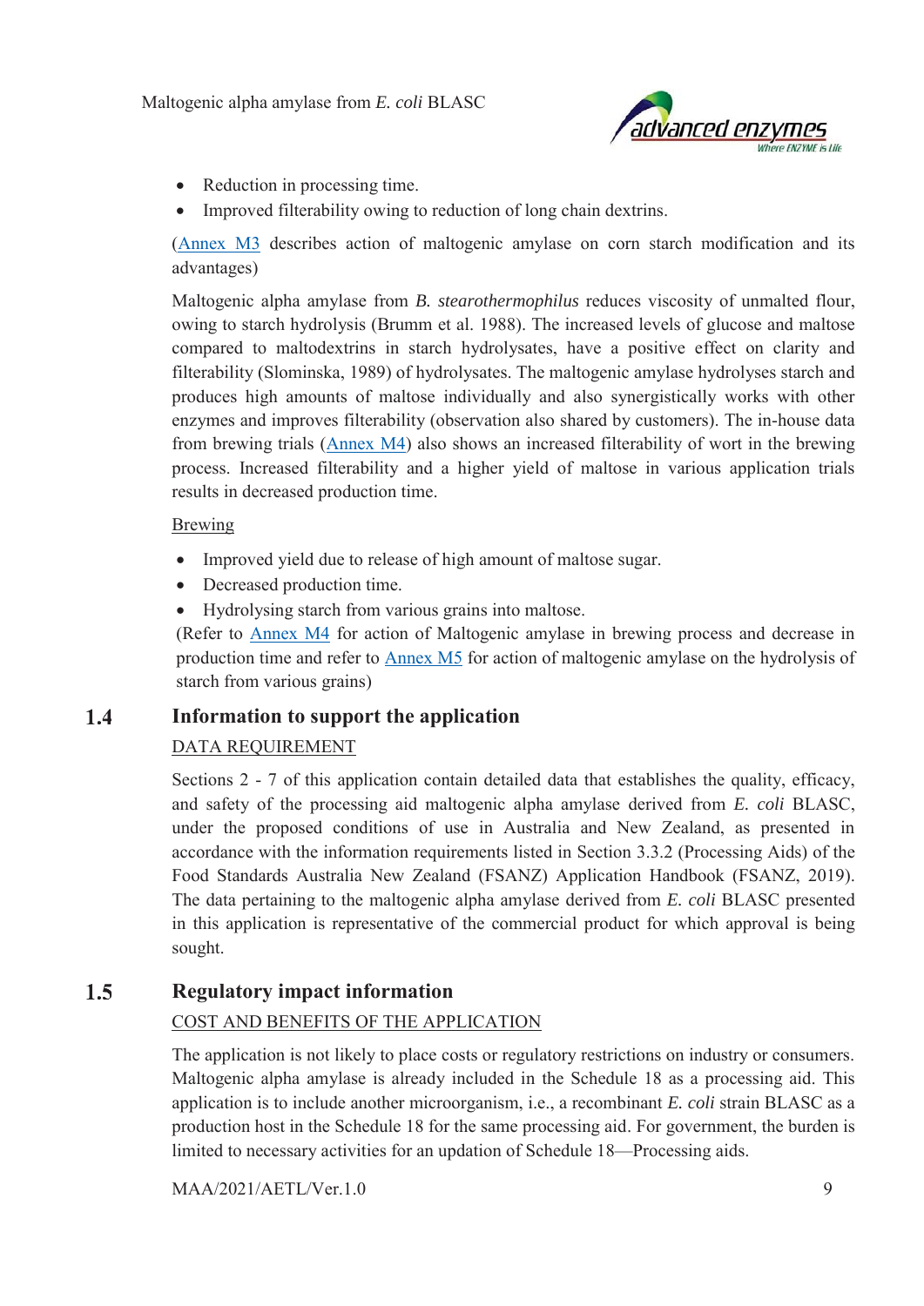- Reduction in processing time.
- Improved filterability owing to reduction of long chain dextrins.

(Annex M3 describes action of maltogenic amylase on corn starch modification and its advantages)

Maltogenic alpha amylase from *B. stearothermophilus* reduces viscosity of unmalted flour, owing to starch hydrolysis (Brumm et al. 1988). The increased levels of glucose and maltose compared to maltodextrins in starch hydrolysates, have a positive effect on clarity and filterability (Slominska, 1989) of hydrolysates. The maltogenic amylase hydrolyses starch and produces high amounts of maltose individually and also synergistically works with other enzymes and improves filterability (observation also shared by customers). The in-house data from brewing trials (Annex M4) also shows an increased filterability of wort in the brewing process. Increased filterability and a higher yield of maltose in various application trials results in decreased production time.

<u>Brewing</u>

- Improved yield due to release of high amount of maltose sugar.
- Decreased production time.
- Hydrolysing starch from various grains into maltose.

(Refer to Annex M4 for action of Maltogenic amylase in brewing process and decrease in production time and refer to Annex M5 for action of maltogenic amylase on the hydrolysis of starch from various grains)

## 1.4 Information to support the application

<u>DATA REQUIREMENT</u>

Sections 2 - 7 of this application contain detailed data that establishes the quality, efficacy, and safety of the processing aid maltogenic alpha amylase derived from *E. coli* BLASC, under the proposed conditions of use in Australia and New Zealand, as presented in accordance with the information requirements listed in Section 3.3.2 (Processing Aids) of the Food Standards Australia New Zealand (FSANZ) Application Handbook (FSANZ, 2019). The data pertaining to the maltogenic alpha amylase derived from *E. coli* BLASC presented in this application is representative of the commercial product for which approval is being sought.

## 1.5 Regulatory impact information

<u>COST AND BENEFITS OF THE APPLICATION</u>

The application is not likely to place costs or regulatory restrictions on industry or consumers. Maltogenic alpha amylase is already included in the Schedule 18 as a processing aid. This application is to include another microorganism, i.e., a recombinant *E. coli* strain BLASC as a production host in the Schedule 18 for the same processing aid. For government, the burden is limited to necessary activities for an updation of Schedule 18—Processing aids.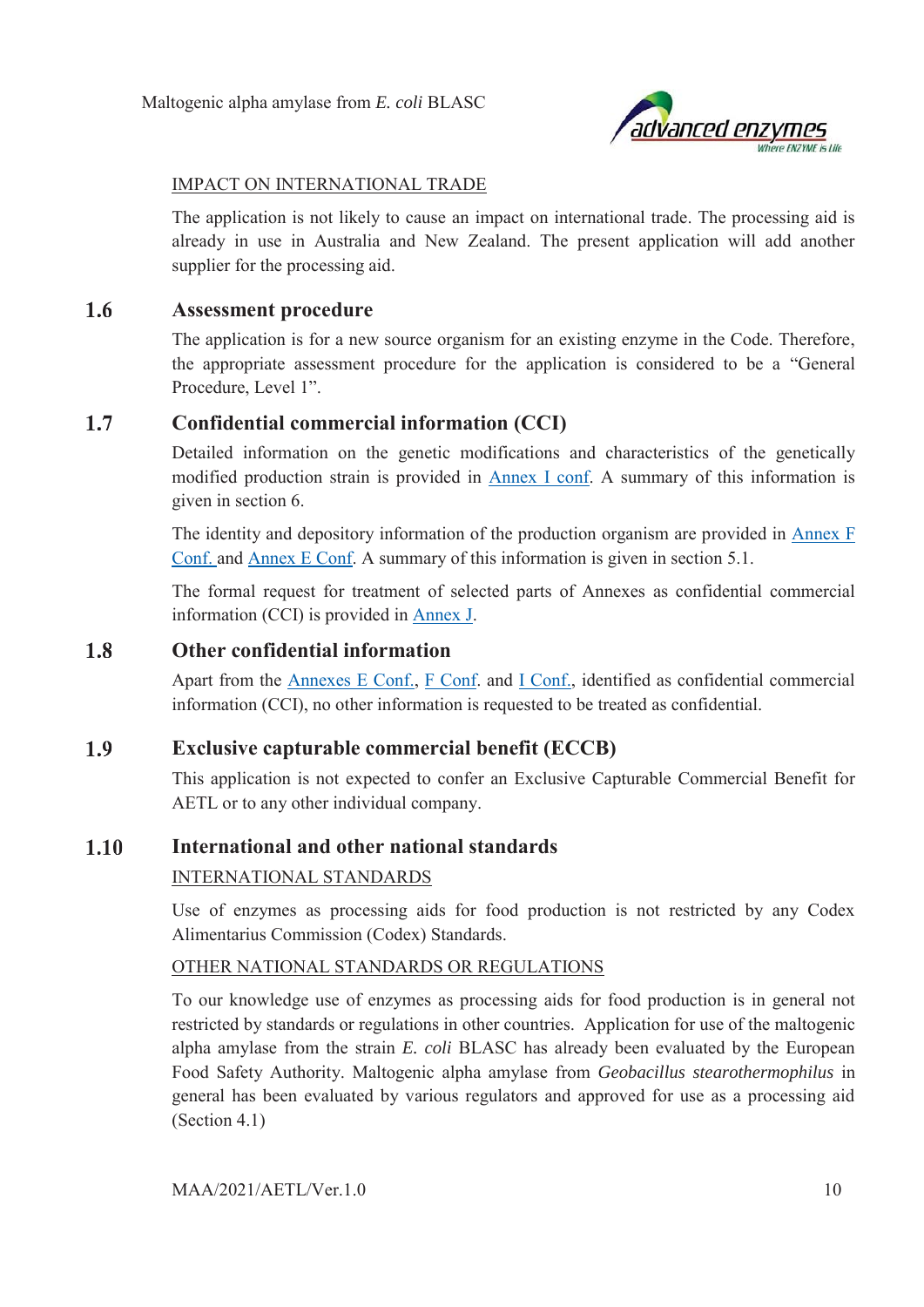IMPACT ON INTERNATIONAL TRADE

The application is not likely to cause an impact on international trade. The processing aid is already in use in Australia and New Zealand. The present application will add another supplier for the processing aid.

## 1.6 Assessment procedure

The application is for a new source organism for an existing enzyme in the Code. Therefore, the appropriate assessment procedure for the application is considered to be a "General Procedure, Level 1".

## 1.7 Confidential commercial information (CCI)

Detailed information on the genetic modifications and characteristics of the genetically modified production strain is provided in Annex I conf. A summary of this information is given in section 6.

The identity and depository information of the production organism are provided in Annex F Conf. and Annex E Conf. A summary of this information is given in section 5.1.

The formal request for treatment of selected parts of Annexes as confidential commercial information (CCI) is provided in Annex J.

## 1.8 Other confidential information

Apart from the Annexes E Conf., F Conf. and I Conf., identified as confidential commercial information (CCI), no other information is requested to be treated as confidential.

## 1.9 Exclusive capturable commercial benefit (ECCB)

This application is not expected to confer an Exclusive Capturable Commercial Benefit for AETL or to any other individual company.

## 1.10 International and other national standards

INTERNATIONAL STANDARDS

Use of enzymes as processing aids for food production is not restricted by any Codex Alimentarius Commission (Codex) Standards.

OTHER NATIONAL STANDARDS OR REGULATIONS

To our knowledge use of enzymes as processing aids for food production is in general not restricted by standards or regulations in other countries. Application for use of the maltogenic alpha amylase from the strain *E. coli* BLASC has already been evaluated by the European Food Safety Authority. Maltogenic alpha amylase from *Geobacillus stearothermophilus* in general has been evaluated by various regulators and approved for use as a processing aid (Section 4.1)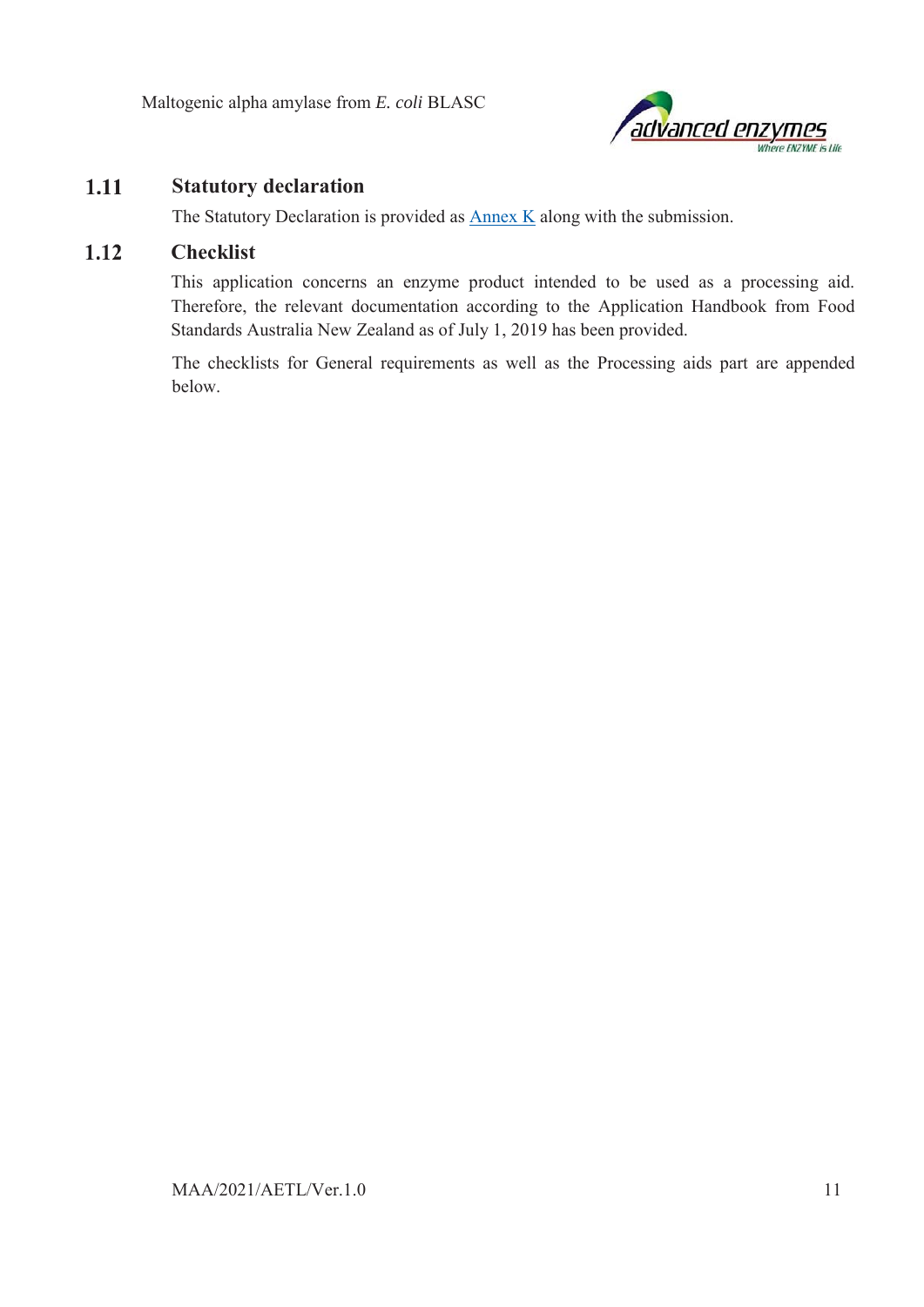## 1.11 Statutory declaration

The Statutory Declaration is provided as Annex K along with the submission.

## 1.12 Checklist

This application concerns an enzyme product intended to be used as a processing aid. Therefore, the relevant documentation according to the Application Handbook from Food Standards Australia New Zealand as of July 1, 2019 has been provided.

The checklists for General requirements as well as the Processing aids part are appended below.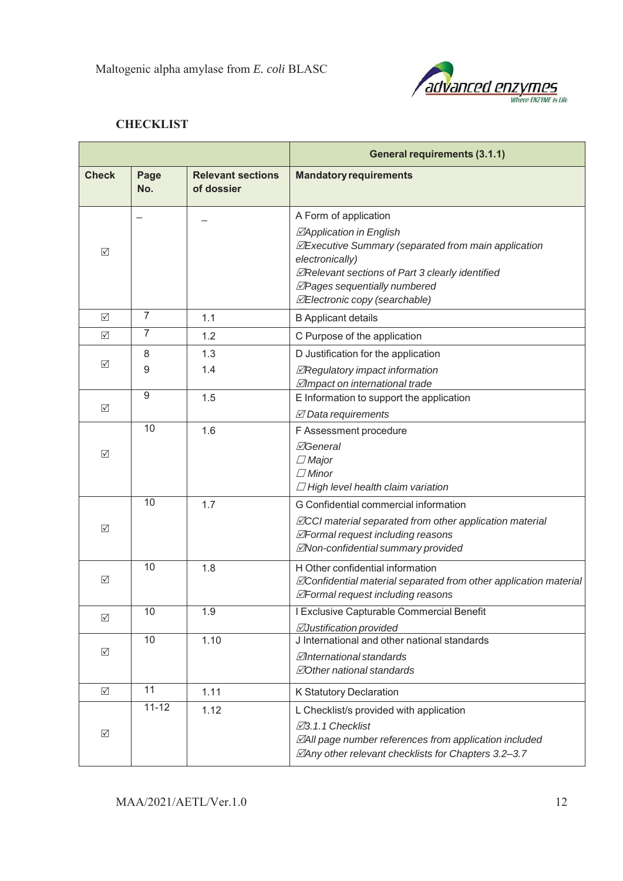## CHECKLIST

| | | | General requirements (3.1.1) |
|---|---|---|---|
| **Check** | **Page No.** | **Relevant sections of dossier** | **Mandatory requirements** |
| ☑ | – | – | A Form of application<br>☑*Application in English*<br>☑*Executive Summary (separated from main application electronically)*<br>☑*Relevant sections of Part 3 clearly identified*<br>☑*Pages sequentially numbered*<br>☑*Electronic copy (searchable)* |
| ☑ | 7 | 1.1 | B Applicant details |
| ☑ | 7 | 1.2 | C Purpose of the application |
| ☑ | 8<br>9 | 1.3<br>1.4 | D Justification for the application<br>☑*Regulatory impact information*<br>☑*Impact on international trade* |
| ☑ | 9 | 1.5 | E Information to support the application<br>☑ *Data requirements* |
| ☑ | 10 | 1.6 | F Assessment procedure<br>☑*General*<br>☐ *Major*<br>☐ *Minor*<br>☐ *High level health claim variation* |
| ☑ | 10 | 1.7 | G Confidential commercial information<br>☑*CCI material separated from other application material*<br>☑*Formal request including reasons*<br>☑*Non-confidential summary provided* |
| ☑ | 10 | 1.8 | H Other confidential information<br>☑*Confidential material separated from other application material*<br>☑*Formal request including reasons* |
| ☑ | 10 | 1.9 | I Exclusive Capturable Commercial Benefit<br>☑*Justification provided* |
| ☑ | 10 | 1.10 | J International and other national standards<br>☑*International standards*<br>☑*Other national standards* |
| ☑ | 11 | 1.11 | K Statutory Declaration |
| ☑ | 11-12 | 1.12 | L Checklist/s provided with application<br>☑*3.1.1 Checklist*<br>☑*All page number references from application included*<br>☑*Any other relevant checklists for Chapters 3.2–3.7* |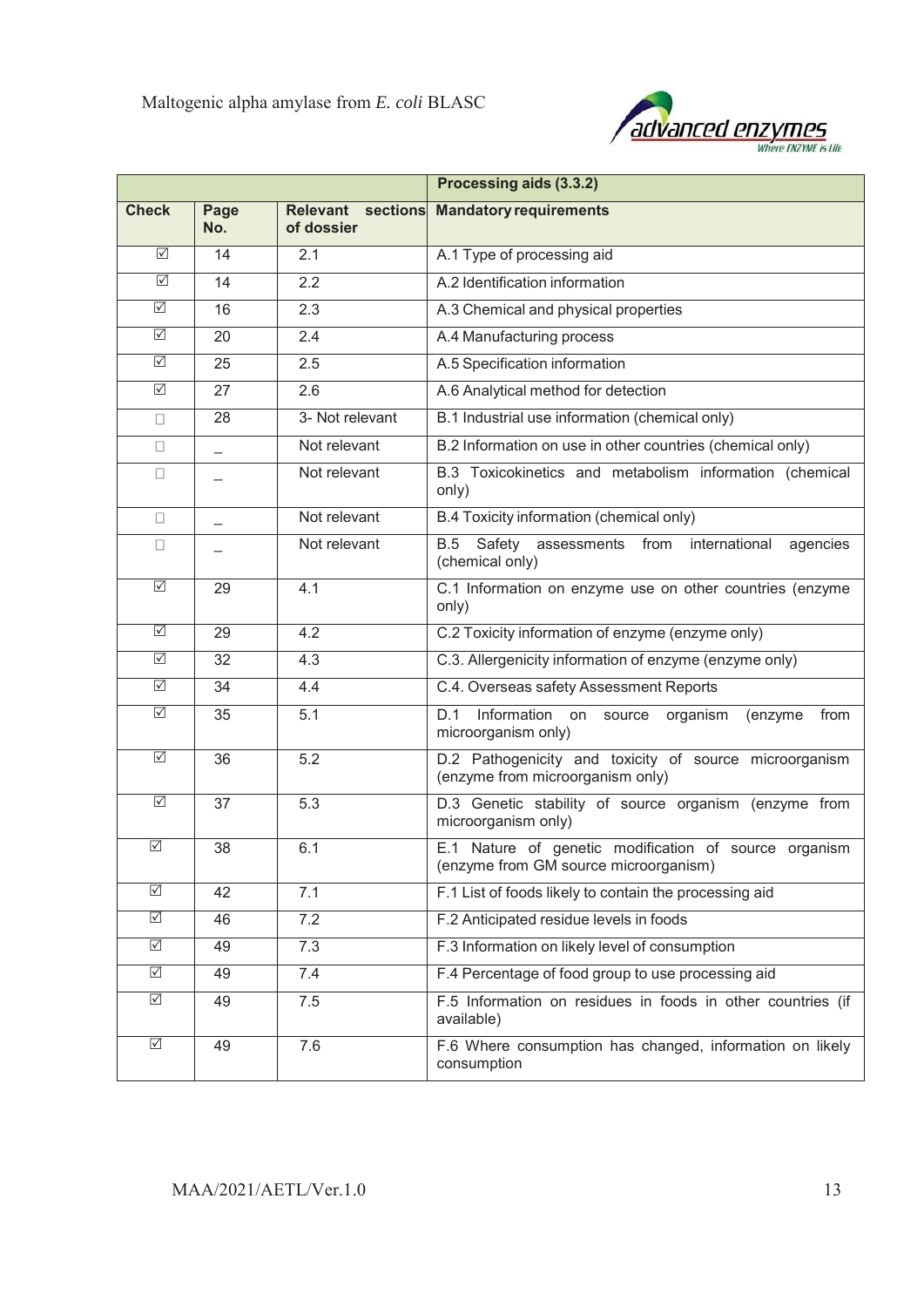| | | | Processing aids (3.3.2) |
|---|---|---|---|
| **Check** | **Page No.** | **Relevant sections of dossier** | **Mandatory requirements** |
| ☑ | 14 | 2.1 | A.1 Type of processing aid |
| ☑ | 14 | 2.2 | A.2 Identification information |
| ☑ | 16 | 2.3 | A.3 Chemical and physical properties |
| ☑ | 20 | 2.4 | A.4 Manufacturing process |
| ☑ | 25 | 2.5 | A.5 Specification information |
| ☑ | 27 | 2.6 | A.6 Analytical method for detection |
| ☐ | 28 | 3- Not relevant | B.1 Industrial use information (chemical only) |
| ☐ | _ | Not relevant | B.2 Information on use in other countries (chemical only) |
| ☐ | _ | Not relevant | B.3 Toxicokinetics and metabolism information (chemical only) |
| ☐ | _ | Not relevant | B.4 Toxicity information (chemical only) |
| ☐ | _ | Not relevant | B.5 Safety assessments from international agencies (chemical only) |
| ☑ | 29 | 4.1 | C.1 Information on enzyme use on other countries (enzyme only) |
| ☑ | 29 | 4.2 | C.2 Toxicity information of enzyme (enzyme only) |
| ☑ | 32 | 4.3 | C.3. Allergenicity information of enzyme (enzyme only) |
| ☑ | 34 | 4.4 | C.4. Overseas safety Assessment Reports |
| ☑ | 35 | 5.1 | D.1 Information on source organism (enzyme from microorganism only) |
| ☑ | 36 | 5.2 | D.2 Pathogenicity and toxicity of source microorganism (enzyme from microorganism only) |
| ☑ | 37 | 5.3 | D.3 Genetic stability of source organism (enzyme from microorganism only) |
| ☑ | 38 | 6.1 | E.1 Nature of genetic modification of source organism (enzyme from GM source microorganism) |
| ☑ | 42 | 7.1 | F.1 List of foods likely to contain the processing aid |
| ☑ | 46 | 7.2 | F.2 Anticipated residue levels in foods |
| ☑ | 49 | 7.3 | F.3 Information on likely level of consumption |
| ☑ | 49 | 7.4 | F.4 Percentage of food group to use processing aid |
| ☑ | 49 | 7.5 | F.5 Information on residues in foods in other countries (if available) |
| ☑ | 49 | 7.6 | F.6 Where consumption has changed, information on likely consumption |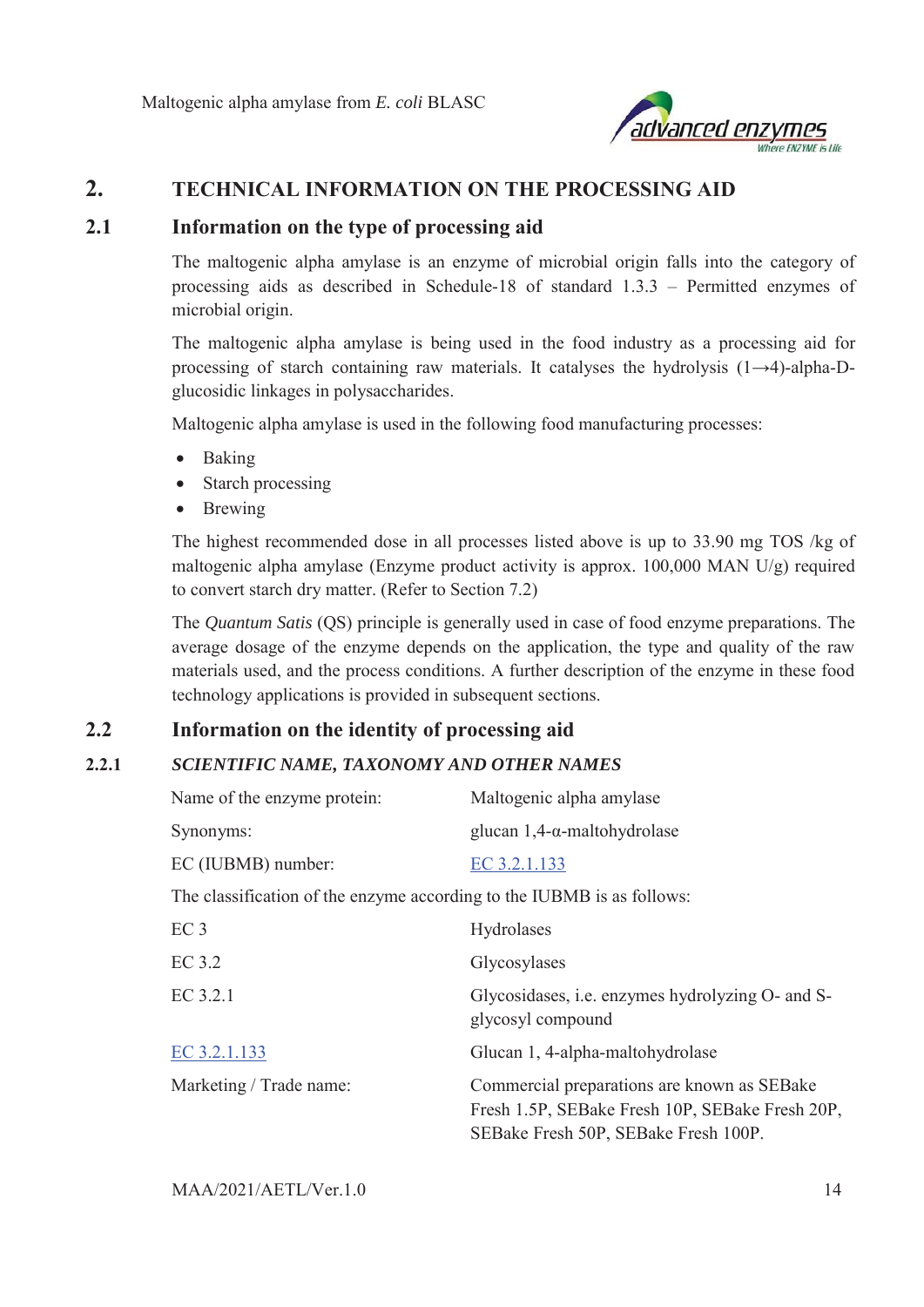## 2. TECHNICAL INFORMATION ON THE PROCESSING AID

### 2.1 Information on the type of processing aid

The maltogenic alpha amylase is an enzyme of microbial origin falls into the category of processing aids as described in Schedule-18 of standard 1.3.3 – Permitted enzymes of microbial origin.

The maltogenic alpha amylase is being used in the food industry as a processing aid for processing of starch containing raw materials. It catalyses the hydrolysis (1→4)-alpha-D-glucosidic linkages in polysaccharides.

Maltogenic alpha amylase is used in the following food manufacturing processes:

- Baking
- Starch processing
- Brewing

The highest recommended dose in all processes listed above is up to 33.90 mg TOS /kg of maltogenic alpha amylase (Enzyme product activity is approx. 100,000 MAN U/g) required to convert starch dry matter. (Refer to Section 7.2)

The *Quantum Satis* (QS) principle is generally used in case of food enzyme preparations. The average dosage of the enzyme depends on the application, the type and quality of the raw materials used, and the process conditions. A further description of the enzyme in these food technology applications is provided in subsequent sections.

### 2.2 Information on the identity of processing aid

#### 2.2.1 *SCIENTIFIC NAME, TAXONOMY AND OTHER NAMES*

| | |
|---|---|
| Name of the enzyme protein: | Maltogenic alpha amylase |
| Synonyms: | glucan 1,4-α-maltohydrolase |
| EC (IUBMB) number: | EC 3.2.1.133 |

The classification of the enzyme according to the IUBMB is as follows:

| | |
|---|---|
| EC 3 | Hydrolases |
| EC 3.2 | Glycosylases |
| EC 3.2.1 | Glycosidases, i.e. enzymes hydrolyzing O- and S-glycosyl compound |
| EC 3.2.1.133 | Glucan 1, 4-alpha-maltohydrolase |
| Marketing / Trade name: | Commercial preparations are known as SEBake Fresh 1.5P, SEBake Fresh 10P, SEBake Fresh 20P, SEBake Fresh 50P, SEBake Fresh 100P. |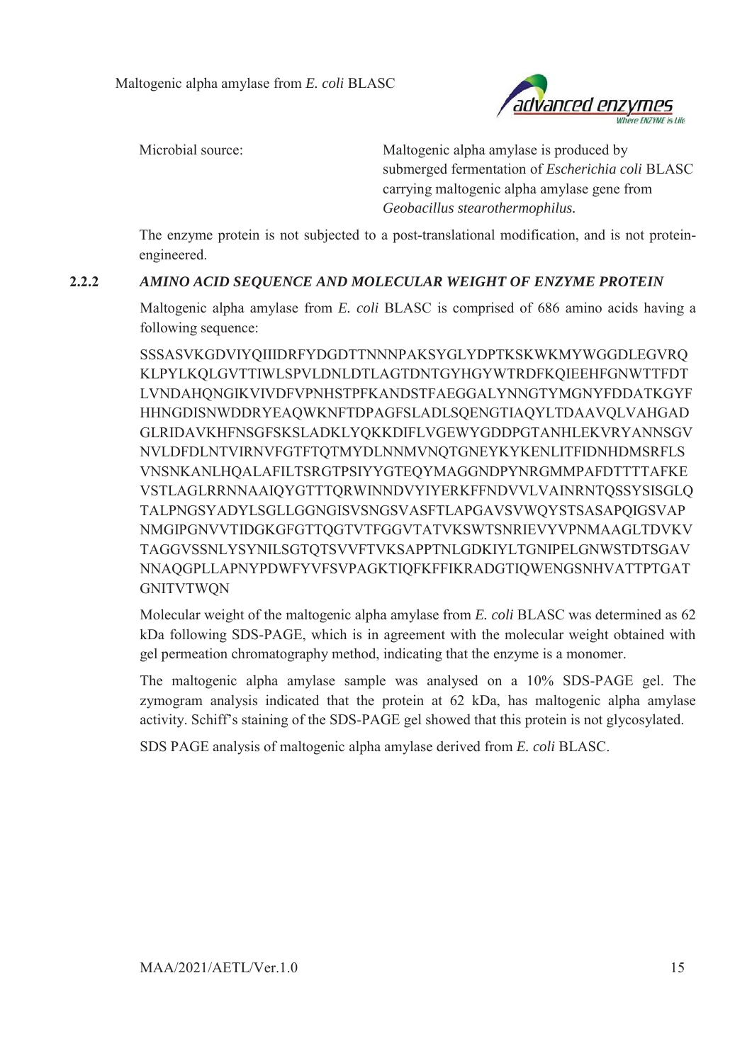| | |
|---|---|
| Microbial source: | Maltogenic alpha amylase is produced by submerged fermentation of *Escherichia coli* BLASC carrying maltogenic alpha amylase gene from *Geobacillus stearothermophilus.* |

The enzyme protein is not subjected to a post-translational modification, and is not protein-engineered.

### 2.2.2 *AMINO ACID SEQUENCE AND MOLECULAR WEIGHT OF ENZYME PROTEIN*

Maltogenic alpha amylase from *E. coli* BLASC is comprised of 686 amino acids having a following sequence:

SSSASVKGDVIYQIIIDRFYDGDTTNNNPAKSYGLYDPTKSKWKMYWGGDLEGVRQ
KLPYLKQLGVTTIWLSPVLDNLDTLAGTDNTGYHGYWTRDFKQIEEHFGNWTTFDT
LVNDAHQNGIKVIVDFVPNHSTPFKANDSTFAEGGALYNNGTYMGNYFDDATKGYF
HHNGDISNWDDRYEAQWKNFTDPAGFSLADLSQENGTIAQYLTDAAVQLVAHGAD
GLRIDAVKHFNSGFSKSLADKLYQKKDIFLVGEWYGDDPGTANHLEKVRYANNSGV
NVLDFDLNTVIRNVFGTFTQTMYDLNNMVNQTGNEYKYKENLITFIDNHDMSRFLS
VNSNKANLHQALAFILTSRGTPSIYYGTEQYMAGGNDPYNRGMMPAFDTTTTAFKE
VSTLAGLRRNNAAIQYGTTTQRWINNDVYIYERKFFNDVVLVAINRNTQSSYSISGLQ
TALPNGSYADYLSGLLGGNGISVSNGSVASFTLAPGAVSVWQYSTSASAPQIGSVAP
NMGIPGNVVTIDGKGFGTTQGTVTFGGVTATVKSWTSNRIEVYVPNMAAGLTDVKV
TAGGVSSNLYSYNILSGTQTSVVFTVKSAPPTNLGDKIYLTGNIPELGNWSTDTSGAV
NNAQGPLLAPNYPDWFYVFSVPAGKTIQFKFFIKRADGTIQWENGSNHVATTPTGAT
GNITVTWQN

Molecular weight of the maltogenic alpha amylase from *E. coli* BLASC was determined as 62 kDa following SDS-PAGE, which is in agreement with the molecular weight obtained with gel permeation chromatography method, indicating that the enzyme is a monomer.

The maltogenic alpha amylase sample was analysed on a 10% SDS-PAGE gel. The zymogram analysis indicated that the protein at 62 kDa, has maltogenic alpha amylase activity. Schiff's staining of the SDS-PAGE gel showed that this protein is not glycosylated.

SDS PAGE analysis of maltogenic alpha amylase derived from *E. coli* BLASC.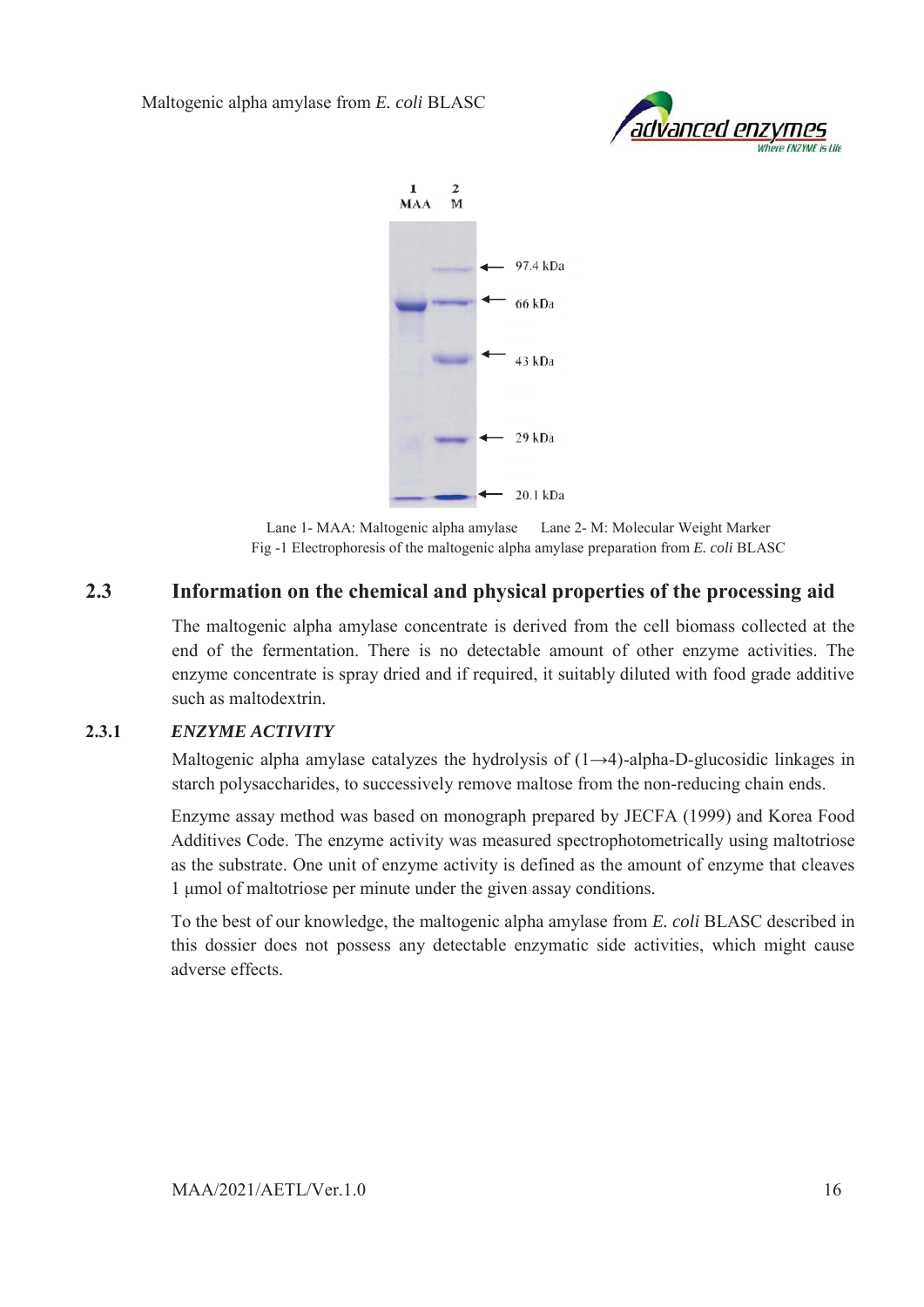Lane 1- MAA: Maltogenic alpha amylase Lane 2- M: Molecular Weight Marker

Fig -1 Electrophoresis of the maltogenic alpha amylase preparation from *E. coli* BLASC

## 2.3 Information on the chemical and physical properties of the processing aid

The maltogenic alpha amylase concentrate is derived from the cell biomass collected at the end of the fermentation. There is no detectable amount of other enzyme activities. The enzyme concentrate is spray dried and if required, it suitably diluted with food grade additive such as maltodextrin.

### 2.3.1 *ENZYME ACTIVITY*

Maltogenic alpha amylase catalyzes the hydrolysis of (1→4)-alpha-D-glucosidic linkages in starch polysaccharides, to successively remove maltose from the non-reducing chain ends.

Enzyme assay method was based on monograph prepared by JECFA (1999) and Korea Food Additives Code. The enzyme activity was measured spectrophotometrically using maltotriose as the substrate. One unit of enzyme activity is defined as the amount of enzyme that cleaves 1 μmol of maltotriose per minute under the given assay conditions.

To the best of our knowledge, the maltogenic alpha amylase from *E. coli* BLASC described in this dossier does not possess any detectable enzymatic side activities, which might cause adverse effects.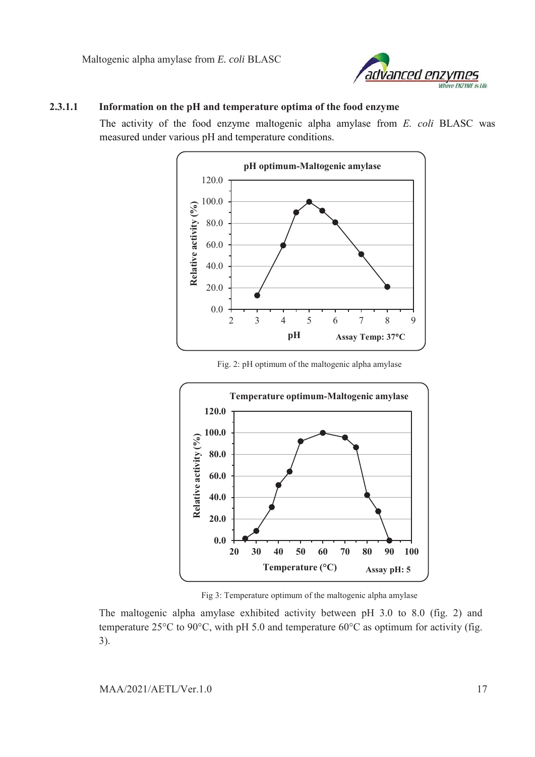#### 2.3.1.1 Information on the pH and temperature optima of the food enzyme

The activity of the food enzyme maltogenic alpha amylase from *E. coli* BLASC was measured under various pH and temperature conditions.

Fig. 2: pH optimum of the maltogenic alpha amylase

Fig 3: Temperature optimum of the maltogenic alpha amylase

The maltogenic alpha amylase exhibited activity between pH 3.0 to 8.0 (fig. 2) and temperature 25°C to 90°C, with pH 5.0 and temperature 60°C as optimum for activity (fig. 3).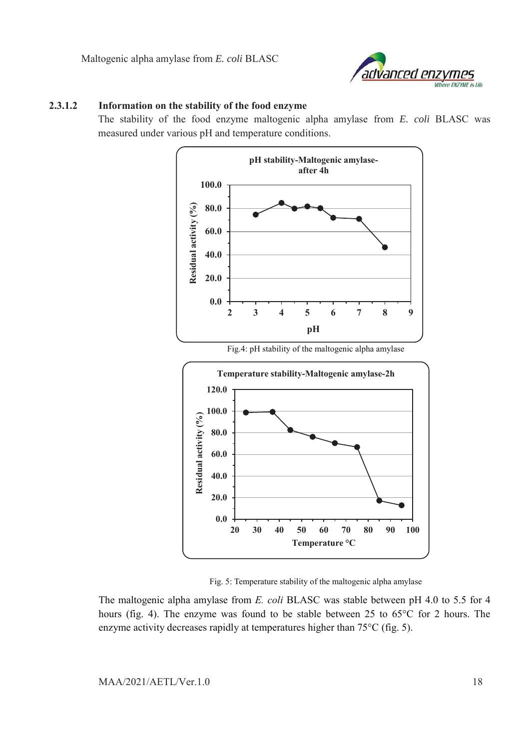### 2.3.1.2 Information on the stability of the food enzyme

The stability of the food enzyme maltogenic alpha amylase from *E. coli* BLASC was measured under various pH and temperature conditions.

Fig.4: pH stability of the maltogenic alpha amylase

Fig. 5: Temperature stability of the maltogenic alpha amylase

The maltogenic alpha amylase from *E. coli* BLASC was stable between pH 4.0 to 5.5 for 4 hours (fig. 4). The enzyme was found to be stable between 25 to 65°C for 2 hours. The enzyme activity decreases rapidly at temperatures higher than 75°C (fig. 5).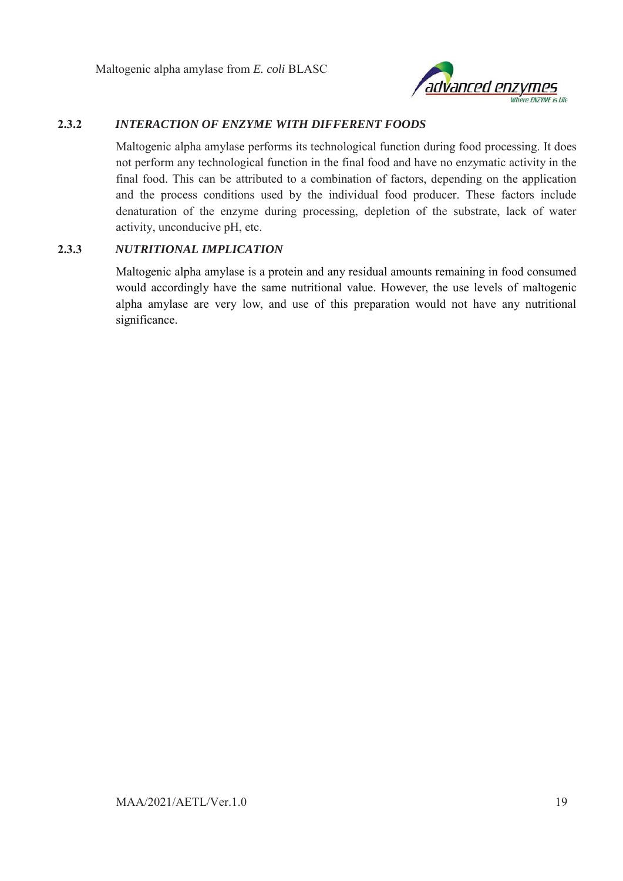### 2.3.2 *INTERACTION OF ENZYME WITH DIFFERENT FOODS*

Maltogenic alpha amylase performs its technological function during food processing. It does not perform any technological function in the final food and have no enzymatic activity in the final food. This can be attributed to a combination of factors, depending on the application and the process conditions used by the individual food producer. These factors include denaturation of the enzyme during processing, depletion of the substrate, lack of water activity, unconducive pH, etc.

### 2.3.3 *NUTRITIONAL IMPLICATION*

Maltogenic alpha amylase is a protein and any residual amounts remaining in food consumed would accordingly have the same nutritional value. However, the use levels of maltogenic alpha amylase are very low, and use of this preparation would not have any nutritional significance.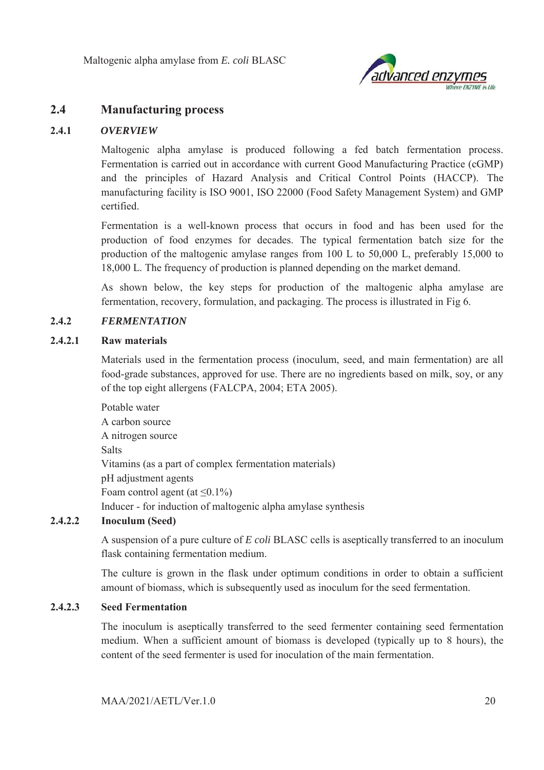## 2.4 Manufacturing process

### 2.4.1 *OVERVIEW*

Maltogenic alpha amylase is produced following a fed batch fermentation process. Fermentation is carried out in accordance with current Good Manufacturing Practice (cGMP) and the principles of Hazard Analysis and Critical Control Points (HACCP). The manufacturing facility is ISO 9001, ISO 22000 (Food Safety Management System) and GMP certified.

Fermentation is a well-known process that occurs in food and has been used for the production of food enzymes for decades. The typical fermentation batch size for the production of the maltogenic amylase ranges from 100 L to 50,000 L, preferably 15,000 to 18,000 L. The frequency of production is planned depending on the market demand.

As shown below, the key steps for production of the maltogenic alpha amylase are fermentation, recovery, formulation, and packaging. The process is illustrated in Fig 6.

### 2.4.2 *FERMENTATION*

#### 2.4.2.1 Raw materials

Materials used in the fermentation process (inoculum, seed, and main fermentation) are all food-grade substances, approved for use. There are no ingredients based on milk, soy, or any of the top eight allergens (FALCPA, 2004; ETA 2005).

Potable water
A carbon source
A nitrogen source
Salts
Vitamins (as a part of complex fermentation materials)
pH adjustment agents
Foam control agent (at $\leq$0.1%)
Inducer - for induction of maltogenic alpha amylase synthesis

#### 2.4.2.2 Inoculum (Seed)

A suspension of a pure culture of *E coli* BLASC cells is aseptically transferred to an inoculum flask containing fermentation medium.

The culture is grown in the flask under optimum conditions in order to obtain a sufficient amount of biomass, which is subsequently used as inoculum for the seed fermentation.

#### 2.4.2.3 Seed Fermentation

The inoculum is aseptically transferred to the seed fermenter containing seed fermentation medium. When a sufficient amount of biomass is developed (typically up to 8 hours), the content of the seed fermenter is used for inoculation of the main fermentation.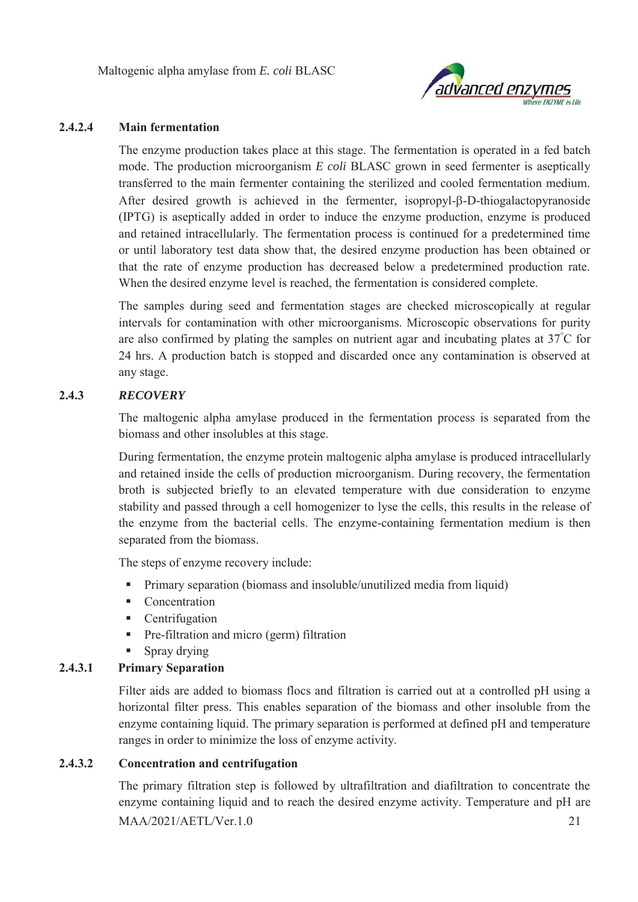#### 2.4.2.4 Main fermentation

The enzyme production takes place at this stage. The fermentation is operated in a fed batch mode. The production microorganism *E coli* BLASC grown in seed fermenter is aseptically transferred to the main fermenter containing the sterilized and cooled fermentation medium. After desired growth is achieved in the fermenter, isopropyl-β-D-thiogalactopyranoside (IPTG) is aseptically added in order to induce the enzyme production, enzyme is produced and retained intracellularly. The fermentation process is continued for a predetermined time or until laboratory test data show that, the desired enzyme production has been obtained or that the rate of enzyme production has decreased below a predetermined production rate. When the desired enzyme level is reached, the fermentation is considered complete.

The samples during seed and fermentation stages are checked microscopically at regular intervals for contamination with other microorganisms. Microscopic observations for purity are also confirmed by plating the samples on nutrient agar and incubating plates at 37°C for 24 hrs. A production batch is stopped and discarded once any contamination is observed at any stage.

### 2.4.3 *RECOVERY*

The maltogenic alpha amylase produced in the fermentation process is separated from the biomass and other insolubles at this stage.

During fermentation, the enzyme protein maltogenic alpha amylase is produced intracellularly and retained inside the cells of production microorganism. During recovery, the fermentation broth is subjected briefly to an elevated temperature with due consideration to enzyme stability and passed through a cell homogenizer to lyse the cells, this results in the release of the enzyme from the bacterial cells. The enzyme-containing fermentation medium is then separated from the biomass.

The steps of enzyme recovery include:

- Primary separation (biomass and insoluble/unutilized media from liquid)
- Concentration
- Centrifugation
- Pre-filtration and micro (germ) filtration
- Spray drying

#### 2.4.3.1 Primary Separation

Filter aids are added to biomass flocs and filtration is carried out at a controlled pH using a horizontal filter press. This enables separation of the biomass and other insoluble from the enzyme containing liquid. The primary separation is performed at defined pH and temperature ranges in order to minimize the loss of enzyme activity.

#### 2.4.3.2 Concentration and centrifugation

The primary filtration step is followed by ultrafiltration and diafiltration to concentrate the enzyme containing liquid and to reach the desired enzyme activity. Temperature and pH are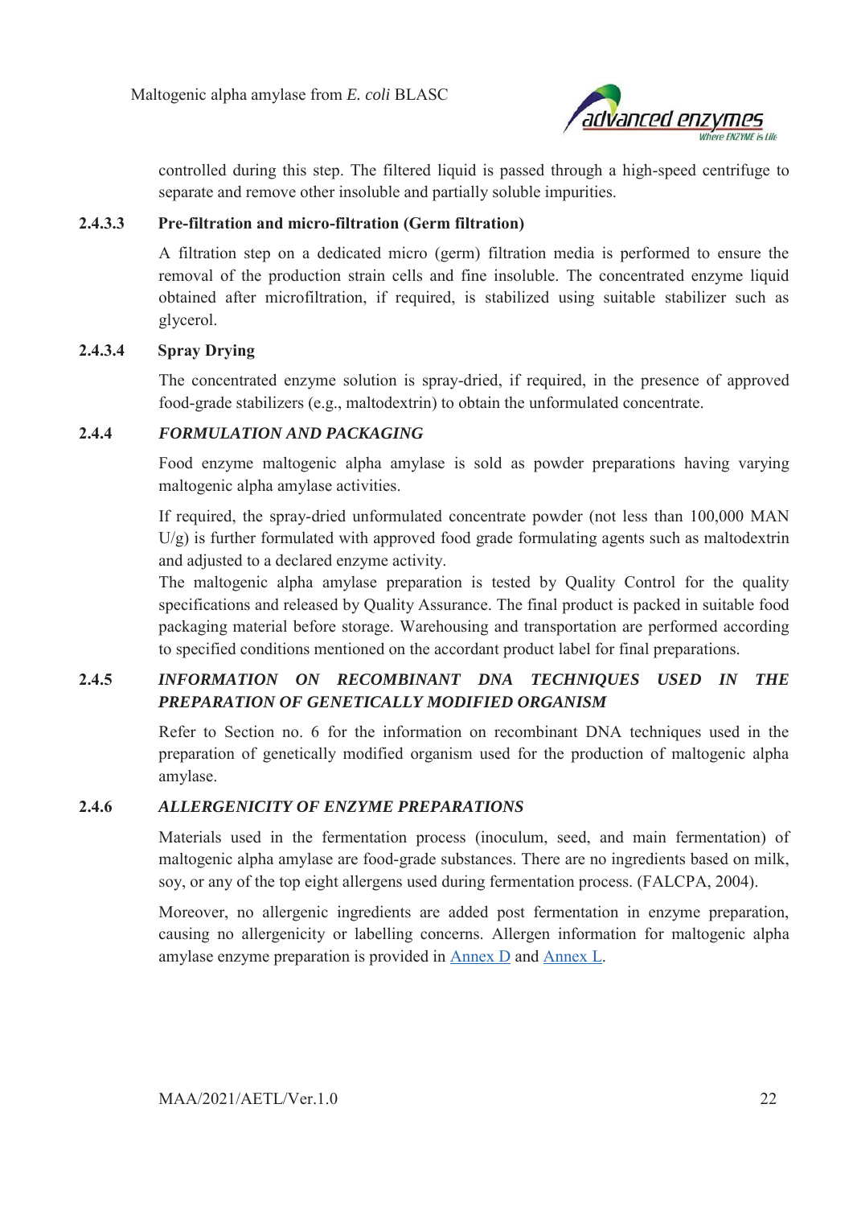controlled during this step. The filtered liquid is passed through a high-speed centrifuge to separate and remove other insoluble and partially soluble impurities.

#### 2.4.3.3 Pre-filtration and micro-filtration (Germ filtration)

A filtration step on a dedicated micro (germ) filtration media is performed to ensure the removal of the production strain cells and fine insoluble. The concentrated enzyme liquid obtained after microfiltration, if required, is stabilized using suitable stabilizer such as glycerol.

#### 2.4.3.4 Spray Drying

The concentrated enzyme solution is spray-dried, if required, in the presence of approved food-grade stabilizers (e.g., maltodextrin) to obtain the unformulated concentrate.

### 2.4.4 *FORMULATION AND PACKAGING*

Food enzyme maltogenic alpha amylase is sold as powder preparations having varying maltogenic alpha amylase activities.

If required, the spray-dried unformulated concentrate powder (not less than 100,000 MAN U/g) is further formulated with approved food grade formulating agents such as maltodextrin and adjusted to a declared enzyme activity.

The maltogenic alpha amylase preparation is tested by Quality Control for the quality specifications and released by Quality Assurance. The final product is packed in suitable food packaging material before storage. Warehousing and transportation are performed according to specified conditions mentioned on the accordant product label for final preparations.

### 2.4.5 *INFORMATION ON RECOMBINANT DNA TECHNIQUES USED IN THE PREPARATION OF GENETICALLY MODIFIED ORGANISM*

Refer to Section no. 6 for the information on recombinant DNA techniques used in the preparation of genetically modified organism used for the production of maltogenic alpha amylase.

### 2.4.6 *ALLERGENICITY OF ENZYME PREPARATIONS*

Materials used in the fermentation process (inoculum, seed, and main fermentation) of maltogenic alpha amylase are food-grade substances. There are no ingredients based on milk, soy, or any of the top eight allergens used during fermentation process. (FALCPA, 2004).

Moreover, no allergenic ingredients are added post fermentation in enzyme preparation, causing no allergenicity or labelling concerns. Allergen information for maltogenic alpha amylase enzyme preparation is provided in Annex D and Annex L.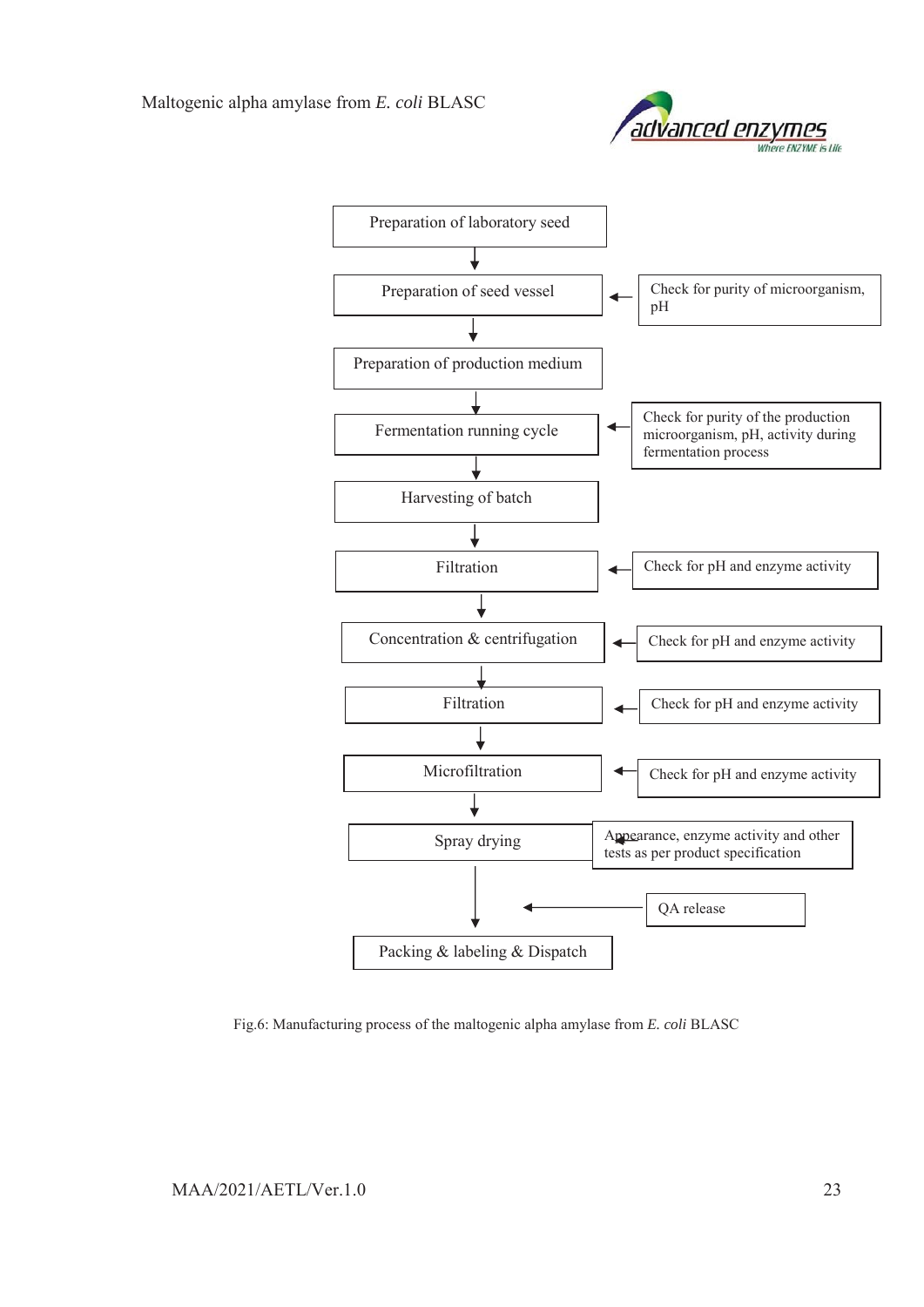Preparation of laboratory seed

↓

Preparation of seed vessel ← Check for purity of microorganism, pH

↓

Preparation of production medium

↓

Fermentation running cycle ← Check for purity of the production microorganism, pH, activity during fermentation process

↓

Harvesting of batch

↓

Filtration ← Check for pH and enzyme activity

↓

Concentration & centrifugation ← Check for pH and enzyme activity

↓

Filtration ← Check for pH and enzyme activity

↓

Microfiltration ← Check for pH and enzyme activity

↓

Spray drying ← Appearance, enzyme activity and other tests as per product specification

↓ ← QA release

Packing & labeling & Dispatch

Fig.6: Manufacturing process of the maltogenic alpha amylase from *E. coli* BLASC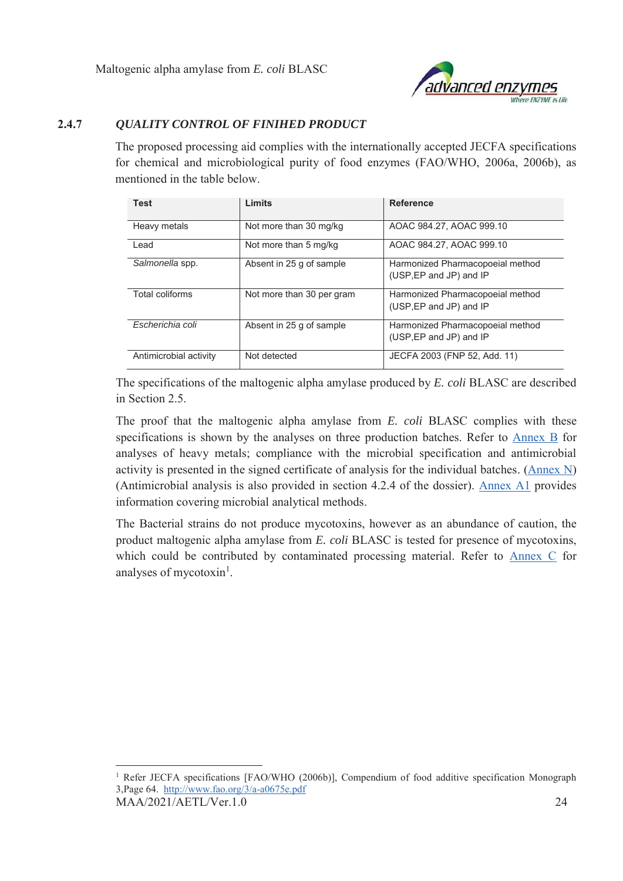### 2.4.7 *QUALITY CONTROL OF FINIHED PRODUCT*

The proposed processing aid complies with the internationally accepted JECFA specifications for chemical and microbiological purity of food enzymes (FAO/WHO, 2006a, 2006b), as mentioned in the table below.

| Test | Limits | Reference |
|---|---|---|
| Heavy metals | Not more than 30 mg/kg | AOAC 984.27, AOAC 999.10 |
| Lead | Not more than 5 mg/kg | AOAC 984.27, AOAC 999.10 |
| *Salmonella* spp. | Absent in 25 g of sample | Harmonized Pharmacopoeial method (USP,EP and JP) and IP |
| Total coliforms | Not more than 30 per gram | Harmonized Pharmacopoeial method (USP,EP and JP) and IP |
| *Escherichia coli* | Absent in 25 g of sample | Harmonized Pharmacopoeial method (USP,EP and JP) and IP |
| Antimicrobial activity | Not detected | JECFA 2003 (FNP 52, Add. 11) |

The specifications of the maltogenic alpha amylase produced by *E. coli* BLASC are described in Section 2.5.

The proof that the maltogenic alpha amylase from *E. coli* BLASC complies with these specifications is shown by the analyses on three production batches. Refer to Annex B for analyses of heavy metals; compliance with the microbial specification and antimicrobial activity is presented in the signed certificate of analysis for the individual batches. (Annex N) (Antimicrobial analysis is also provided in section 4.2.4 of the dossier). Annex A1 provides information covering microbial analytical methods.

The Bacterial strains do not produce mycotoxins, however as an abundance of caution, the product maltogenic alpha amylase from *E. coli* BLASC is tested for presence of mycotoxins, which could be contributed by contaminated processing material. Refer to Annex C for analyses of mycotoxin[1].

[1] Refer JECFA specifications [FAO/WHO (2006b)], Compendium of food additive specification Monograph 3,Page 64. http://www.fao.org/3/a-a0675e.pdf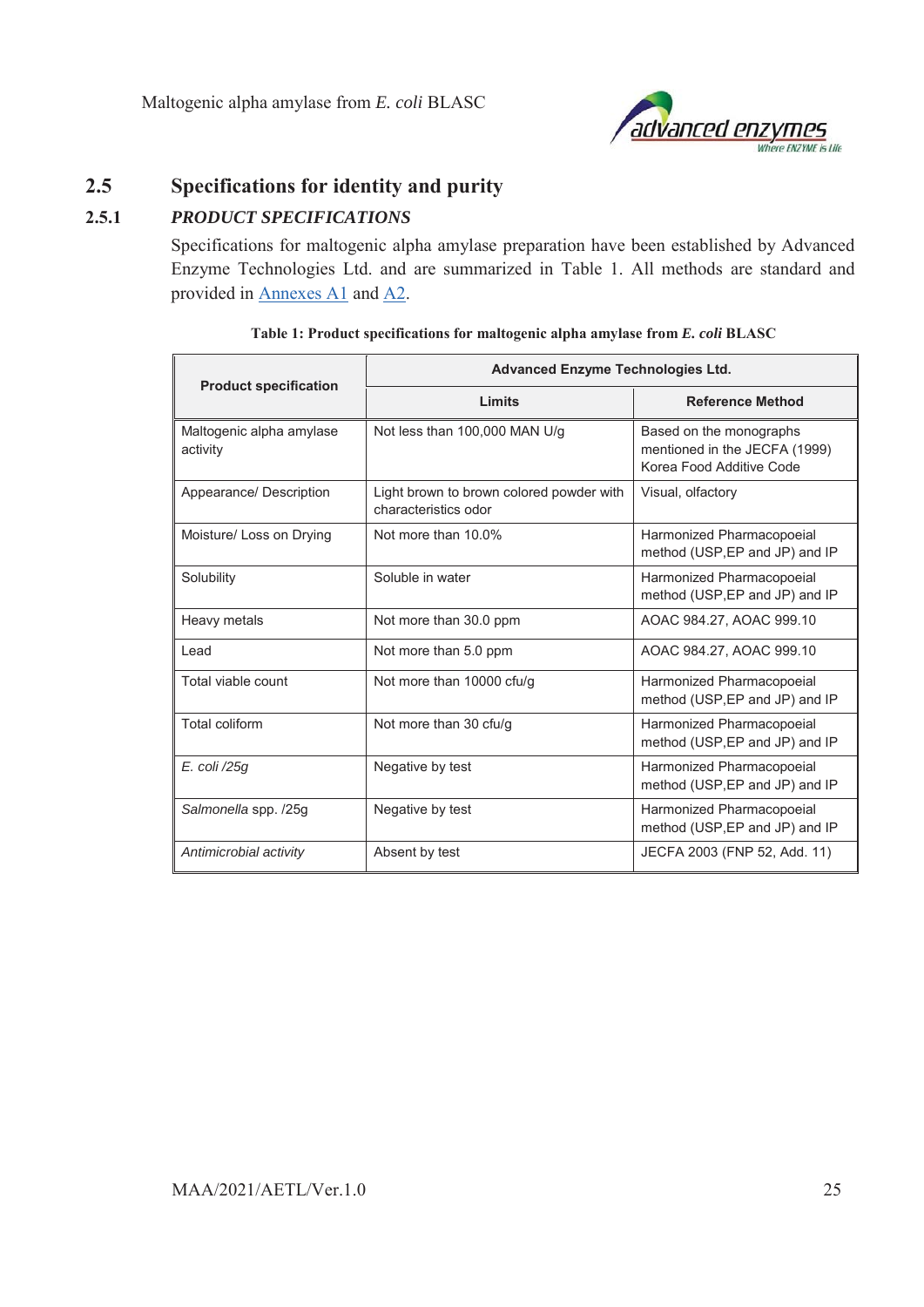## 2.5 Specifications for identity and purity

### 2.5.1 *PRODUCT SPECIFICATIONS*

Specifications for maltogenic alpha amylase preparation have been established by Advanced Enzyme Technologies Ltd. and are summarized in Table 1. All methods are standard and provided in Annexes A1 and A2.

**Table 1: Product specifications for maltogenic alpha amylase from *E. coli* BLASC**

| Product specification | Advanced Enzyme Technologies Ltd. | |
|---|---|---|
| | **Limits** | **Reference Method** |
| Maltogenic alpha amylase activity | Not less than 100,000 MAN U/g | Based on the monographs mentioned in the JECFA (1999) Korea Food Additive Code |
| Appearance/ Description | Light brown to brown colored powder with characteristics odor | Visual, olfactory |
| Moisture/ Loss on Drying | Not more than 10.0% | Harmonized Pharmacopoeial method (USP,EP and JP) and IP |
| Solubility | Soluble in water | Harmonized Pharmacopoeial method (USP,EP and JP) and IP |
| Heavy metals | Not more than 30.0 ppm | AOAC 984.27, AOAC 999.10 |
| Lead | Not more than 5.0 ppm | AOAC 984.27, AOAC 999.10 |
| Total viable count | Not more than 10000 cfu/g | Harmonized Pharmacopoeial method (USP,EP and JP) and IP |
| Total coliform | Not more than 30 cfu/g | Harmonized Pharmacopoeial method (USP,EP and JP) and IP |
| *E. coli /25g* | Negative by test | Harmonized Pharmacopoeial method (USP,EP and JP) and IP |
| *Salmonella* spp. /25g | Negative by test | Harmonized Pharmacopoeial method (USP,EP and JP) and IP |
| *Antimicrobial activity* | Absent by test | JECFA 2003 (FNP 52, Add. 11) |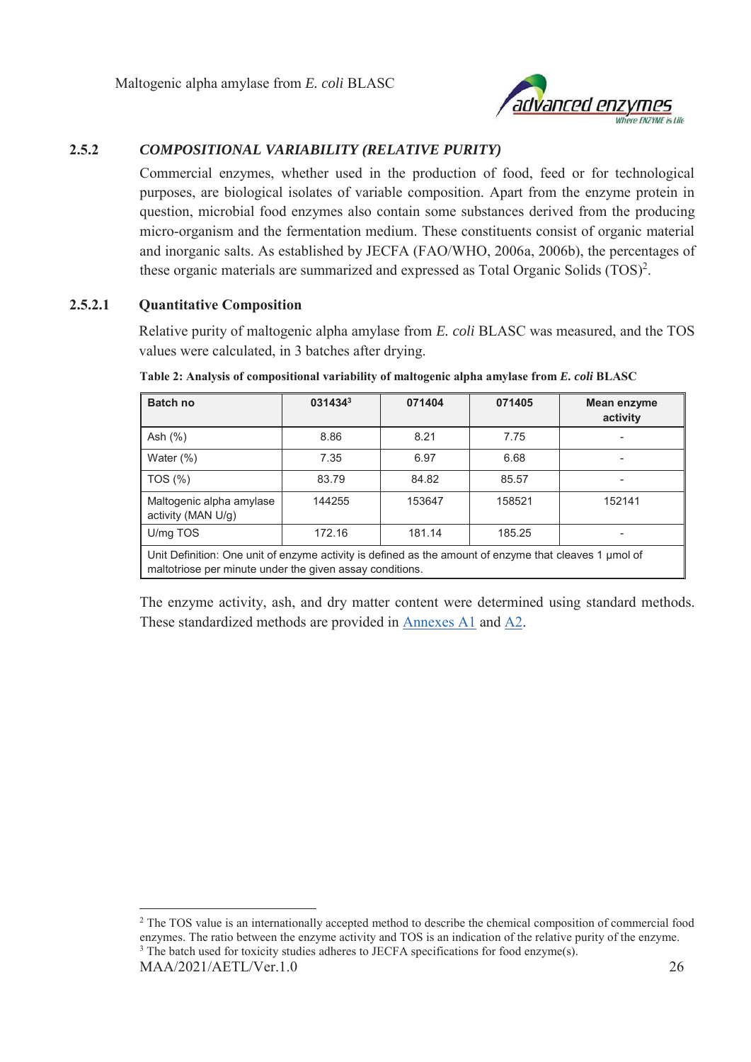### 2.5.2 *COMPOSITIONAL VARIABILITY (RELATIVE PURITY)*

Commercial enzymes, whether used in the production of food, feed or for technological purposes, are biological isolates of variable composition. Apart from the enzyme protein in question, microbial food enzymes also contain some substances derived from the producing micro-organism and the fermentation medium. These constituents consist of organic material and inorganic salts. As established by JECFA (FAO/WHO, 2006a, 2006b), the percentages of these organic materials are summarized and expressed as Total Organic Solids (TOS)[2].

#### 2.5.2.1 Quantitative Composition

Relative purity of maltogenic alpha amylase from *E. coli* BLASC was measured, and the TOS values were calculated, in 3 batches after drying.

**Table 2: Analysis of compositional variability of maltogenic alpha amylase from *E. coli* BLASC**

| Batch no | 031434[3] | 071404 | 071405 | Mean enzyme activity |
|---|---|---|---|---|
| Ash (%) | 8.86 | 8.21 | 7.75 | - |
| Water (%) | 7.35 | 6.97 | 6.68 | - |
| TOS (%) | 83.79 | 84.82 | 85.57 | - |
| Maltogenic alpha amylase activity (MAN U/g) | 144255 | 153647 | 158521 | 152141 |
| U/mg TOS | 172.16 | 181.14 | 185.25 | - |
| Unit Definition: One unit of enzyme activity is defined as the amount of enzyme that cleaves 1 µmol of maltotriose per minute under the given assay conditions. | | | | |

The enzyme activity, ash, and dry matter content were determined using standard methods. These standardized methods are provided in Annexes A1 and A2.

---

[2] The TOS value is an internationally accepted method to describe the chemical composition of commercial food enzymes. The ratio between the enzyme activity and TOS is an indication of the relative purity of the enzyme.

[3] The batch used for toxicity studies adheres to JECFA specifications for food enzyme(s).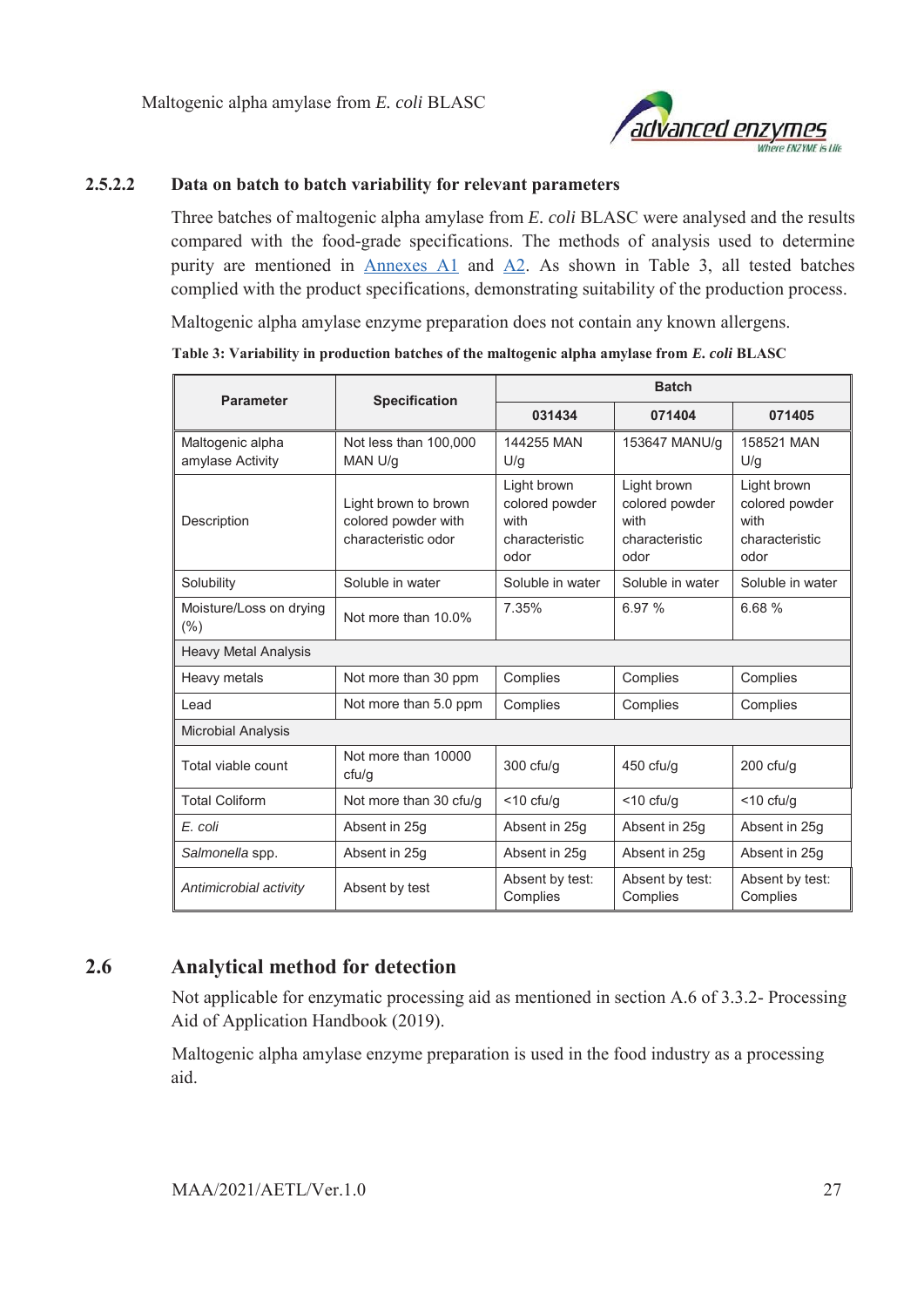### 2.5.2.2 Data on batch to batch variability for relevant parameters

Three batches of maltogenic alpha amylase from *E. coli* BLASC were analysed and the results compared with the food-grade specifications. The methods of analysis used to determine purity are mentioned in Annexes A1 and A2. As shown in Table 3, all tested batches complied with the product specifications, demonstrating suitability of the production process.

Maltogenic alpha amylase enzyme preparation does not contain any known allergens.

**Table 3: Variability in production batches of the maltogenic alpha amylase from *E. coli* BLASC**

| Parameter | Specification | Batch | | |
|---|---|---|---|---|
| | | 031434 | 071404 | 071405 |
| Maltogenic alpha amylase Activity | Not less than 100,000 MAN U/g | 144255 MAN U/g | 153647 MANU/g | 158521 MAN U/g |
| Description | Light brown to brown colored powder with characteristic odor | Light brown colored powder with characteristic odor | Light brown colored powder with characteristic odor | Light brown colored powder with characteristic odor |
| Solubility | Soluble in water | Soluble in water | Soluble in water | Soluble in water |
| Moisture/Loss on drying (%) | Not more than 10.0% | 7.35% | 6.97 % | 6.68 % |
| Heavy Metal Analysis | | | | |
| Heavy metals | Not more than 30 ppm | Complies | Complies | Complies |
| Lead | Not more than 5.0 ppm | Complies | Complies | Complies |
| Microbial Analysis | | | | |
| Total viable count | Not more than 10000 cfu/g | 300 cfu/g | 450 cfu/g | 200 cfu/g |
| Total Coliform | Not more than 30 cfu/g | <10 cfu/g | <10 cfu/g | <10 cfu/g |
| *E. coli* | Absent in 25g | Absent in 25g | Absent in 25g | Absent in 25g |
| *Salmonella* spp. | Absent in 25g | Absent in 25g | Absent in 25g | Absent in 25g |
| *Antimicrobial activity* | Absent by test | Absent by test: Complies | Absent by test: Complies | Absent by test: Complies |

## 2.6 Analytical method for detection

Not applicable for enzymatic processing aid as mentioned in section A.6 of 3.3.2- Processing Aid of Application Handbook (2019).

Maltogenic alpha amylase enzyme preparation is used in the food industry as a processing aid.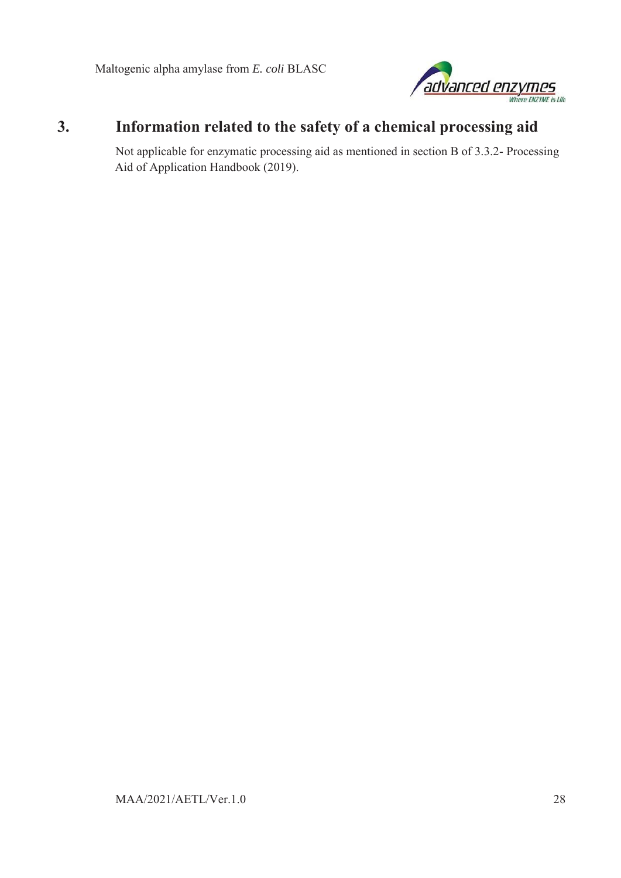# 3. Information related to the safety of a chemical processing aid

Not applicable for enzymatic processing aid as mentioned in section B of 3.3.2- Processing Aid of Application Handbook (2019).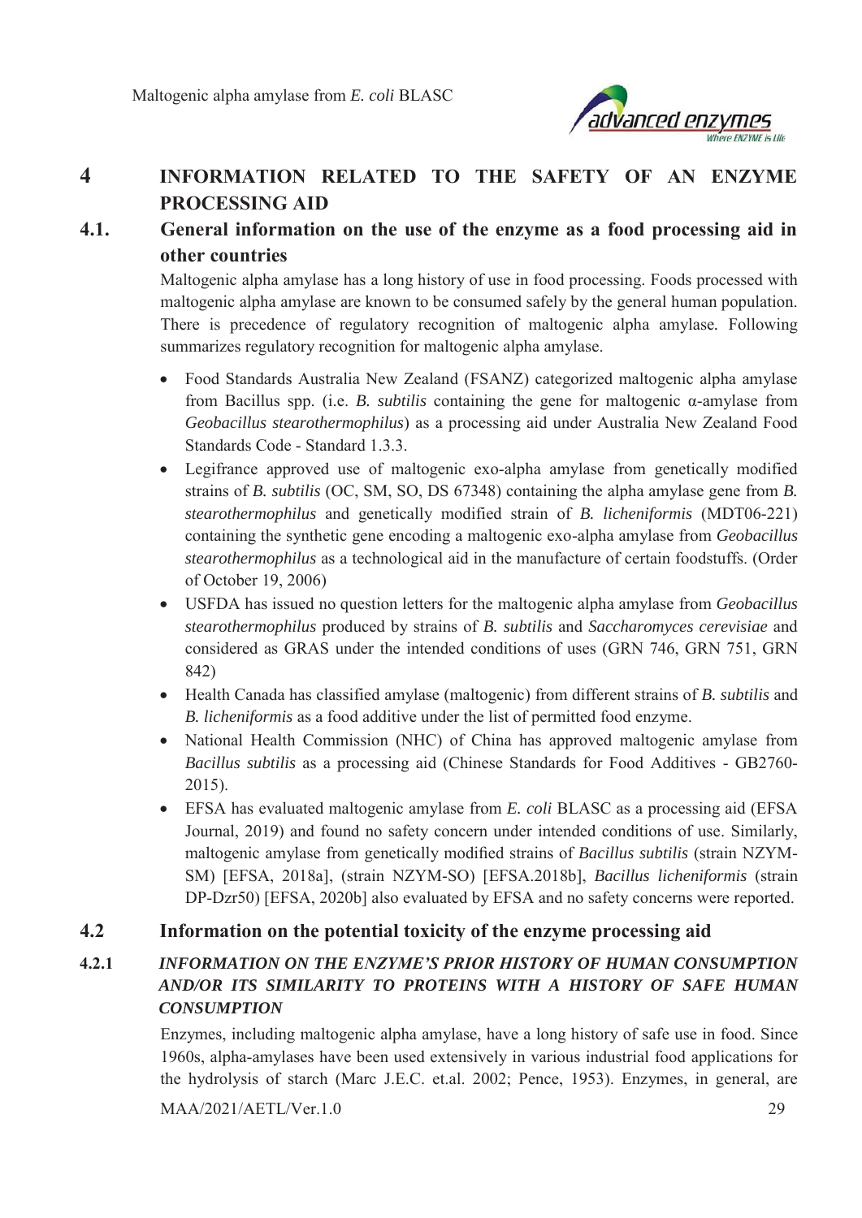# 4 INFORMATION RELATED TO THE SAFETY OF AN ENZYME PROCESSING AID

## 4.1. General information on the use of the enzyme as a food processing aid in other countries

Maltogenic alpha amylase has a long history of use in food processing. Foods processed with maltogenic alpha amylase are known to be consumed safely by the general human population. There is precedence of regulatory recognition of maltogenic alpha amylase. Following summarizes regulatory recognition for maltogenic alpha amylase.

- Food Standards Australia New Zealand (FSANZ) categorized maltogenic alpha amylase from Bacillus spp. (i.e. *B. subtilis* containing the gene for maltogenic α-amylase from *Geobacillus stearothermophilus*) as a processing aid under Australia New Zealand Food Standards Code - Standard 1.3.3.
- Legifrance approved use of maltogenic exo-alpha amylase from genetically modified strains of *B. subtilis* (OC, SM, SO, DS 67348) containing the alpha amylase gene from *B. stearothermophilus* and genetically modified strain of *B. licheniformis* (MDT06-221) containing the synthetic gene encoding a maltogenic exo-alpha amylase from *Geobacillus stearothermophilus* as a technological aid in the manufacture of certain foodstuffs. (Order of October 19, 2006)
- USFDA has issued no question letters for the maltogenic alpha amylase from *Geobacillus stearothermophilus* produced by strains of *B. subtilis* and *Saccharomyces cerevisiae* and considered as GRAS under the intended conditions of uses (GRN 746, GRN 751, GRN 842)
- Health Canada has classified amylase (maltogenic) from different strains of *B. subtilis* and *B. licheniformis* as a food additive under the list of permitted food enzyme.
- National Health Commission (NHC) of China has approved maltogenic amylase from *Bacillus subtilis* as a processing aid (Chinese Standards for Food Additives - GB2760-2015).
- EFSA has evaluated maltogenic amylase from *E. coli* BLASC as a processing aid (EFSA Journal, 2019) and found no safety concern under intended conditions of use. Similarly, maltogenic amylase from genetically modified strains of *Bacillus subtilis* (strain NZYM-SM) [EFSA, 2018a], (strain NZYM-SO) [EFSA.2018b], *Bacillus licheniformis* (strain DP-Dzr50) [EFSA, 2020b] also evaluated by EFSA and no safety concerns were reported.

## 4.2 Information on the potential toxicity of the enzyme processing aid

### 4.2.1 *INFORMATION ON THE ENZYME'S PRIOR HISTORY OF HUMAN CONSUMPTION AND/OR ITS SIMILARITY TO PROTEINS WITH A HISTORY OF SAFE HUMAN CONSUMPTION*

Enzymes, including maltogenic alpha amylase, have a long history of safe use in food. Since 1960s, alpha-amylases have been used extensively in various industrial food applications for the hydrolysis of starch (Marc J.E.C. et.al. 2002; Pence, 1953). Enzymes, in general, are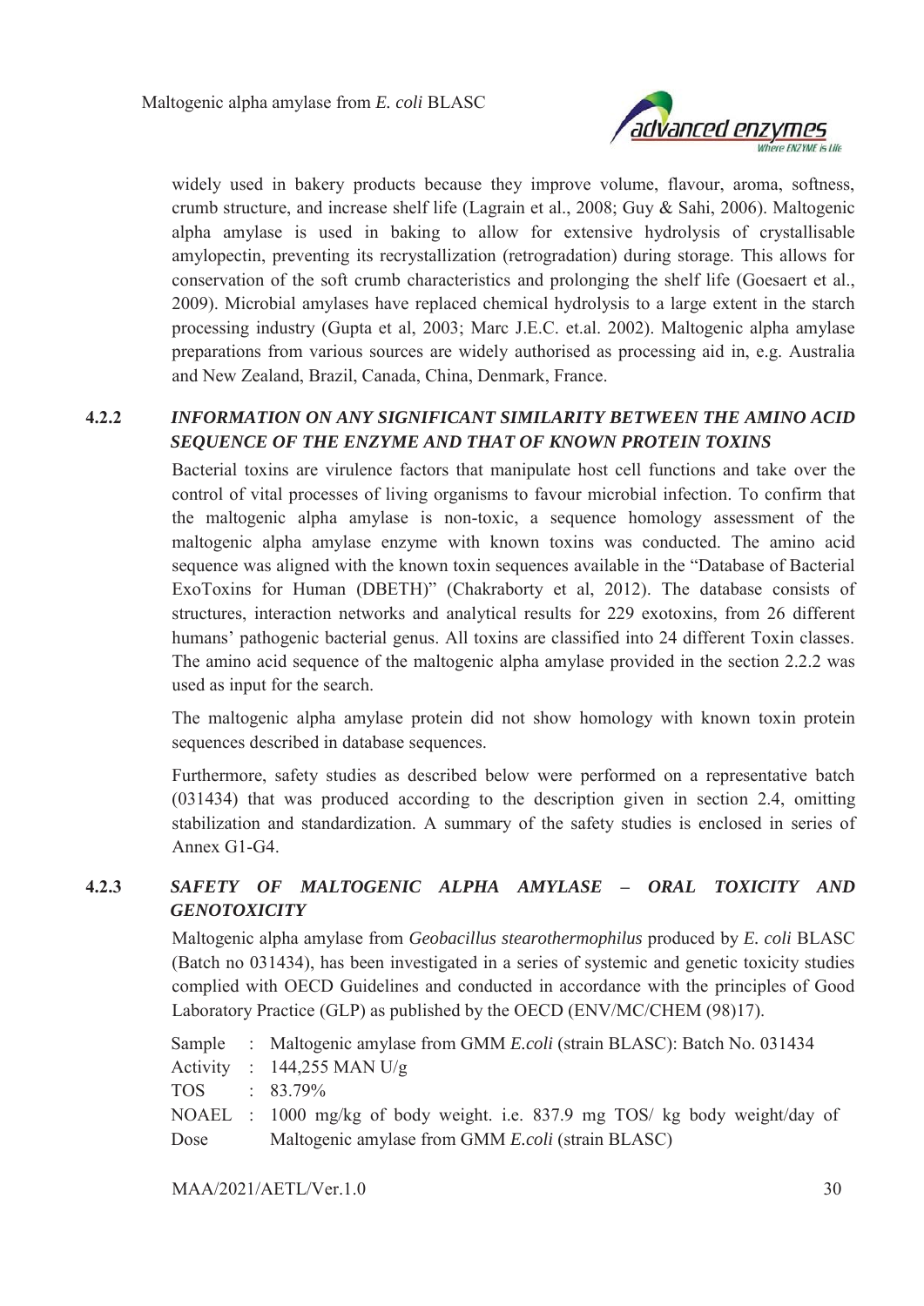widely used in bakery products because they improve volume, flavour, aroma, softness, crumb structure, and increase shelf life (Lagrain et al., 2008; Guy & Sahi, 2006). Maltogenic alpha amylase is used in baking to allow for extensive hydrolysis of crystallisable amylopectin, preventing its recrystallization (retrogradation) during storage. This allows for conservation of the soft crumb characteristics and prolonging the shelf life (Goesaert et al., 2009). Microbial amylases have replaced chemical hydrolysis to a large extent in the starch processing industry (Gupta et al, 2003; Marc J.E.C. et.al. 2002). Maltogenic alpha amylase preparations from various sources are widely authorised as processing aid in, e.g. Australia and New Zealand, Brazil, Canada, China, Denmark, France.

### 4.2.2 *INFORMATION ON ANY SIGNIFICANT SIMILARITY BETWEEN THE AMINO ACID SEQUENCE OF THE ENZYME AND THAT OF KNOWN PROTEIN TOXINS*

Bacterial toxins are virulence factors that manipulate host cell functions and take over the control of vital processes of living organisms to favour microbial infection. To confirm that the maltogenic alpha amylase is non-toxic, a sequence homology assessment of the maltogenic alpha amylase enzyme with known toxins was conducted. The amino acid sequence was aligned with the known toxin sequences available in the "Database of Bacterial ExoToxins for Human (DBETH)" (Chakraborty et al, 2012). The database consists of structures, interaction networks and analytical results for 229 exotoxins, from 26 different humans' pathogenic bacterial genus. All toxins are classified into 24 different Toxin classes. The amino acid sequence of the maltogenic alpha amylase provided in the section 2.2.2 was used as input for the search.

The maltogenic alpha amylase protein did not show homology with known toxin protein sequences described in database sequences.

Furthermore, safety studies as described below were performed on a representative batch (031434) that was produced according to the description given in section 2.4, omitting stabilization and standardization. A summary of the safety studies is enclosed in series of Annex G1-G4.

### 4.2.3 *SAFETY OF MALTOGENIC ALPHA AMYLASE – ORAL TOXICITY AND GENOTOXICITY*

Maltogenic alpha amylase from *Geobacillus stearothermophilus* produced by *E. coli* BLASC (Batch no 031434), has been investigated in a series of systemic and genetic toxicity studies complied with OECD Guidelines and conducted in accordance with the principles of Good Laboratory Practice (GLP) as published by the OECD (ENV/MC/CHEM (98)17).

Sample : Maltogenic amylase from GMM *E.coli* (strain BLASC): Batch No. 031434
Activity : 144,255 MAN U/g
TOS : 83.79%
NOAEL Dose : 1000 mg/kg of body weight. i.e. 837.9 mg TOS/ kg body weight/day of Maltogenic amylase from GMM *E.coli* (strain BLASC)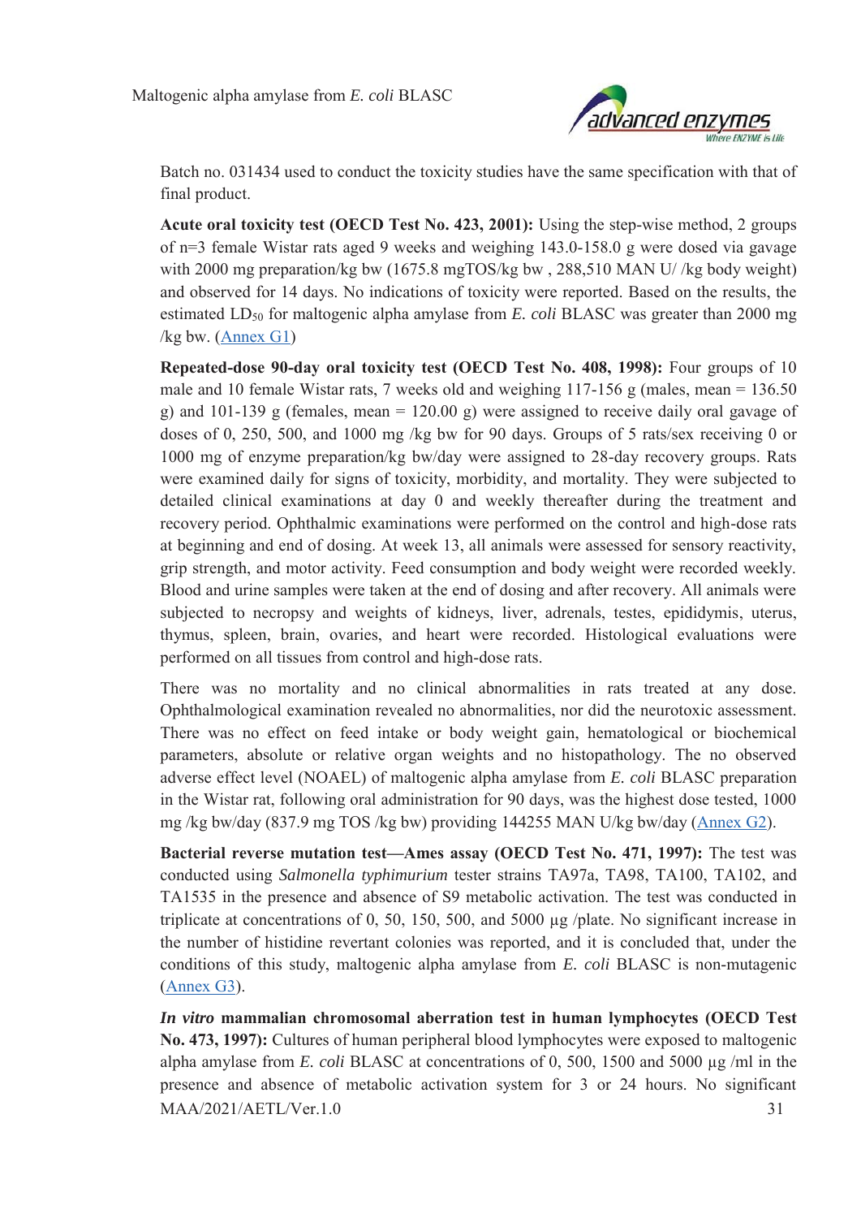Batch no. 031434 used to conduct the toxicity studies have the same specification with that of final product.

**Acute oral toxicity test (OECD Test No. 423, 2001):** Using the step-wise method, 2 groups of n=3 female Wistar rats aged 9 weeks and weighing 143.0-158.0 g were dosed via gavage with 2000 mg preparation/kg bw (1675.8 mgTOS/kg bw , 288,510 MAN U/ /kg body weight) and observed for 14 days. No indications of toxicity were reported. Based on the results, the estimated $LD_{50}$ for maltogenic alpha amylase from *E. coli* BLASC was greater than 2000 mg /kg bw. (Annex G1)

**Repeated-dose 90-day oral toxicity test (OECD Test No. 408, 1998):** Four groups of 10 male and 10 female Wistar rats, 7 weeks old and weighing 117-156 g (males, mean = 136.50 g) and 101-139 g (females, mean = 120.00 g) were assigned to receive daily oral gavage of doses of 0, 250, 500, and 1000 mg /kg bw for 90 days. Groups of 5 rats/sex receiving 0 or 1000 mg of enzyme preparation/kg bw/day were assigned to 28-day recovery groups. Rats were examined daily for signs of toxicity, morbidity, and mortality. They were subjected to detailed clinical examinations at day 0 and weekly thereafter during the treatment and recovery period. Ophthalmic examinations were performed on the control and high-dose rats at beginning and end of dosing. At week 13, all animals were assessed for sensory reactivity, grip strength, and motor activity. Feed consumption and body weight were recorded weekly. Blood and urine samples were taken at the end of dosing and after recovery. All animals were subjected to necropsy and weights of kidneys, liver, adrenals, testes, epididymis, uterus, thymus, spleen, brain, ovaries, and heart were recorded. Histological evaluations were performed on all tissues from control and high-dose rats.

There was no mortality and no clinical abnormalities in rats treated at any dose. Ophthalmological examination revealed no abnormalities, nor did the neurotoxic assessment. There was no effect on feed intake or body weight gain, hematological or biochemical parameters, absolute or relative organ weights and no histopathology. The no observed adverse effect level (NOAEL) of maltogenic alpha amylase from *E. coli* BLASC preparation in the Wistar rat, following oral administration for 90 days, was the highest dose tested, 1000 mg /kg bw/day (837.9 mg TOS /kg bw) providing 144255 MAN U/kg bw/day (Annex G2).

**Bacterial reverse mutation test—Ames assay (OECD Test No. 471, 1997):** The test was conducted using *Salmonella typhimurium* tester strains TA97a, TA98, TA100, TA102, and TA1535 in the presence and absence of S9 metabolic activation. The test was conducted in triplicate at concentrations of 0, 50, 150, 500, and 5000 µg /plate. No significant increase in the number of histidine revertant colonies was reported, and it is concluded that, under the conditions of this study, maltogenic alpha amylase from *E. coli* BLASC is non-mutagenic (Annex G3).

***In vitro* mammalian chromosomal aberration test in human lymphocytes (OECD Test No. 473, 1997):** Cultures of human peripheral blood lymphocytes were exposed to maltogenic alpha amylase from *E. coli* BLASC at concentrations of 0, 500, 1500 and 5000 µg /ml in the presence and absence of metabolic activation system for 3 or 24 hours. No significant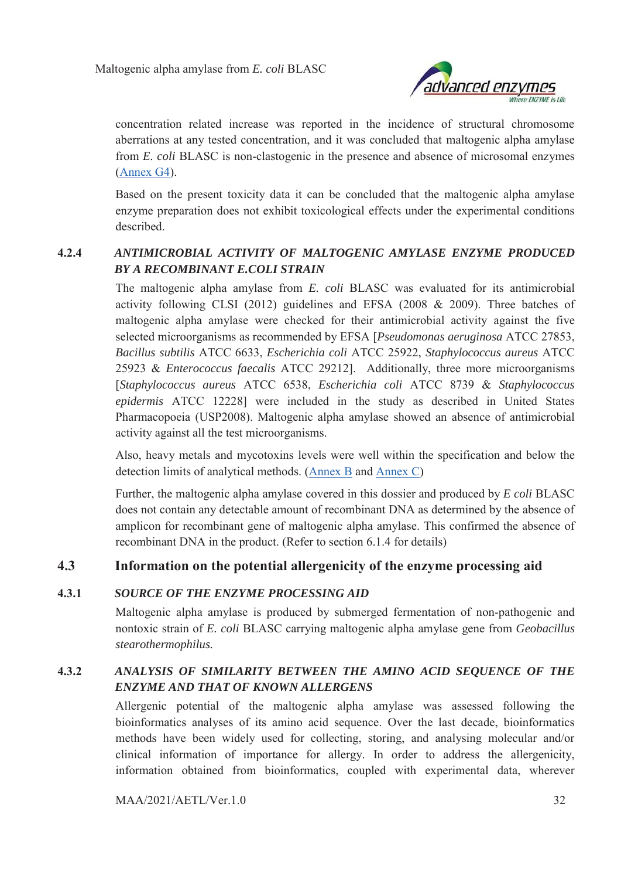concentration related increase was reported in the incidence of structural chromosome aberrations at any tested concentration, and it was concluded that maltogenic alpha amylase from *E. coli* BLASC is non-clastogenic in the presence and absence of microsomal enzymes (Annex G4).

Based on the present toxicity data it can be concluded that the maltogenic alpha amylase enzyme preparation does not exhibit toxicological effects under the experimental conditions described.

### 4.2.4 *ANTIMICROBIAL ACTIVITY OF MALTOGENIC AMYLASE ENZYME PRODUCED BY A RECOMBINANT E.COLI STRAIN*

The maltogenic alpha amylase from *E. coli* BLASC was evaluated for its antimicrobial activity following CLSI (2012) guidelines and EFSA (2008 & 2009). Three batches of maltogenic alpha amylase were checked for their antimicrobial activity against the five selected microorganisms as recommended by EFSA [*Pseudomonas aeruginosa* ATCC 27853, *Bacillus subtilis* ATCC 6633, *Escherichia coli* ATCC 25922, *Staphylococcus aureus* ATCC 25923 & *Enterococcus faecalis* ATCC 29212]. Additionally, three more microorganisms [*Staphylococcus aureus* ATCC 6538, *Escherichia coli* ATCC 8739 & *Staphylococcus epidermis* ATCC 12228] were included in the study as described in United States Pharmacopoeia (USP2008). Maltogenic alpha amylase showed an absence of antimicrobial activity against all the test microorganisms.

Also, heavy metals and mycotoxins levels were well within the specification and below the detection limits of analytical methods. (Annex B and Annex C)

Further, the maltogenic alpha amylase covered in this dossier and produced by *E coli* BLASC does not contain any detectable amount of recombinant DNA as determined by the absence of amplicon for recombinant gene of maltogenic alpha amylase. This confirmed the absence of recombinant DNA in the product. (Refer to section 6.1.4 for details)

## 4.3 Information on the potential allergenicity of the enzyme processing aid

### 4.3.1 *SOURCE OF THE ENZYME PROCESSING AID*

Maltogenic alpha amylase is produced by submerged fermentation of non-pathogenic and nontoxic strain of *E. coli* BLASC carrying maltogenic alpha amylase gene from *Geobacillus stearothermophilus.*

### 4.3.2 *ANALYSIS OF SIMILARITY BETWEEN THE AMINO ACID SEQUENCE OF THE ENZYME AND THAT OF KNOWN ALLERGENS*

Allergenic potential of the maltogenic alpha amylase was assessed following the bioinformatics analyses of its amino acid sequence. Over the last decade, bioinformatics methods have been widely used for collecting, storing, and analysing molecular and/or clinical information of importance for allergy. In order to address the allergenicity, information obtained from bioinformatics, coupled with experimental data, wherever

MAA/2021/AETL/Ver.1.0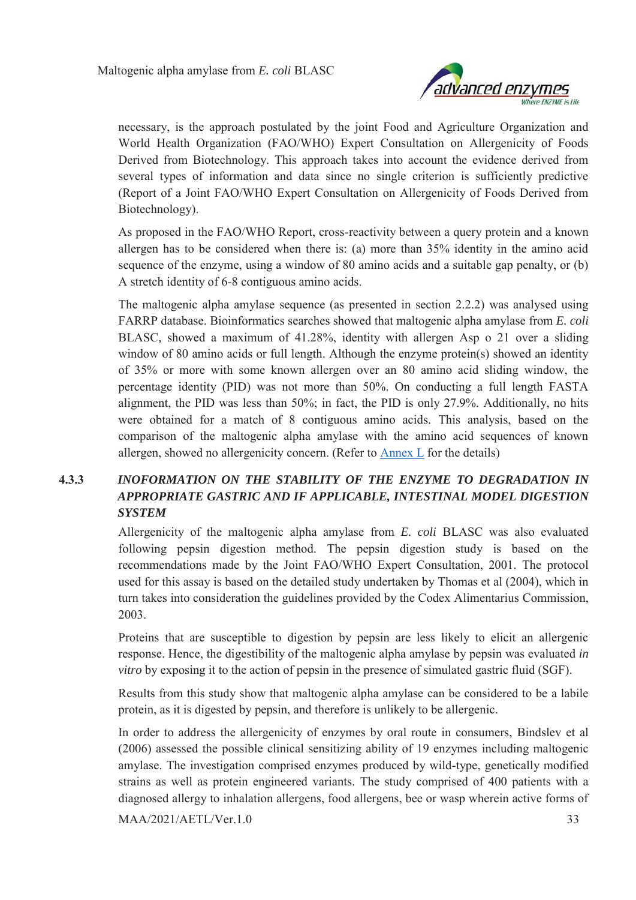necessary, is the approach postulated by the joint Food and Agriculture Organization and World Health Organization (FAO/WHO) Expert Consultation on Allergenicity of Foods Derived from Biotechnology. This approach takes into account the evidence derived from several types of information and data since no single criterion is sufficiently predictive (Report of a Joint FAO/WHO Expert Consultation on Allergenicity of Foods Derived from Biotechnology).

As proposed in the FAO/WHO Report, cross-reactivity between a query protein and a known allergen has to be considered when there is: (a) more than 35% identity in the amino acid sequence of the enzyme, using a window of 80 amino acids and a suitable gap penalty, or (b) A stretch identity of 6-8 contiguous amino acids.

The maltogenic alpha amylase sequence (as presented in section 2.2.2) was analysed using FARRP database. Bioinformatics searches showed that maltogenic alpha amylase from *E. coli* BLASC*,* showed a maximum of 41.28%, identity with allergen Asp o 21 over a sliding window of 80 amino acids or full length. Although the enzyme protein(s) showed an identity of 35% or more with some known allergen over an 80 amino acid sliding window, the percentage identity (PID) was not more than 50%. On conducting a full length FASTA alignment, the PID was less than 50%; in fact, the PID is only 27.9%. Additionally, no hits were obtained for a match of 8 contiguous amino acids. This analysis, based on the comparison of the maltogenic alpha amylase with the amino acid sequences of known allergen, showed no allergenicity concern. (Refer to Annex L for the details)

### 4.3.3 *INOFORMATION ON THE STABILITY OF THE ENZYME TO DEGRADATION IN APPROPRIATE GASTRIC AND IF APPLICABLE, INTESTINAL MODEL DIGESTION SYSTEM*

Allergenicity of the maltogenic alpha amylase from *E. coli* BLASC was also evaluated following pepsin digestion method. The pepsin digestion study is based on the recommendations made by the Joint FAO/WHO Expert Consultation, 2001. The protocol used for this assay is based on the detailed study undertaken by Thomas et al (2004), which in turn takes into consideration the guidelines provided by the Codex Alimentarius Commission, 2003.

Proteins that are susceptible to digestion by pepsin are less likely to elicit an allergenic response. Hence, the digestibility of the maltogenic alpha amylase by pepsin was evaluated *in vitro* by exposing it to the action of pepsin in the presence of simulated gastric fluid (SGF).

Results from this study show that maltogenic alpha amylase can be considered to be a labile protein, as it is digested by pepsin, and therefore is unlikely to be allergenic.

In order to address the allergenicity of enzymes by oral route in consumers, Bindslev et al (2006) assessed the possible clinical sensitizing ability of 19 enzymes including maltogenic amylase. The investigation comprised enzymes produced by wild-type, genetically modified strains as well as protein engineered variants. The study comprised of 400 patients with a diagnosed allergy to inhalation allergens, food allergens, bee or wasp wherein active forms of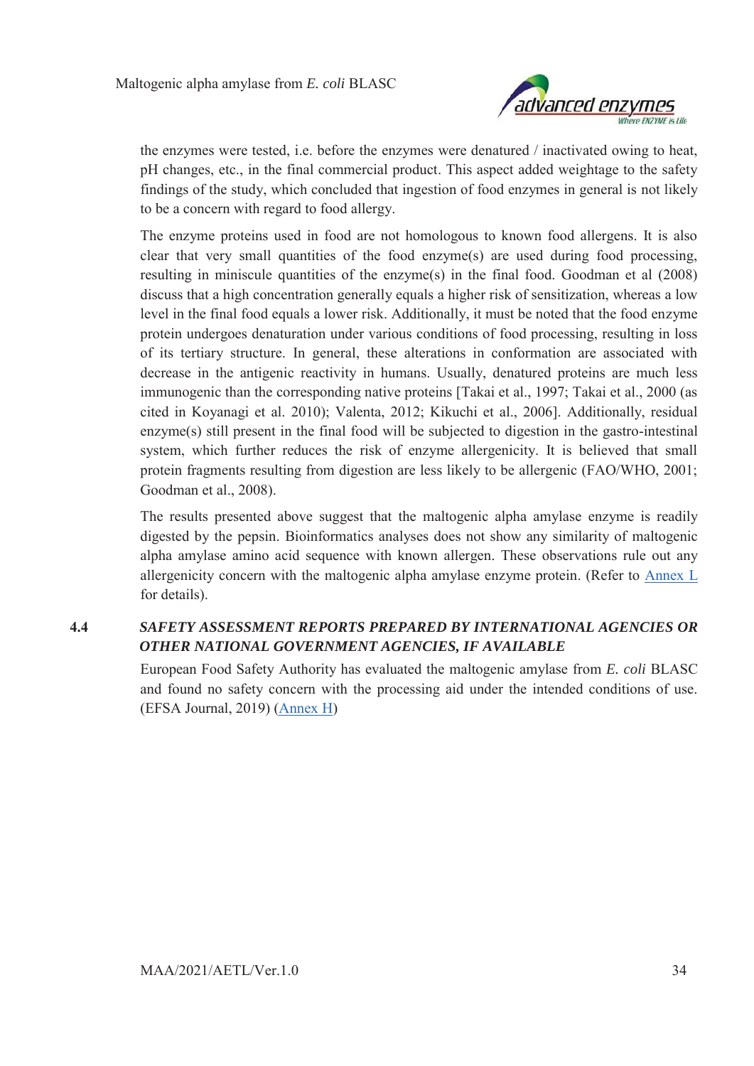the enzymes were tested, i.e. before the enzymes were denatured / inactivated owing to heat, pH changes, etc., in the final commercial product. This aspect added weightage to the safety findings of the study, which concluded that ingestion of food enzymes in general is not likely to be a concern with regard to food allergy.

The enzyme proteins used in food are not homologous to known food allergens. It is also clear that very small quantities of the food enzyme(s) are used during food processing, resulting in miniscule quantities of the enzyme(s) in the final food. Goodman et al (2008) discuss that a high concentration generally equals a higher risk of sensitization, whereas a low level in the final food equals a lower risk. Additionally, it must be noted that the food enzyme protein undergoes denaturation under various conditions of food processing, resulting in loss of its tertiary structure. In general, these alterations in conformation are associated with decrease in the antigenic reactivity in humans. Usually, denatured proteins are much less immunogenic than the corresponding native proteins [Takai et al., 1997; Takai et al., 2000 (as cited in Koyanagi et al. 2010); Valenta, 2012; Kikuchi et al., 2006]. Additionally, residual enzyme(s) still present in the final food will be subjected to digestion in the gastro-intestinal system, which further reduces the risk of enzyme allergenicity. It is believed that small protein fragments resulting from digestion are less likely to be allergenic (FAO/WHO, 2001; Goodman et al., 2008).

The results presented above suggest that the maltogenic alpha amylase enzyme is readily digested by the pepsin. Bioinformatics analyses does not show any similarity of maltogenic alpha amylase amino acid sequence with known allergen. These observations rule out any allergenicity concern with the maltogenic alpha amylase enzyme protein. (Refer to Annex L for details).

### 4.4 *SAFETY ASSESSMENT REPORTS PREPARED BY INTERNATIONAL AGENCIES OR OTHER NATIONAL GOVERNMENT AGENCIES, IF AVAILABLE*

European Food Safety Authority has evaluated the maltogenic amylase from *E. coli* BLASC and found no safety concern with the processing aid under the intended conditions of use. (EFSA Journal, 2019) (Annex H)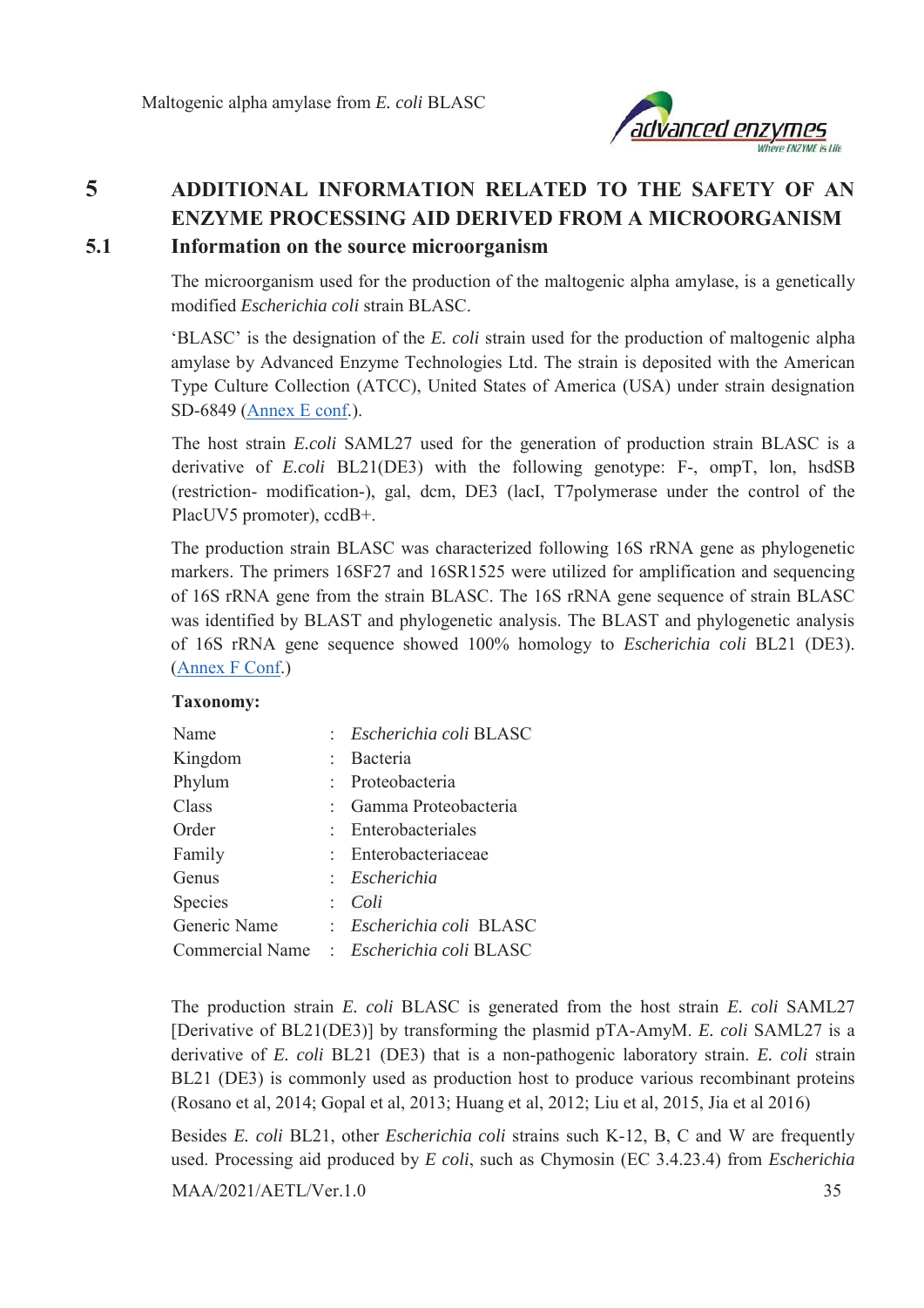# 5 ADDITIONAL INFORMATION RELATED TO THE SAFETY OF AN ENZYME PROCESSING AID DERIVED FROM A MICROORGANISM

## 5.1 Information on the source microorganism

The microorganism used for the production of the maltogenic alpha amylase, is a genetically modified *Escherichia coli* strain BLASC.

'BLASC' is the designation of the *E. coli* strain used for the production of maltogenic alpha amylase by Advanced Enzyme Technologies Ltd. The strain is deposited with the American Type Culture Collection (ATCC), United States of America (USA) under strain designation SD-6849 (Annex E conf.).

The host strain *E.coli* SAML27 used for the generation of production strain BLASC is a derivative of *E.coli* BL21(DE3) with the following genotype: F-, ompT, lon, hsdSB (restriction- modification-), gal, dcm, DE3 (lacI, T7polymerase under the control of the PlacUV5 promoter), ccdB+.

The production strain BLASC was characterized following 16S rRNA gene as phylogenetic markers. The primers 16SF27 and 16SR1525 were utilized for amplification and sequencing of 16S rRNA gene from the strain BLASC. The 16S rRNA gene sequence of strain BLASC was identified by BLAST and phylogenetic analysis. The BLAST and phylogenetic analysis of 16S rRNA gene sequence showed 100% homology to *Escherichia coli* BL21 (DE3). (Annex F Conf.)

**Taxonomy:**

| | | |
|---|---|---|
| Name | : | *Escherichia coli* BLASC |
| Kingdom | : | Bacteria |
| Phylum | : | Proteobacteria |
| Class | : | Gamma Proteobacteria |
| Order | : | Enterobacteriales |
| Family | : | Enterobacteriaceae |
| Genus | : | *Escherichia* |
| Species | : | *Coli* |
| Generic Name | : | *Escherichia coli* BLASC |
| Commercial Name | : | *Escherichia coli* BLASC |

The production strain *E. coli* BLASC is generated from the host strain *E. coli* SAML27 [Derivative of BL21(DE3)] by transforming the plasmid pTA-AmyM. *E. coli* SAML27 is a derivative of *E. coli* BL21 (DE3) that is a non-pathogenic laboratory strain. *E. coli* strain BL21 (DE3) is commonly used as production host to produce various recombinant proteins (Rosano et al, 2014; Gopal et al, 2013; Huang et al, 2012; Liu et al, 2015, Jia et al 2016)

Besides *E. coli* BL21, other *Escherichia coli* strains such K-12, B, C and W are frequently used. Processing aid produced by *E coli*, such as Chymosin (EC 3.4.23.4) from *Escherichia*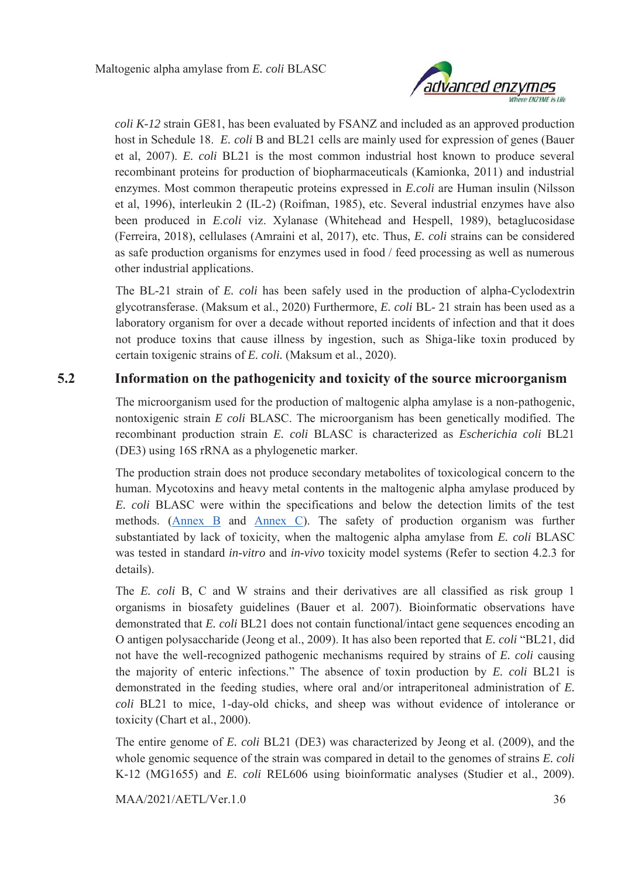*coli K-12* strain GE81, has been evaluated by FSANZ and included as an approved production host in Schedule 18. *E. coli* B and BL21 cells are mainly used for expression of genes (Bauer et al, 2007). *E. coli* BL21 is the most common industrial host known to produce several recombinant proteins for production of biopharmaceuticals (Kamionka, 2011) and industrial enzymes. Most common therapeutic proteins expressed in *E.coli* are Human insulin (Nilsson et al, 1996), interleukin 2 (IL-2) (Roifman, 1985), etc. Several industrial enzymes have also been produced in *E.coli* viz. Xylanase (Whitehead and Hespell, 1989), betaglucosidase (Ferreira, 2018), cellulases (Amraini et al, 2017), etc. Thus, *E. coli* strains can be considered as safe production organisms for enzymes used in food / feed processing as well as numerous other industrial applications.

The BL-21 strain of *E. coli* has been safely used in the production of alpha-Cyclodextrin glycotransferase. (Maksum et al., 2020) Furthermore, *E. coli* BL- 21 strain has been used as a laboratory organism for over a decade without reported incidents of infection and that it does not produce toxins that cause illness by ingestion, such as Shiga-like toxin produced by certain toxigenic strains of *E. coli.* (Maksum et al., 2020).

## 5.2 Information on the pathogenicity and toxicity of the source microorganism

The microorganism used for the production of maltogenic alpha amylase is a non-pathogenic, nontoxigenic strain *E coli* BLASC. The microorganism has been genetically modified. The recombinant production strain *E. coli* BLASC is characterized as *Escherichia coli* BL21 (DE3) using 16S rRNA as a phylogenetic marker.

The production strain does not produce secondary metabolites of toxicological concern to the human. Mycotoxins and heavy metal contents in the maltogenic alpha amylase produced by *E. coli* BLASC were within the specifications and below the detection limits of the test methods. (Annex B and Annex C). The safety of production organism was further substantiated by lack of toxicity, when the maltogenic alpha amylase from *E. coli* BLASC was tested in standard *in-vitro* and *in-vivo* toxicity model systems (Refer to section 4.2.3 for details).

The *E. coli* B, C and W strains and their derivatives are all classified as risk group 1 organisms in biosafety guidelines (Bauer et al. 2007). Bioinformatic observations have demonstrated that *E. coli* BL21 does not contain functional/intact gene sequences encoding an O antigen polysaccharide (Jeong et al., 2009). It has also been reported that *E. coli* "BL21, did not have the well-recognized pathogenic mechanisms required by strains of *E. coli* causing the majority of enteric infections." The absence of toxin production by *E. coli* BL21 is demonstrated in the feeding studies, where oral and/or intraperitoneal administration of *E. coli* BL21 to mice, 1-day-old chicks, and sheep was without evidence of intolerance or toxicity (Chart et al., 2000).

The entire genome of *E. coli* BL21 (DE3) was characterized by Jeong et al. (2009), and the whole genomic sequence of the strain was compared in detail to the genomes of strains *E. coli* K-12 (MG1655) and *E. coli* REL606 using bioinformatic analyses (Studier et al., 2009).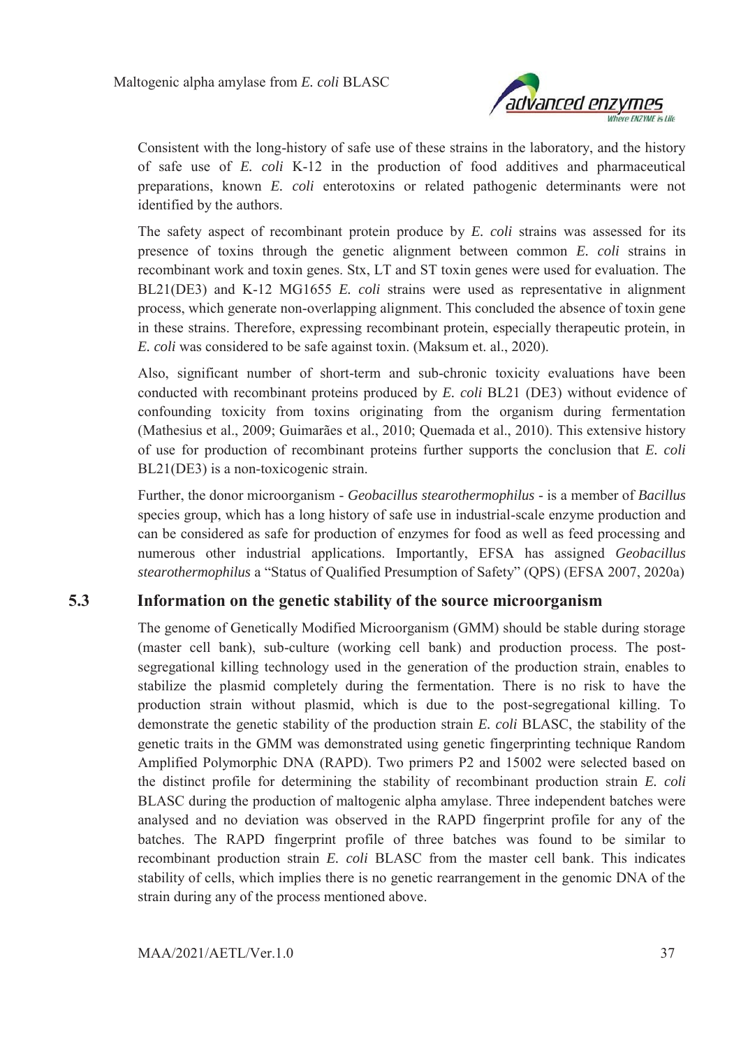Consistent with the long-history of safe use of these strains in the laboratory, and the history of safe use of *E. coli* K-12 in the production of food additives and pharmaceutical preparations, known *E. coli* enterotoxins or related pathogenic determinants were not identified by the authors.

The safety aspect of recombinant protein produce by *E. coli* strains was assessed for its presence of toxins through the genetic alignment between common *E. coli* strains in recombinant work and toxin genes. Stx, LT and ST toxin genes were used for evaluation. The BL21(DE3) and K-12 MG1655 *E. coli* strains were used as representative in alignment process, which generate non-overlapping alignment. This concluded the absence of toxin gene in these strains. Therefore, expressing recombinant protein, especially therapeutic protein, in *E. coli* was considered to be safe against toxin. (Maksum et. al., 2020).

Also, significant number of short-term and sub-chronic toxicity evaluations have been conducted with recombinant proteins produced by *E. coli* BL21 (DE3) without evidence of confounding toxicity from toxins originating from the organism during fermentation (Mathesius et al., 2009; Guimarães et al., 2010; Quemada et al., 2010). This extensive history of use for production of recombinant proteins further supports the conclusion that *E. coli* BL21(DE3) is a non-toxicogenic strain.

Further, the donor microorganism - *Geobacillus stearothermophilus* - is a member of *Bacillus* species group, which has a long history of safe use in industrial-scale enzyme production and can be considered as safe for production of enzymes for food as well as feed processing and numerous other industrial applications. Importantly, EFSA has assigned *Geobacillus stearothermophilus* a "Status of Qualified Presumption of Safety" (QPS) (EFSA 2007, 2020a)

## 5.3 Information on the genetic stability of the source microorganism

The genome of Genetically Modified Microorganism (GMM) should be stable during storage (master cell bank), sub-culture (working cell bank) and production process. The post-segregational killing technology used in the generation of the production strain, enables to stabilize the plasmid completely during the fermentation. There is no risk to have the production strain without plasmid, which is due to the post-segregational killing. To demonstrate the genetic stability of the production strain *E. coli* BLASC, the stability of the genetic traits in the GMM was demonstrated using genetic fingerprinting technique Random Amplified Polymorphic DNA (RAPD). Two primers P2 and 15002 were selected based on the distinct profile for determining the stability of recombinant production strain *E. coli* BLASC during the production of maltogenic alpha amylase. Three independent batches were analysed and no deviation was observed in the RAPD fingerprint profile for any of the batches. The RAPD fingerprint profile of three batches was found to be similar to recombinant production strain *E. coli* BLASC from the master cell bank. This indicates stability of cells, which implies there is no genetic rearrangement in the genomic DNA of the strain during any of the process mentioned above.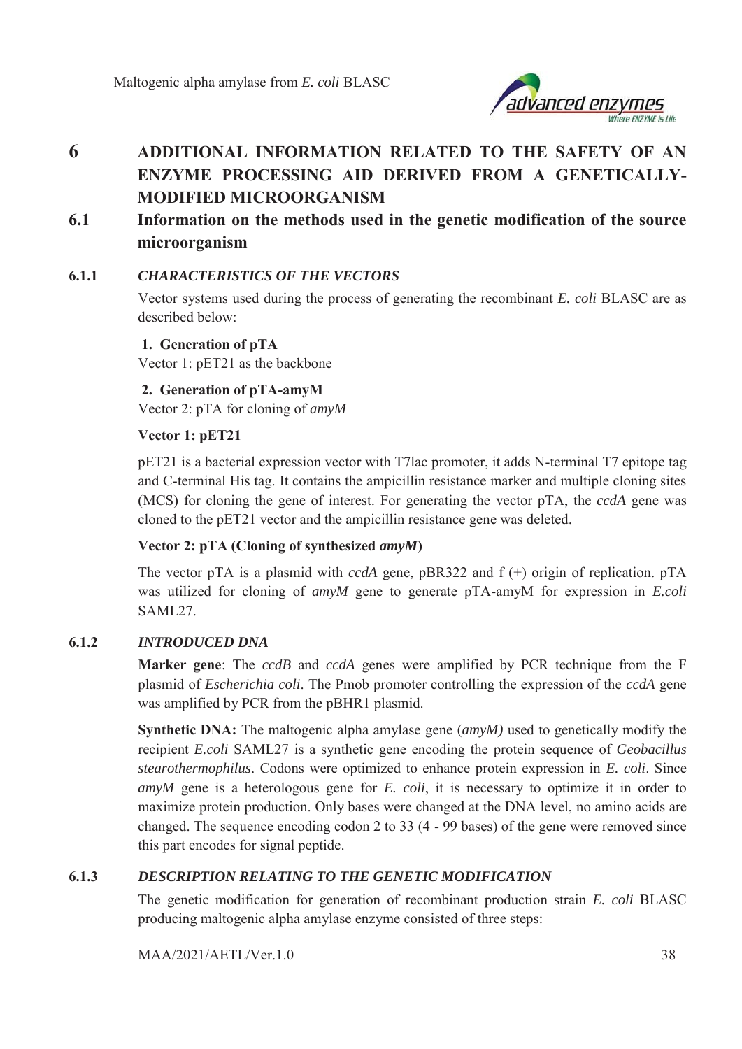# 6 ADDITIONAL INFORMATION RELATED TO THE SAFETY OF AN ENZYME PROCESSING AID DERIVED FROM A GENETICALLY-MODIFIED MICROORGANISM

## 6.1 Information on the methods used in the genetic modification of the source microorganism

### 6.1.1 *CHARACTERISTICS OF THE VECTORS*

Vector systems used during the process of generating the recombinant *E. coli* BLASC are as described below:

1. **Generation of pTA**

Vector 1: pET21 as the backbone

2. **Generation of pTA-amyM**

Vector 2: pTA for cloning of *amyM*

**Vector 1: pET21**

pET21 is a bacterial expression vector with T7lac promoter, it adds N-terminal T7 epitope tag and C-terminal His tag. It contains the ampicillin resistance marker and multiple cloning sites (MCS) for cloning the gene of interest. For generating the vector pTA, the *ccdA* gene was cloned to the pET21 vector and the ampicillin resistance gene was deleted.

**Vector 2: pTA (Cloning of synthesized *amyM*)**

The vector pTA is a plasmid with *ccdA* gene, pBR322 and f (+) origin of replication. pTA was utilized for cloning of *amyM* gene to generate pTA-amyM for expression in *E.coli* SAML27.

### 6.1.2 *INTRODUCED DNA*

**Marker gene**: The *ccdB* and *ccdA* genes were amplified by PCR technique from the F plasmid of *Escherichia coli*. The Pmob promoter controlling the expression of the *ccdA* gene was amplified by PCR from the pBHR1 plasmid.

**Synthetic DNA:** The maltogenic alpha amylase gene (*amyM)* used to genetically modify the recipient *E.coli* SAML27 is a synthetic gene encoding the protein sequence of *Geobacillus stearothermophilus*. Codons were optimized to enhance protein expression in *E. coli*. Since *amyM* gene is a heterologous gene for *E. coli*, it is necessary to optimize it in order to maximize protein production. Only bases were changed at the DNA level, no amino acids are changed. The sequence encoding codon 2 to 33 (4 - 99 bases) of the gene were removed since this part encodes for signal peptide.

### 6.1.3 *DESCRIPTION RELATING TO THE GENETIC MODIFICATION*

The genetic modification for generation of recombinant production strain *E. coli* BLASC producing maltogenic alpha amylase enzyme consisted of three steps: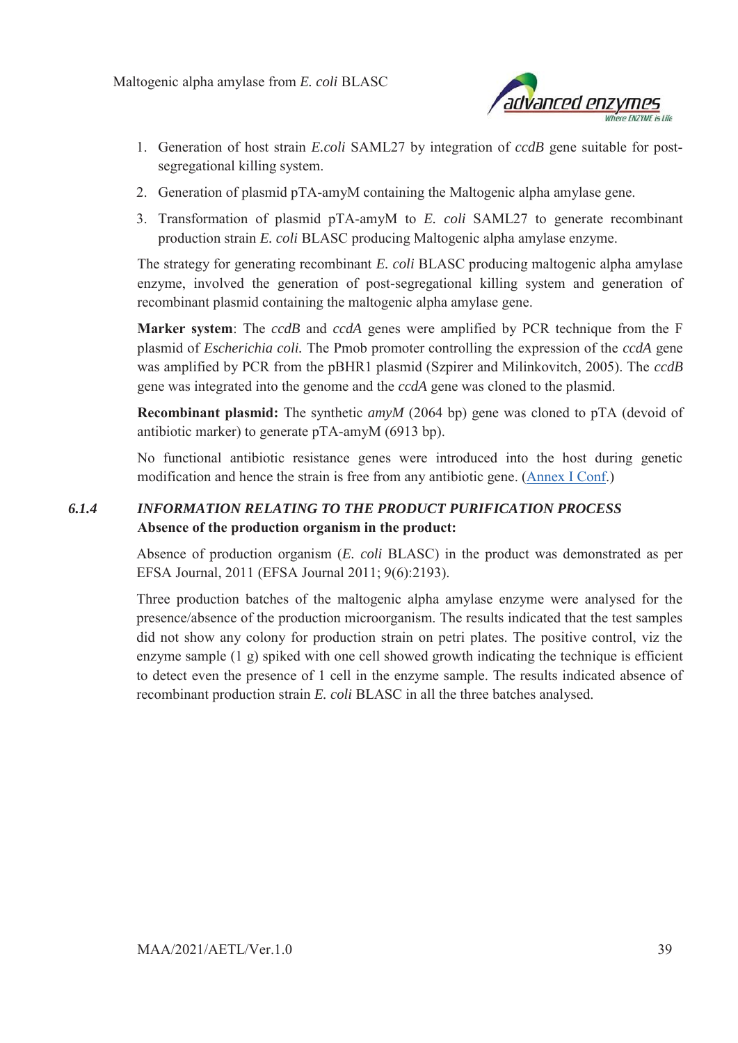1. Generation of host strain *E.coli* SAML27 by integration of *ccdB* gene suitable for post-segregational killing system.
2. Generation of plasmid pTA-amyM containing the Maltogenic alpha amylase gene.
3. Transformation of plasmid pTA-amyM to *E. coli* SAML27 to generate recombinant production strain *E. coli* BLASC producing Maltogenic alpha amylase enzyme.

The strategy for generating recombinant *E. coli* BLASC producing maltogenic alpha amylase enzyme, involved the generation of post-segregational killing system and generation of recombinant plasmid containing the maltogenic alpha amylase gene.

**Marker system**: The *ccdB* and *ccdA* genes were amplified by PCR technique from the F plasmid of *Escherichia coli.* The Pmob promoter controlling the expression of the *ccdA* gene was amplified by PCR from the pBHR1 plasmid (Szpirer and Milinkovitch, 2005). The *ccdB* gene was integrated into the genome and the *ccdA* gene was cloned to the plasmid.

**Recombinant plasmid:** The synthetic *amyM* (2064 bp) gene was cloned to pTA (devoid of antibiotic marker) to generate pTA-amyM (6913 bp).

No functional antibiotic resistance genes were introduced into the host during genetic modification and hence the strain is free from any antibiotic gene. (Annex I Conf.)

### 6.1.4 *INFORMATION RELATING TO THE PRODUCT PURIFICATION PROCESS*

**Absence of the production organism in the product:**

Absence of production organism (*E. coli* BLASC) in the product was demonstrated as per EFSA Journal, 2011 (EFSA Journal 2011; 9(6):2193).

Three production batches of the maltogenic alpha amylase enzyme were analysed for the presence/absence of the production microorganism. The results indicated that the test samples did not show any colony for production strain on petri plates. The positive control, viz the enzyme sample (1 g) spiked with one cell showed growth indicating the technique is efficient to detect even the presence of 1 cell in the enzyme sample. The results indicated absence of recombinant production strain *E. coli* BLASC in all the three batches analysed.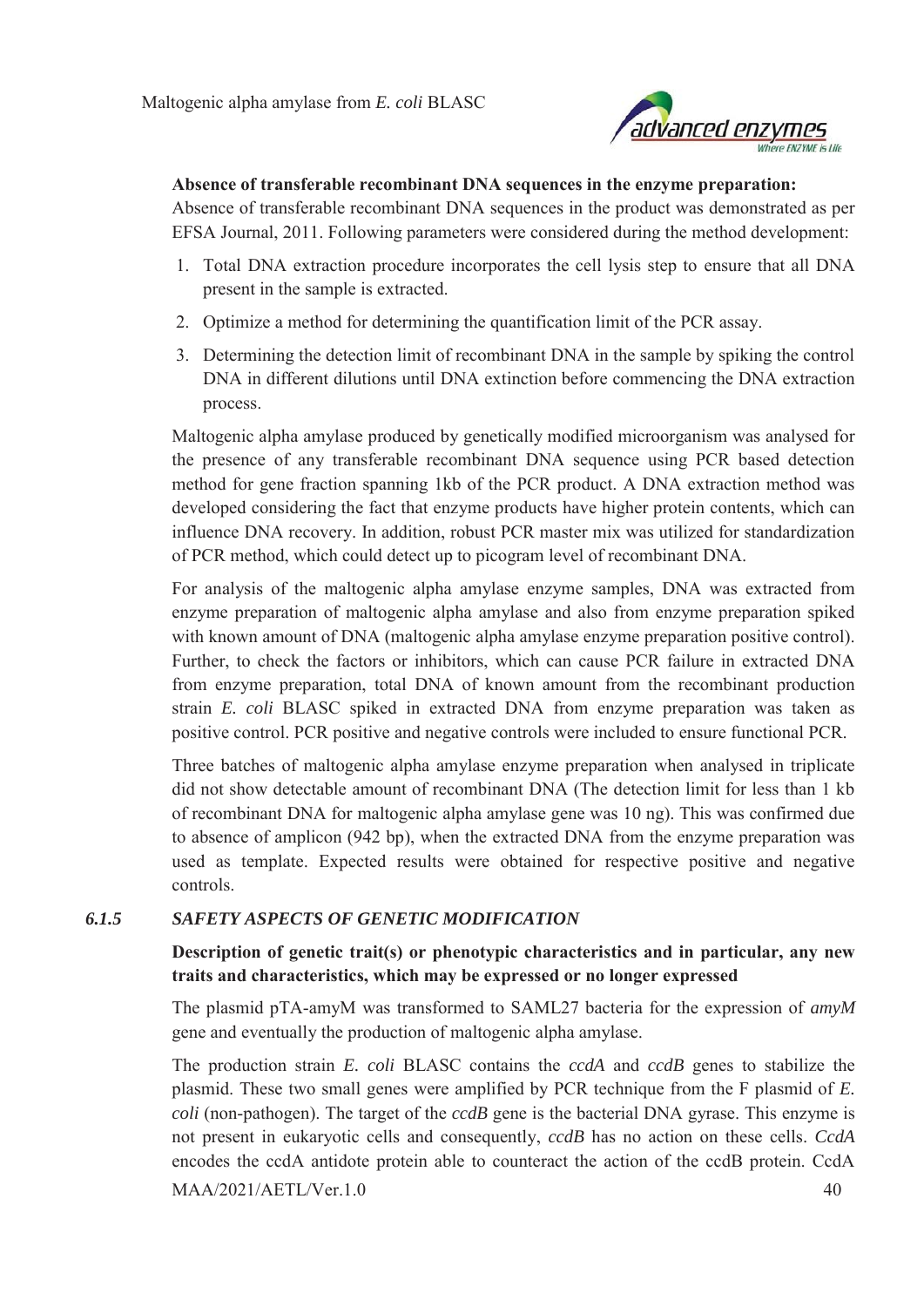**Absence of transferable recombinant DNA sequences in the enzyme preparation:**

Absence of transferable recombinant DNA sequences in the product was demonstrated as per EFSA Journal, 2011. Following parameters were considered during the method development:

1. Total DNA extraction procedure incorporates the cell lysis step to ensure that all DNA present in the sample is extracted.
2. Optimize a method for determining the quantification limit of the PCR assay.
3. Determining the detection limit of recombinant DNA in the sample by spiking the control DNA in different dilutions until DNA extinction before commencing the DNA extraction process.

Maltogenic alpha amylase produced by genetically modified microorganism was analysed for the presence of any transferable recombinant DNA sequence using PCR based detection method for gene fraction spanning 1kb of the PCR product. A DNA extraction method was developed considering the fact that enzyme products have higher protein contents, which can influence DNA recovery. In addition, robust PCR master mix was utilized for standardization of PCR method, which could detect up to picogram level of recombinant DNA.

For analysis of the maltogenic alpha amylase enzyme samples, DNA was extracted from enzyme preparation of maltogenic alpha amylase and also from enzyme preparation spiked with known amount of DNA (maltogenic alpha amylase enzyme preparation positive control). Further, to check the factors or inhibitors, which can cause PCR failure in extracted DNA from enzyme preparation, total DNA of known amount from the recombinant production strain *E. coli* BLASC spiked in extracted DNA from enzyme preparation was taken as positive control. PCR positive and negative controls were included to ensure functional PCR.

Three batches of maltogenic alpha amylase enzyme preparation when analysed in triplicate did not show detectable amount of recombinant DNA (The detection limit for less than 1 kb of recombinant DNA for maltogenic alpha amylase gene was 10 ng). This was confirmed due to absence of amplicon (942 bp), when the extracted DNA from the enzyme preparation was used as template. Expected results were obtained for respective positive and negative controls.

### *6.1.5 SAFETY ASPECTS OF GENETIC MODIFICATION*

**Description of genetic trait(s) or phenotypic characteristics and in particular, any new traits and characteristics, which may be expressed or no longer expressed**

The plasmid pTA-amyM was transformed to SAML27 bacteria for the expression of *amyM* gene and eventually the production of maltogenic alpha amylase.

The production strain *E. coli* BLASC contains the *ccdA* and *ccdB* genes to stabilize the plasmid. These two small genes were amplified by PCR technique from the F plasmid of *E. coli* (non-pathogen). The target of the *ccdB* gene is the bacterial DNA gyrase. This enzyme is not present in eukaryotic cells and consequently, *ccdB* has no action on these cells. *CcdA* encodes the ccdA antidote protein able to counteract the action of the ccdB protein. CcdA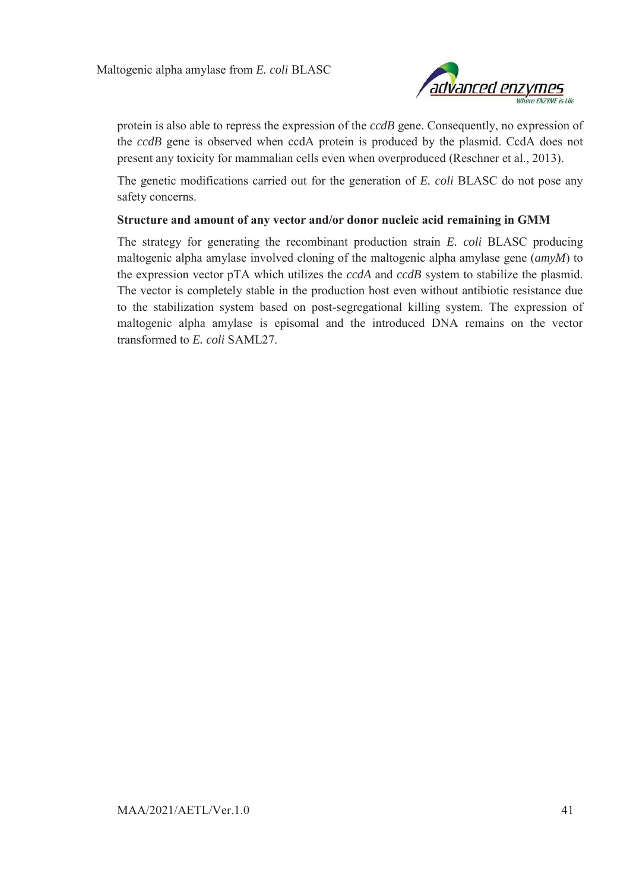protein is also able to repress the expression of the *ccdB* gene. Consequently, no expression of the *ccdB* gene is observed when ccdA protein is produced by the plasmid. CcdA does not present any toxicity for mammalian cells even when overproduced (Reschner et al., 2013).

The genetic modifications carried out for the generation of *E. coli* BLASC do not pose any safety concerns.

**Structure and amount of any vector and/or donor nucleic acid remaining in GMM**

The strategy for generating the recombinant production strain *E. coli* BLASC producing maltogenic alpha amylase involved cloning of the maltogenic alpha amylase gene (*amyM*) to the expression vector pTA which utilizes the *ccdA* and *ccdB* system to stabilize the plasmid. The vector is completely stable in the production host even without antibiotic resistance due to the stabilization system based on post-segregational killing system. The expression of maltogenic alpha amylase is episomal and the introduced DNA remains on the vector transformed to *E. coli* SAML27.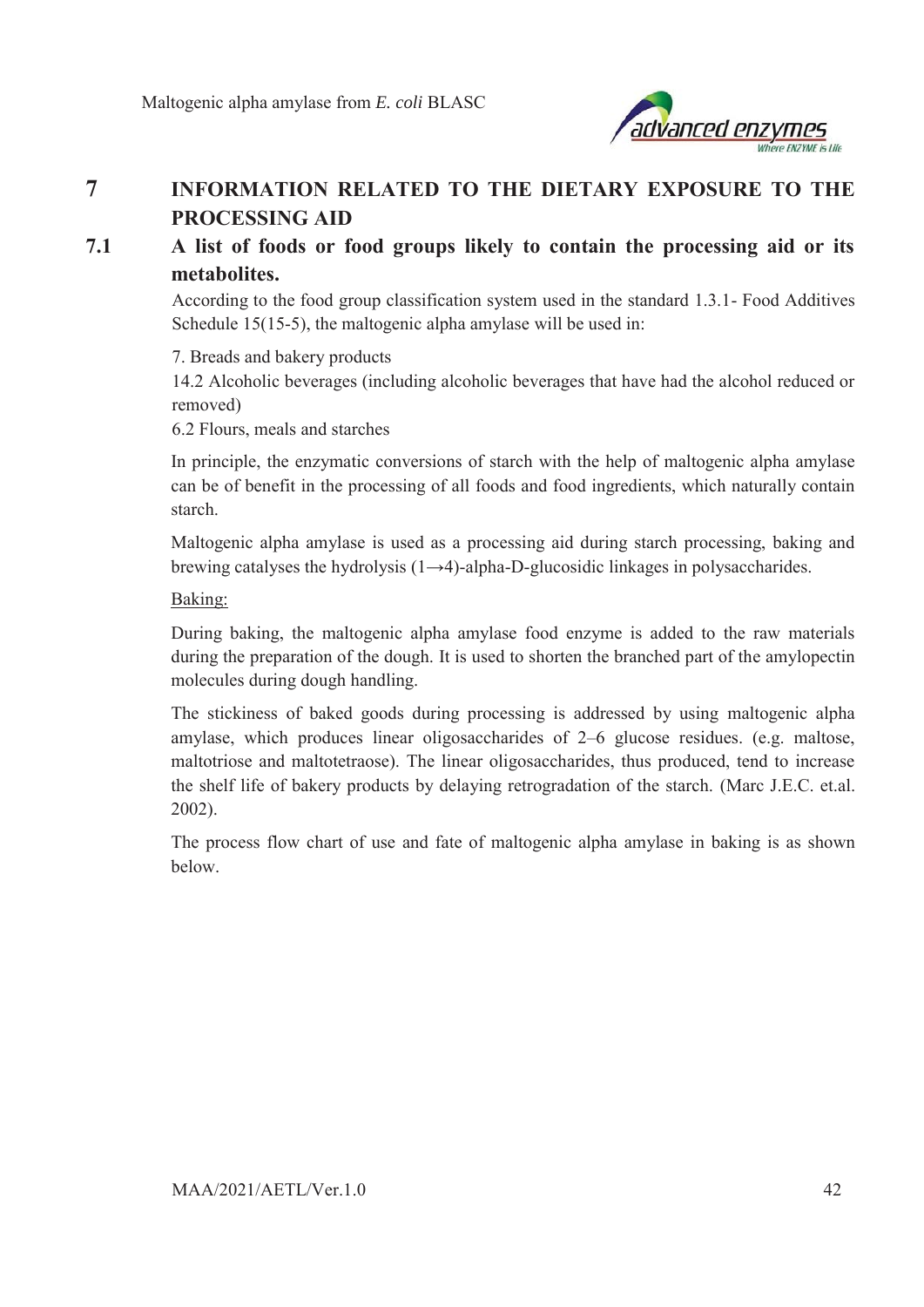# 7 INFORMATION RELATED TO THE DIETARY EXPOSURE TO THE PROCESSING AID

## 7.1 A list of foods or food groups likely to contain the processing aid or its metabolites.

According to the food group classification system used in the standard 1.3.1- Food Additives Schedule 15(15-5), the maltogenic alpha amylase will be used in:

7. Breads and bakery products

14.2 Alcoholic beverages (including alcoholic beverages that have had the alcohol reduced or removed)

6.2 Flours, meals and starches

In principle, the enzymatic conversions of starch with the help of maltogenic alpha amylase can be of benefit in the processing of all foods and food ingredients, which naturally contain starch.

Maltogenic alpha amylase is used as a processing aid during starch processing, baking and brewing catalyses the hydrolysis (1→4)-alpha-D-glucosidic linkages in polysaccharides.

Baking:

During baking, the maltogenic alpha amylase food enzyme is added to the raw materials during the preparation of the dough. It is used to shorten the branched part of the amylopectin molecules during dough handling.

The stickiness of baked goods during processing is addressed by using maltogenic alpha amylase, which produces linear oligosaccharides of 2–6 glucose residues. (e.g. maltose, maltotriose and maltotetraose). The linear oligosaccharides, thus produced, tend to increase the shelf life of bakery products by delaying retrogradation of the starch. (Marc J.E.C. et.al. 2002).

The process flow chart of use and fate of maltogenic alpha amylase in baking is as shown below.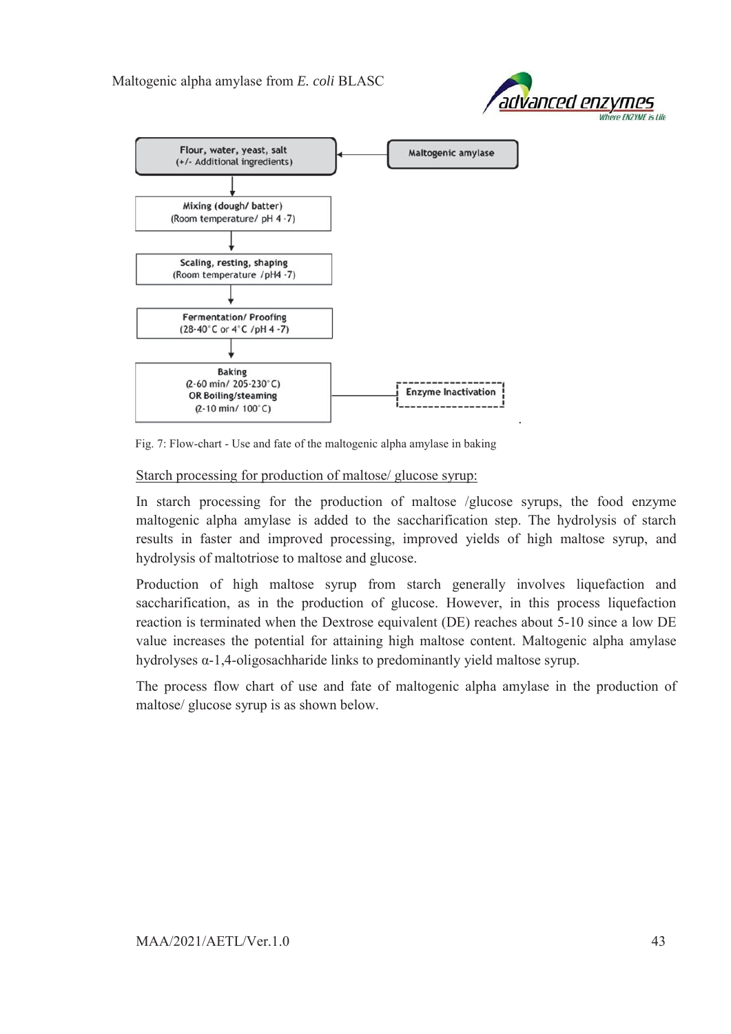Flour, water, yeast, salt
(+/- Additional ingredients)

← Maltogenic amylase

↓

Mixing (dough/ batter)
(Room temperature/ pH 4 -7)

↓

Scaling, resting, shaping
(Room temperature /pH4 -7)

↓

Fermentation/ Proofing
(28-40°C or 4°C /pH 4 -7)

↓

Baking
(2-60 min/ 205-230°C)
OR Boiling/steaming
(2-10 min/ 100°C)

— Enzyme Inactivation

Fig. 7: Flow-chart - Use and fate of the maltogenic alpha amylase in baking

Starch processing for production of maltose/ glucose syrup:

In starch processing for the production of maltose /glucose syrups, the food enzyme maltogenic alpha amylase is added to the saccharification step. The hydrolysis of starch results in faster and improved processing, improved yields of high maltose syrup, and hydrolysis of maltotriose to maltose and glucose.

Production of high maltose syrup from starch generally involves liquefaction and saccharification, as in the production of glucose. However, in this process liquefaction reaction is terminated when the Dextrose equivalent (DE) reaches about 5-10 since a low DE value increases the potential for attaining high maltose content. Maltogenic alpha amylase hydrolyses α-1,4-oligosachharide links to predominantly yield maltose syrup.

The process flow chart of use and fate of maltogenic alpha amylase in the production of maltose/ glucose syrup is as shown below.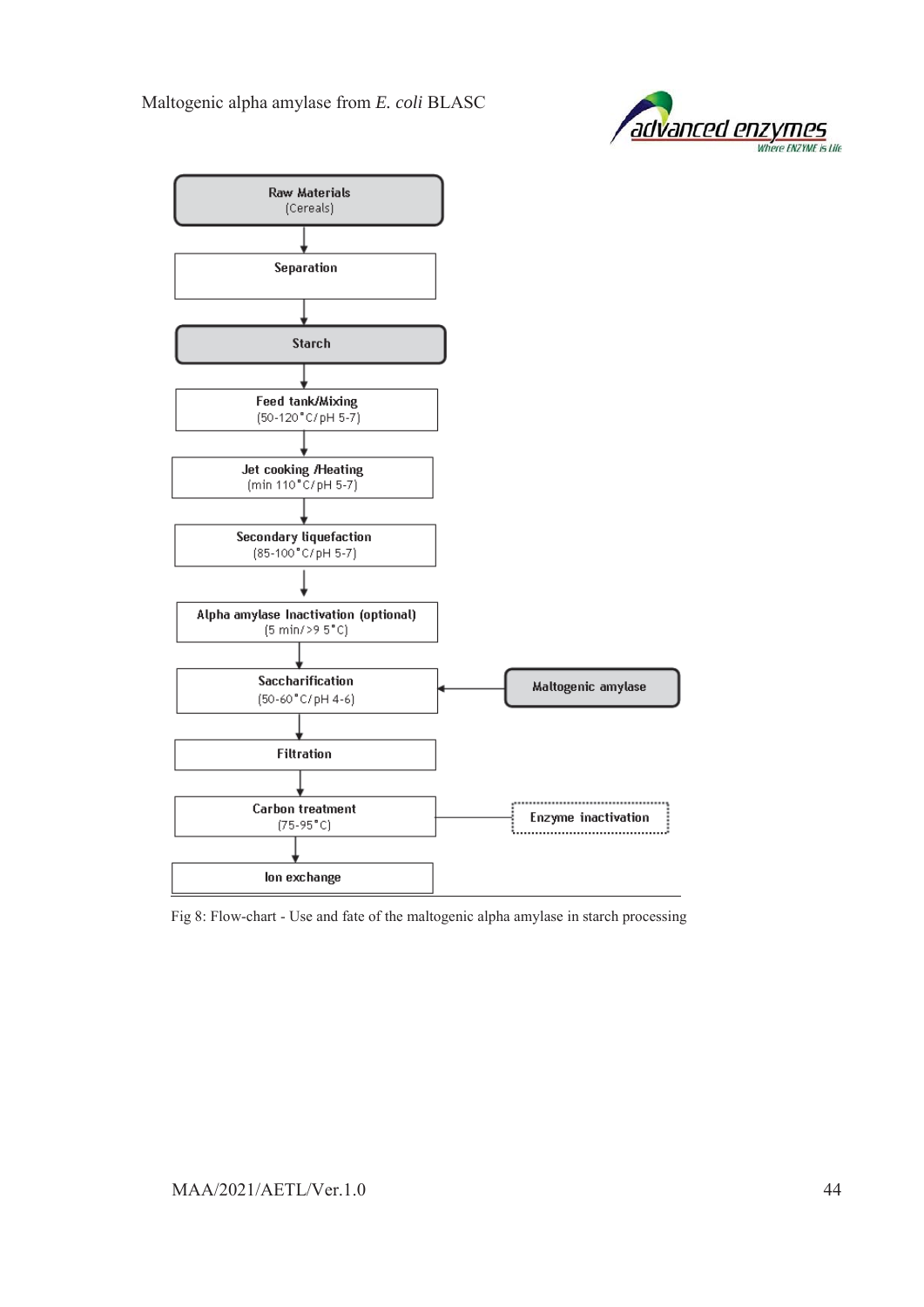Raw Materials
(Cereals)

↓

Separation

↓

Starch

↓

Feed tank/Mixing
(50-120°C/pH 5-7)

↓

Jet cooking /Heating
(min 110°C/pH 5-7)

↓

Secondary liquefaction
(85-100°C/pH 5-7)

↓

Alpha amylase Inactivation (optional)
(5 min/>9 5°C)

↓

Saccharification ← Maltogenic amylase
(50-60°C/pH 4-6)

↓

Filtration

↓

Carbon treatment — Enzyme inactivation
(75-95°C)

↓

Ion exchange

Fig 8: Flow-chart - Use and fate of the maltogenic alpha amylase in starch processing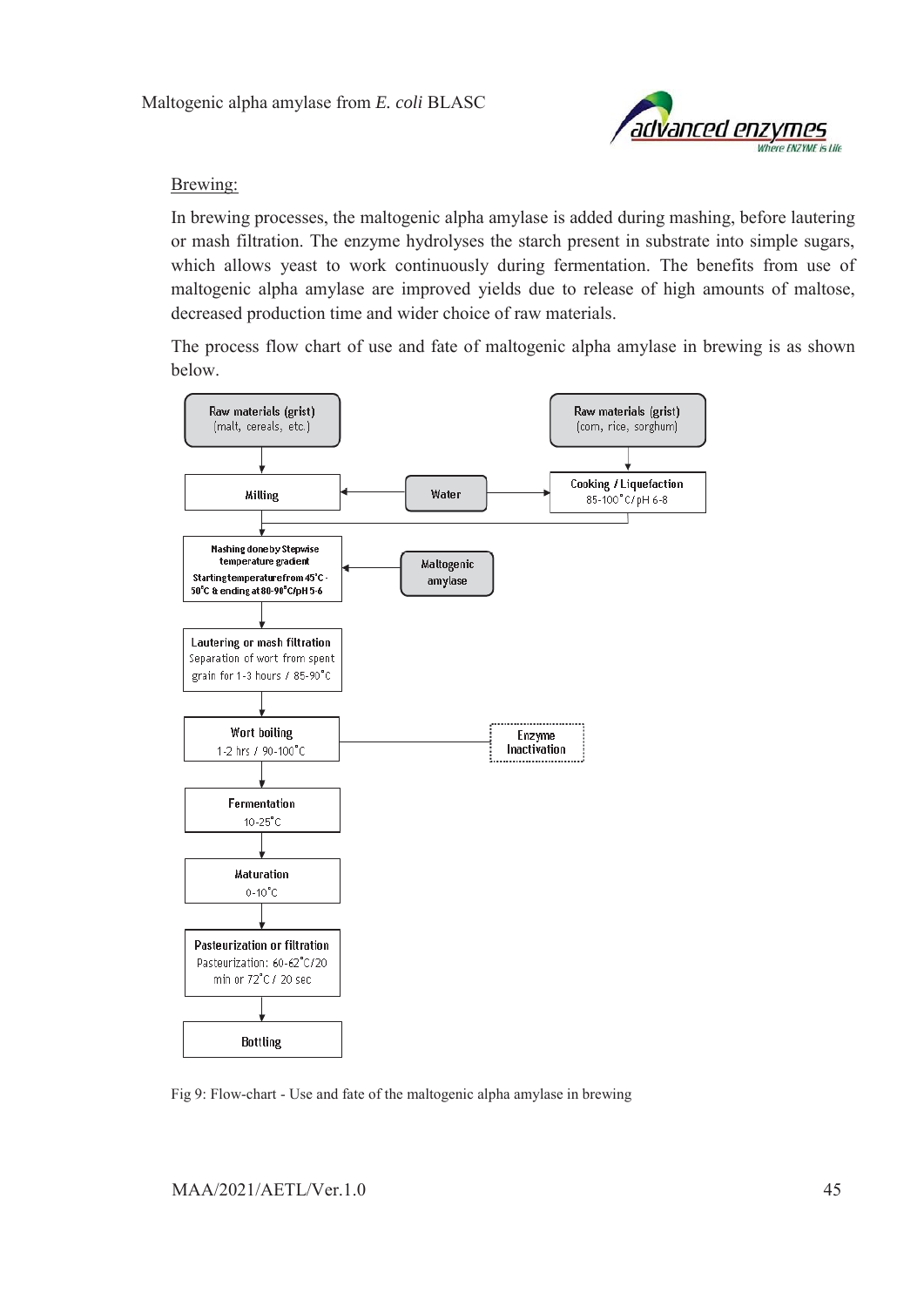## Brewing:

In brewing processes, the maltogenic alpha amylase is added during mashing, before lautering or mash filtration. The enzyme hydrolyses the starch present in substrate into simple sugars, which allows yeast to work continuously during fermentation. The benefits from use of maltogenic alpha amylase are improved yields due to release of high amounts of maltose, decreased production time and wider choice of raw materials.

The process flow chart of use and fate of maltogenic alpha amylase in brewing is as shown below.

Raw materials (grist) (malt, cereals, etc.)

Raw materials (grist) (corn, rice, sorghum)

Milling

Water

Cooking / Liquefaction 85-100°C / pH 6-8

Mashing done by Stepwise temperature gradient Starting temperature from 45°C - 50°C & ending at 80-90°C/pH 5-6

Maltogenic amylase

Lautering or mash filtration Separation of wort from spent grain for 1-3 hours / 85-90°C

Wort boiling 1-2 hrs / 90-100°C

Enzyme Inactivation

Fermentation 10-25°C

Maturation 0-10°C

Pasteurization or filtration Pasteurization: 60-62°C/20 min or 72°C / 20 sec

Bottling

Fig 9: Flow-chart - Use and fate of the maltogenic alpha amylase in brewing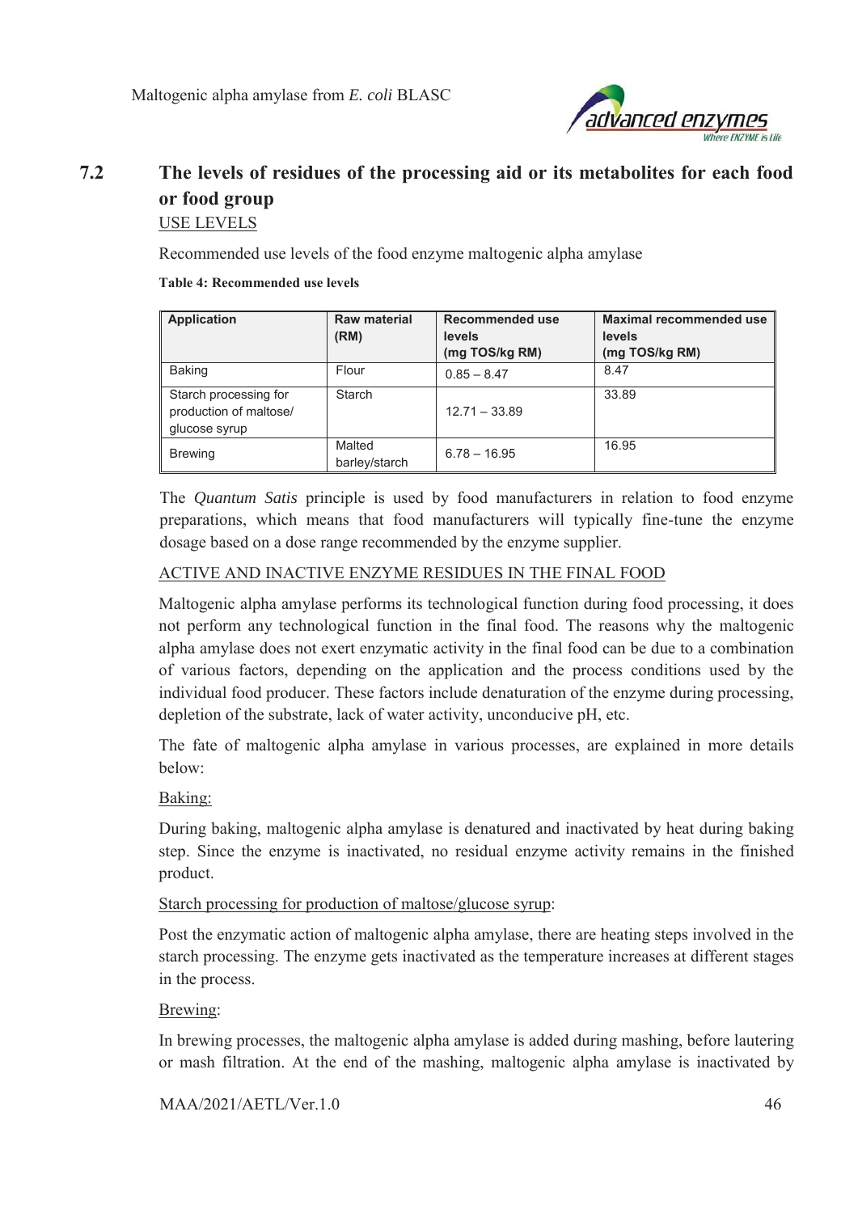## 7.2 The levels of residues of the processing aid or its metabolites for each food or food group

USE LEVELS

Recommended use levels of the food enzyme maltogenic alpha amylase

**Table 4: Recommended use levels**

| Application | Raw material (RM) | Recommended use levels (mg TOS/kg RM) | Maximal recommended use levels (mg TOS/kg RM) |
|---|---|---|---|
| Baking | Flour | 0.85 – 8.47 | 8.47 |
| Starch processing for production of maltose/ glucose syrup | Starch | 12.71 – 33.89 | 33.89 |
| Brewing | Malted barley/starch | 6.78 – 16.95 | 16.95 |

The *Quantum Satis* principle is used by food manufacturers in relation to food enzyme preparations, which means that food manufacturers will typically fine-tune the enzyme dosage based on a dose range recommended by the enzyme supplier.

ACTIVE AND INACTIVE ENZYME RESIDUES IN THE FINAL FOOD

Maltogenic alpha amylase performs its technological function during food processing, it does not perform any technological function in the final food. The reasons why the maltogenic alpha amylase does not exert enzymatic activity in the final food can be due to a combination of various factors, depending on the application and the process conditions used by the individual food producer. These factors include denaturation of the enzyme during processing, depletion of the substrate, lack of water activity, unconducive pH, etc.

The fate of maltogenic alpha amylase in various processes, are explained in more details below:

Baking:

During baking, maltogenic alpha amylase is denatured and inactivated by heat during baking step. Since the enzyme is inactivated, no residual enzyme activity remains in the finished product.

Starch processing for production of maltose/glucose syrup:

Post the enzymatic action of maltogenic alpha amylase, there are heating steps involved in the starch processing. The enzyme gets inactivated as the temperature increases at different stages in the process.

Brewing:

In brewing processes, the maltogenic alpha amylase is added during mashing, before lautering or mash filtration. At the end of the mashing, maltogenic alpha amylase is inactivated by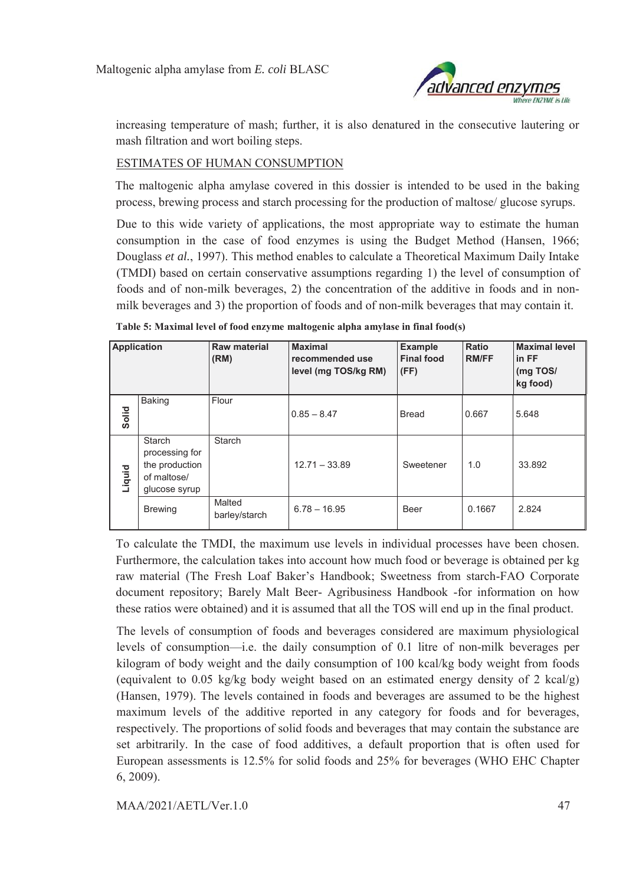increasing temperature of mash; further, it is also denatured in the consecutive lautering or mash filtration and wort boiling steps.

## ESTIMATES OF HUMAN CONSUMPTION

The maltogenic alpha amylase covered in this dossier is intended to be used in the baking process, brewing process and starch processing for the production of maltose/ glucose syrups.

Due to this wide variety of applications, the most appropriate way to estimate the human consumption in the case of food enzymes is using the Budget Method (Hansen, 1966; Douglass *et al.*, 1997). This method enables to calculate a Theoretical Maximum Daily Intake (TMDI) based on certain conservative assumptions regarding 1) the level of consumption of foods and of non-milk beverages, 2) the concentration of the additive in foods and in non-milk beverages and 3) the proportion of foods and of non-milk beverages that may contain it.

**Table 5: Maximal level of food enzyme maltogenic alpha amylase in final food(s)**

| Application | | Raw material (RM) | Maximal recommended use level (mg TOS/kg RM) | Example Final food (FF) | Ratio RM/FF | Maximal level in FF (mg TOS/ kg food) |
|---|---|---|---|---|---|---|
| Solid | Baking | Flour | 0.85 – 8.47 | Bread | 0.667 | 5.648 |
| Liquid | Starch processing for the production of maltose/ glucose syrup | Starch | 12.71 – 33.89 | Sweetener | 1.0 | 33.892 |
| | Brewing | Malted barley/starch | 6.78 – 16.95 | Beer | 0.1667 | 2.824 |

To calculate the TMDI, the maximum use levels in individual processes have been chosen. Furthermore, the calculation takes into account how much food or beverage is obtained per kg raw material (The Fresh Loaf Baker's Handbook; Sweetness from starch-FAO Corporate document repository; Barely Malt Beer- Agribusiness Handbook -for information on how these ratios were obtained) and it is assumed that all the TOS will end up in the final product.

The levels of consumption of foods and beverages considered are maximum physiological levels of consumption—i.e. the daily consumption of 0.1 litre of non-milk beverages per kilogram of body weight and the daily consumption of 100 kcal/kg body weight from foods (equivalent to 0.05 kg/kg body weight based on an estimated energy density of 2 kcal/g) (Hansen, 1979). The levels contained in foods and beverages are assumed to be the highest maximum levels of the additive reported in any category for foods and for beverages, respectively. The proportions of solid foods and beverages that may contain the substance are set arbitrarily. In the case of food additives, a default proportion that is often used for European assessments is 12.5% for solid foods and 25% for beverages (WHO EHC Chapter 6, 2009).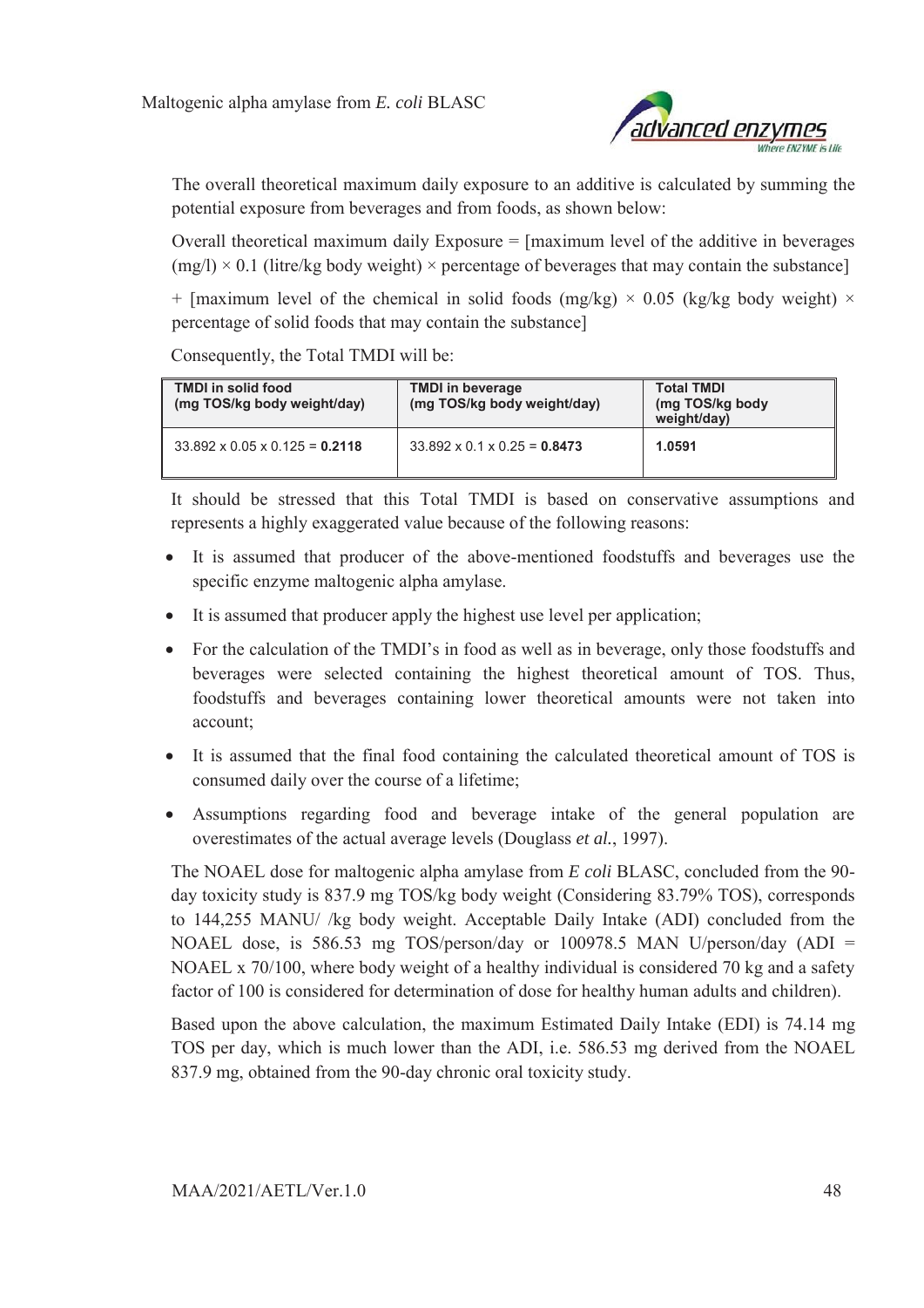The overall theoretical maximum daily exposure to an additive is calculated by summing the potential exposure from beverages and from foods, as shown below:

Overall theoretical maximum daily Exposure = [maximum level of the additive in beverages (mg/l) × 0.1 (litre/kg body weight) × percentage of beverages that may contain the substance]

+ [maximum level of the chemical in solid foods (mg/kg) × 0.05 (kg/kg body weight) × percentage of solid foods that may contain the substance]

Consequently, the Total TMDI will be:

| TMDI in solid food (mg TOS/kg body weight/day) | TMDI in beverage (mg TOS/kg body weight/day) | Total TMDI (mg TOS/kg body weight/day) |
|---|---|---|
| 33.892 x 0.05 x 0.125 = **0.2118** | 33.892 x 0.1 x 0.25 = **0.8473** | **1.0591** |

It should be stressed that this Total TMDI is based on conservative assumptions and represents a highly exaggerated value because of the following reasons:

- It is assumed that producer of the above-mentioned foodstuffs and beverages use the specific enzyme maltogenic alpha amylase.
- It is assumed that producer apply the highest use level per application;
- For the calculation of the TMDI's in food as well as in beverage, only those foodstuffs and beverages were selected containing the highest theoretical amount of TOS. Thus, foodstuffs and beverages containing lower theoretical amounts were not taken into account;
- It is assumed that the final food containing the calculated theoretical amount of TOS is consumed daily over the course of a lifetime;
- Assumptions regarding food and beverage intake of the general population are overestimates of the actual average levels (Douglass *et al.*, 1997).

The NOAEL dose for maltogenic alpha amylase from *E coli* BLASC, concluded from the 90-day toxicity study is 837.9 mg TOS/kg body weight (Considering 83.79% TOS), corresponds to 144,255 MANU/ /kg body weight. Acceptable Daily Intake (ADI) concluded from the NOAEL dose, is 586.53 mg TOS/person/day or 100978.5 MAN U/person/day (ADI = NOAEL x 70/100, where body weight of a healthy individual is considered 70 kg and a safety factor of 100 is considered for determination of dose for healthy human adults and children).

Based upon the above calculation, the maximum Estimated Daily Intake (EDI) is 74.14 mg TOS per day, which is much lower than the ADI, i.e. 586.53 mg derived from the NOAEL 837.9 mg, obtained from the 90-day chronic oral toxicity study.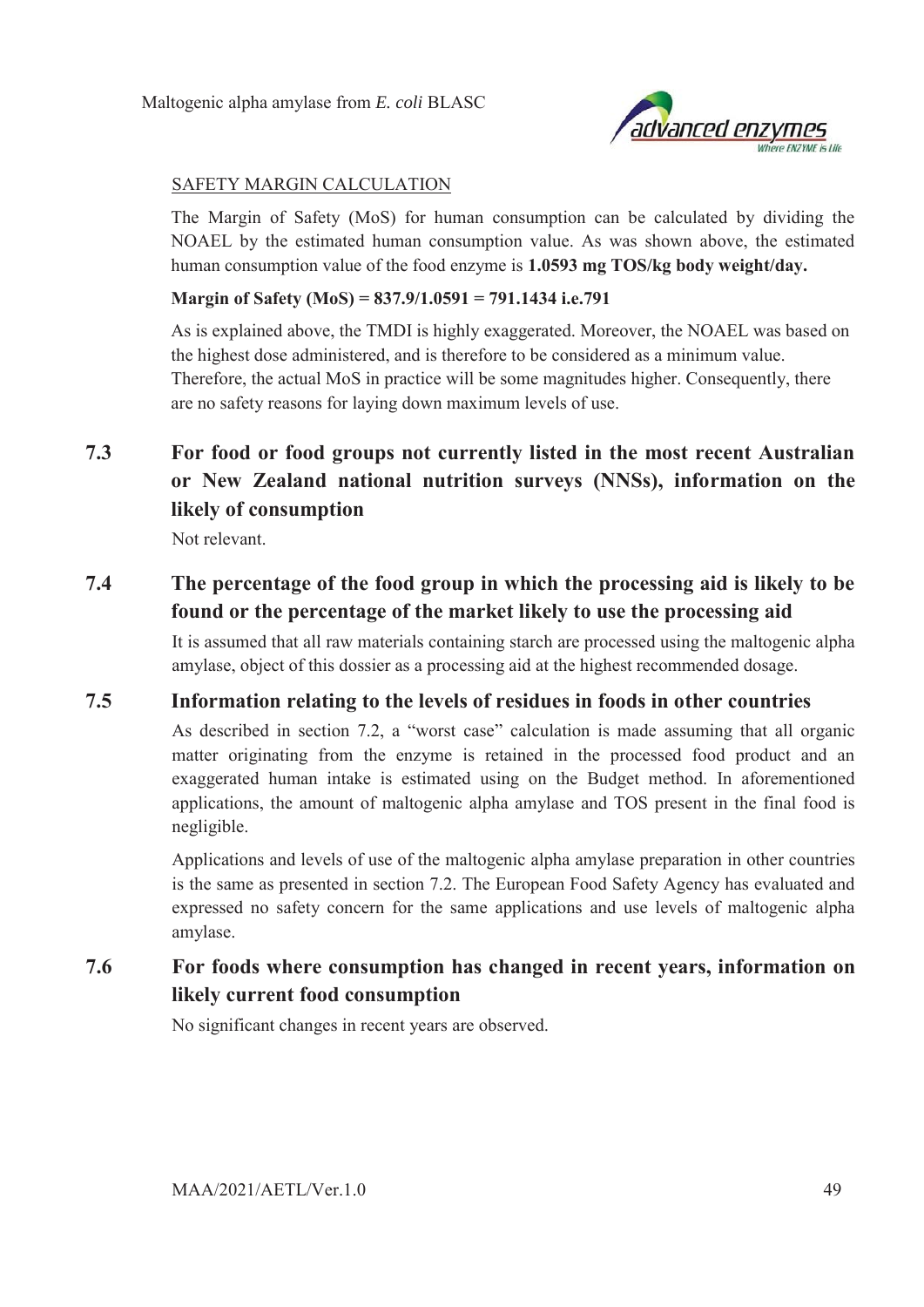SAFETY MARGIN CALCULATION

The Margin of Safety (MoS) for human consumption can be calculated by dividing the NOAEL by the estimated human consumption value. As was shown above, the estimated human consumption value of the food enzyme is **1.0593 mg TOS/kg body weight/day.**

**Margin of Safety (MoS) = 837.9/1.0591 = 791.1434 i.e.791**

As is explained above, the TMDI is highly exaggerated. Moreover, the NOAEL was based on the highest dose administered, and is therefore to be considered as a minimum value. Therefore, the actual MoS in practice will be some magnitudes higher. Consequently, there are no safety reasons for laying down maximum levels of use.

## 7.3 For food or food groups not currently listed in the most recent Australian or New Zealand national nutrition surveys (NNSs), information on the likely of consumption

Not relevant.

## 7.4 The percentage of the food group in which the processing aid is likely to be found or the percentage of the market likely to use the processing aid

It is assumed that all raw materials containing starch are processed using the maltogenic alpha amylase, object of this dossier as a processing aid at the highest recommended dosage.

## 7.5 Information relating to the levels of residues in foods in other countries

As described in section 7.2, a "worst case" calculation is made assuming that all organic matter originating from the enzyme is retained in the processed food product and an exaggerated human intake is estimated using on the Budget method. In aforementioned applications, the amount of maltogenic alpha amylase and TOS present in the final food is negligible.

Applications and levels of use of the maltogenic alpha amylase preparation in other countries is the same as presented in section 7.2. The European Food Safety Agency has evaluated and expressed no safety concern for the same applications and use levels of maltogenic alpha amylase.

## 7.6 For foods where consumption has changed in recent years, information on likely current food consumption

No significant changes in recent years are observed.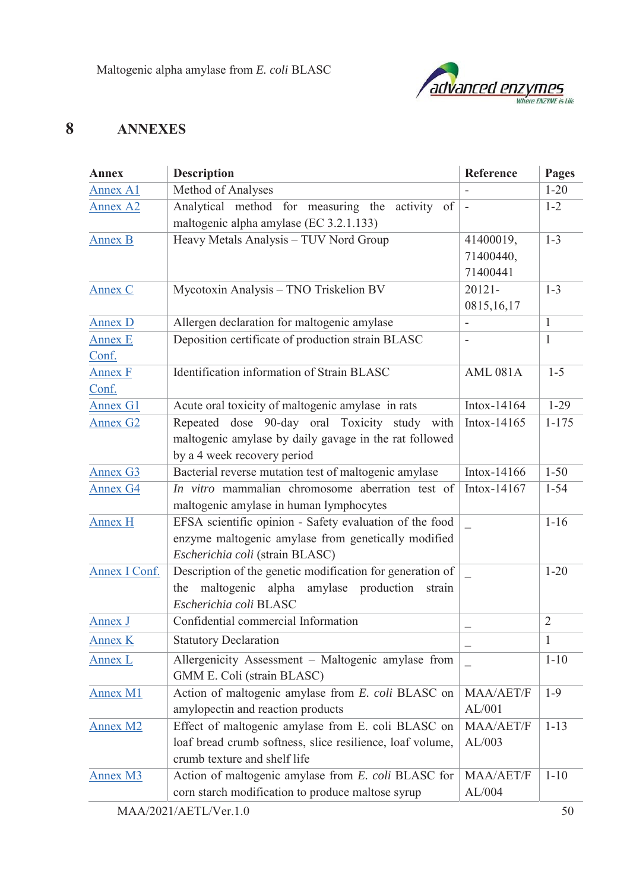# 8 ANNEXES

| Annex | Description | Reference | Pages |
|---|---|---|---|
| Annex A1 | Method of Analyses | - | 1-20 |
| Annex A2 | Analytical method for measuring the activity of maltogenic alpha amylase (EC 3.2.1.133) | - | 1-2 |
| Annex B | Heavy Metals Analysis – TUV Nord Group | 41400019, 71400440, 71400441 | 1-3 |
| Annex C | Mycotoxin Analysis – TNO Triskelion BV | 20121-0815,16,17 | 1-3 |
| Annex D | Allergen declaration for maltogenic amylase | - | 1 |
| Annex E Conf. | Deposition certificate of production strain BLASC | - | 1 |
| Annex F Conf. | Identification information of Strain BLASC | AML 081A | 1-5 |
| Annex G1 | Acute oral toxicity of maltogenic amylase in rats | Intox-14164 | 1-29 |
| Annex G2 | Repeated dose 90-day oral Toxicity study with maltogenic amylase by daily gavage in the rat followed by a 4 week recovery period | Intox-14165 | 1-175 |
| Annex G3 | Bacterial reverse mutation test of maltogenic amylase | Intox-14166 | 1-50 |
| Annex G4 | *In vitro* mammalian chromosome aberration test of maltogenic amylase in human lymphocytes | Intox-14167 | 1-54 |
| Annex H | EFSA scientific opinion - Safety evaluation of the food enzyme maltogenic amylase from genetically modified *Escherichia coli* (strain BLASC) | _ | 1-16 |
| Annex I Conf. | Description of the genetic modification for generation of the maltogenic alpha amylase production strain *Escherichia coli* BLASC | _ | 1-20 |
| Annex J | Confidential commercial Information | _ | 2 |
| Annex K | Statutory Declaration | _ | 1 |
| Annex L | Allergenicity Assessment – Maltogenic amylase from GMM E. Coli (strain BLASC) | _ | 1-10 |
| Annex M1 | Action of maltogenic amylase from *E. coli* BLASC on amylopectin and reaction products | MAA/AET/FAL/001 | 1-9 |
| Annex M2 | Effect of maltogenic amylase from E. coli BLASC on loaf bread crumb softness, slice resilience, loaf volume, crumb texture and shelf life | MAA/AET/FAL/003 | 1-13 |
| Annex M3 | Action of maltogenic amylase from *E. coli* BLASC for corn starch modification to produce maltose syrup | MAA/AET/FAL/004 | 1-10 |

MAA/2021/AETL/Ver.1.0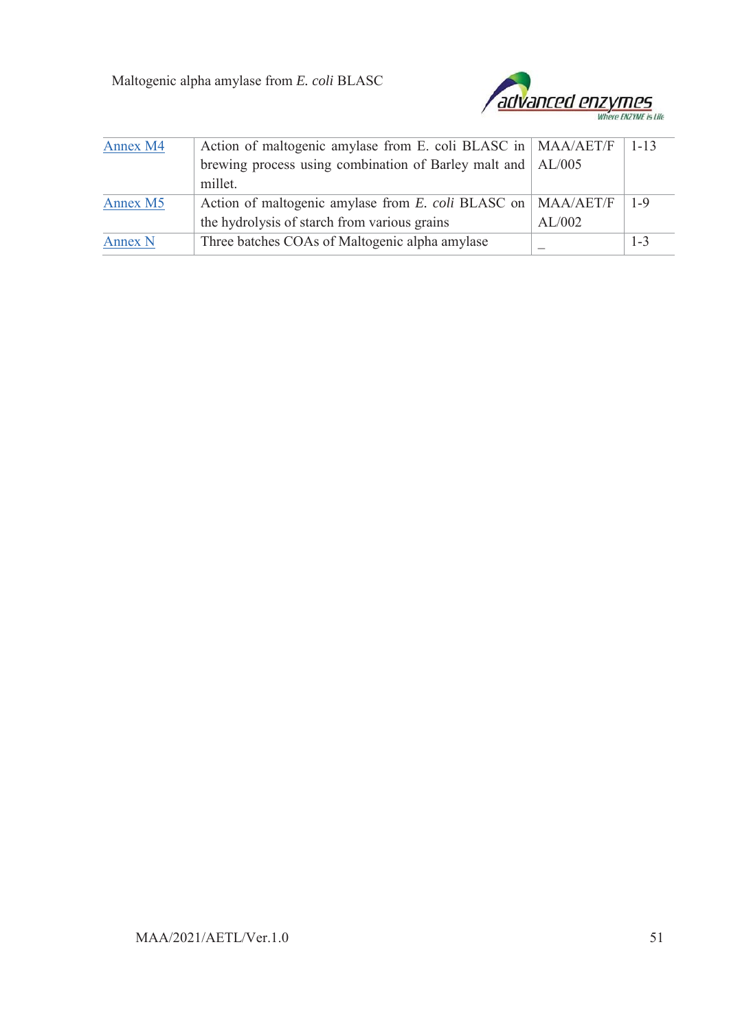| Annex M4 | Action of maltogenic amylase from E. coli BLASC in brewing process using combination of Barley malt and millet. | MAA/AET/FAL/005 | 1-13 |
|---|---|---|---|
| Annex M5 | Action of maltogenic amylase from *E. coli* BLASC on the hydrolysis of starch from various grains | MAA/AET/FAL/002 | 1-9 |
| Annex N | Three batches COAs of Maltogenic alpha amylase | _ | 1-3 |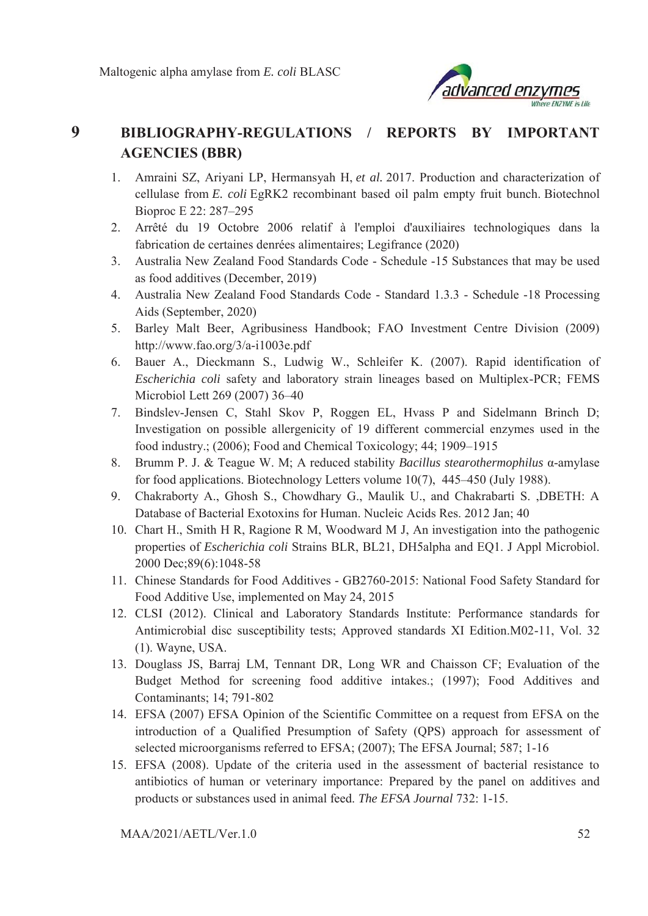## 9 BIBLIOGRAPHY-REGULATIONS / REPORTS BY IMPORTANT AGENCIES (BBR)

1. Amraini SZ, Ariyani LP, Hermansyah H, *et al.* 2017. Production and characterization of cellulase from *E. coli* EgRK2 recombinant based oil palm empty fruit bunch. Biotechnol Bioproc E 22: 287–295
2. Arrêté du 19 Octobre 2006 relatif à l'emploi d'auxiliaires technologiques dans la fabrication de certaines denrées alimentaires; Legifrance (2020)
3. Australia New Zealand Food Standards Code - Schedule -15 Substances that may be used as food additives (December, 2019)
4. Australia New Zealand Food Standards Code - Standard 1.3.3 - Schedule -18 Processing Aids (September, 2020)
5. Barley Malt Beer, Agribusiness Handbook; FAO Investment Centre Division (2009) http://www.fao.org/3/a-i1003e.pdf
6. Bauer A., Dieckmann S., Ludwig W., Schleifer K. (2007). Rapid identification of *Escherichia coli* safety and laboratory strain lineages based on Multiplex-PCR; FEMS Microbiol Lett 269 (2007) 36–40
7. Bindslev-Jensen C, Stahl Skov P, Roggen EL, Hvass P and Sidelmann Brinch D; Investigation on possible allergenicity of 19 different commercial enzymes used in the food industry.; (2006); Food and Chemical Toxicology; 44; 1909–1915
8. Brumm P. J. & Teague W. M; A reduced stability *Bacillus stearothermophilus* α-amylase for food applications. Biotechnology Letters volume 10(7), 445–450 (July 1988).
9. Chakraborty A., Ghosh S., Chowdhary G., Maulik U., and Chakrabarti S. ,DBETH: A Database of Bacterial Exotoxins for Human. Nucleic Acids Res. 2012 Jan; 40
10. Chart H., Smith H R, Ragione R M, Woodward M J, An investigation into the pathogenic properties of *Escherichia coli* Strains BLR, BL21, DH5alpha and EQ1. J Appl Microbiol. 2000 Dec;89(6):1048-58
11. Chinese Standards for Food Additives - GB2760-2015: National Food Safety Standard for Food Additive Use, implemented on May 24, 2015
12. CLSI (2012). Clinical and Laboratory Standards Institute: Performance standards for Antimicrobial disc susceptibility tests; Approved standards XI Edition.M02-11, Vol. 32 (1). Wayne, USA.
13. Douglass JS, Barraj LM, Tennant DR, Long WR and Chaisson CF; Evaluation of the Budget Method for screening food additive intakes.; (1997); Food Additives and Contaminants; 14; 791-802
14. EFSA (2007) EFSA Opinion of the Scientific Committee on a request from EFSA on the introduction of a Qualified Presumption of Safety (QPS) approach for assessment of selected microorganisms referred to EFSA; (2007); The EFSA Journal; 587; 1-16
15. EFSA (2008). Update of the criteria used in the assessment of bacterial resistance to antibiotics of human or veterinary importance: Prepared by the panel on additives and products or substances used in animal feed. *The EFSA Journal* 732: 1-15.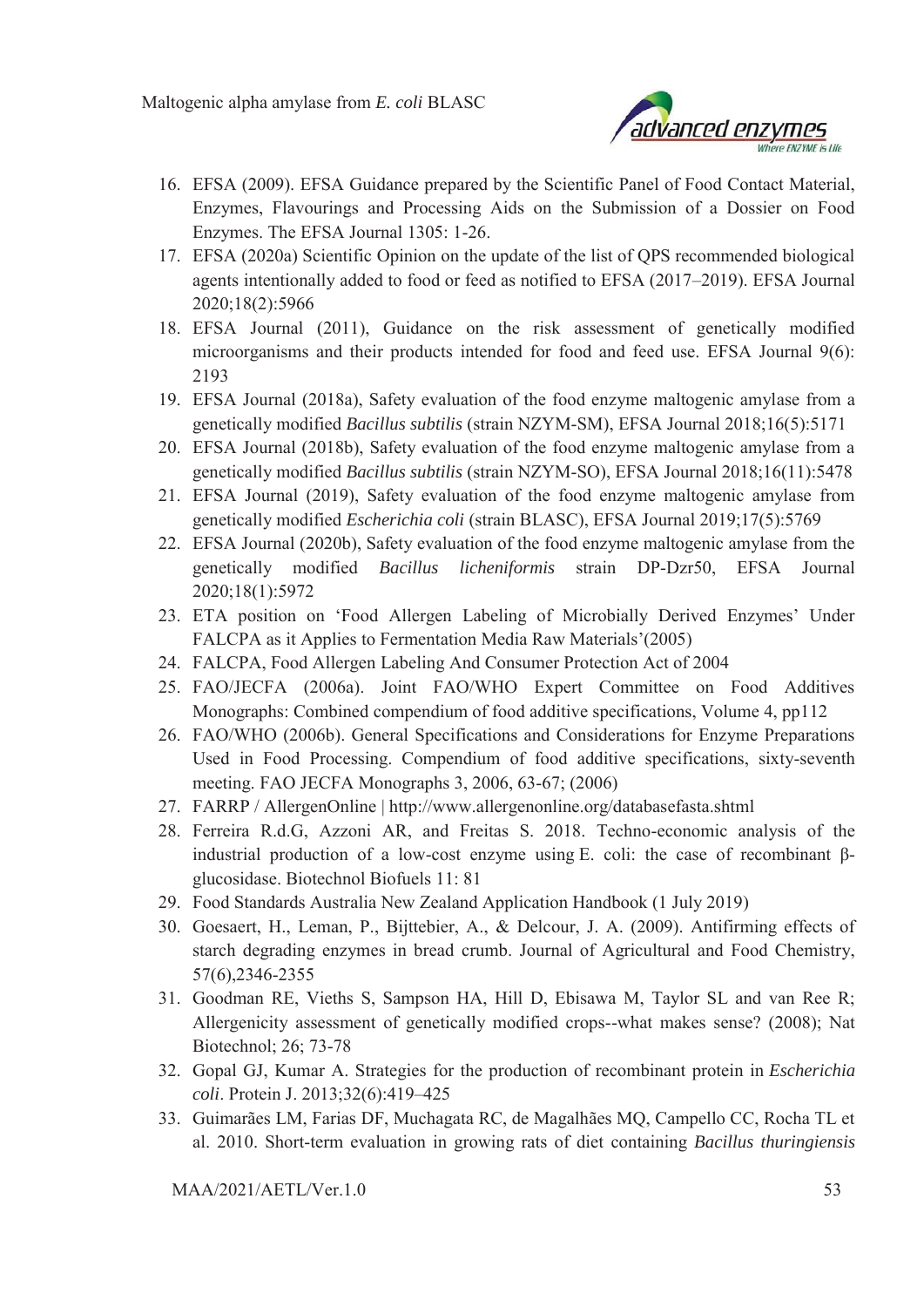16. EFSA (2009). EFSA Guidance prepared by the Scientific Panel of Food Contact Material, Enzymes, Flavourings and Processing Aids on the Submission of a Dossier on Food Enzymes. The EFSA Journal 1305: 1-26.
17. EFSA (2020a) Scientific Opinion on the update of the list of QPS recommended biological agents intentionally added to food or feed as notified to EFSA (2017–2019). EFSA Journal 2020;18(2):5966
18. EFSA Journal (2011), Guidance on the risk assessment of genetically modified microorganisms and their products intended for food and feed use. EFSA Journal 9(6): 2193
19. EFSA Journal (2018a), Safety evaluation of the food enzyme maltogenic amylase from a genetically modified *Bacillus subtilis* (strain NZYM-SM), EFSA Journal 2018;16(5):5171
20. EFSA Journal (2018b), Safety evaluation of the food enzyme maltogenic amylase from a genetically modified *Bacillus subtilis* (strain NZYM-SO), EFSA Journal 2018;16(11):5478
21. EFSA Journal (2019), Safety evaluation of the food enzyme maltogenic amylase from genetically modified *Escherichia coli* (strain BLASC), EFSA Journal 2019;17(5):5769
22. EFSA Journal (2020b), Safety evaluation of the food enzyme maltogenic amylase from the genetically modified *Bacillus licheniformis* strain DP-Dzr50, EFSA Journal 2020;18(1):5972
23. ETA position on 'Food Allergen Labeling of Microbially Derived Enzymes' Under FALCPA as it Applies to Fermentation Media Raw Materials'(2005)
24. FALCPA, Food Allergen Labeling And Consumer Protection Act of 2004
25. FAO/JECFA (2006a). Joint FAO/WHO Expert Committee on Food Additives Monographs: Combined compendium of food additive specifications, Volume 4, pp112
26. FAO/WHO (2006b). General Specifications and Considerations for Enzyme Preparations Used in Food Processing. Compendium of food additive specifications, sixty-seventh meeting. FAO JECFA Monographs 3, 2006, 63-67; (2006)
27. FARRP / AllergenOnline | http://www.allergenonline.org/databasefasta.shtml
28. Ferreira R.d.G, Azzoni AR, and Freitas S. 2018. Techno-economic analysis of the industrial production of a low-cost enzyme using E. coli: the case of recombinant β-glucosidase. Biotechnol Biofuels 11: 81
29. Food Standards Australia New Zealand Application Handbook (1 July 2019)
30. Goesaert, H., Leman, P., Bijttebier, A., & Delcour, J. A. (2009). Antifirming effects of starch degrading enzymes in bread crumb. Journal of Agricultural and Food Chemistry, 57(6),2346-2355
31. Goodman RE, Vieths S, Sampson HA, Hill D, Ebisawa M, Taylor SL and van Ree R; Allergenicity assessment of genetically modified crops--what makes sense? (2008); Nat Biotechnol; 26; 73-78
32. Gopal GJ, Kumar A. Strategies for the production of recombinant protein in *Escherichia coli*. Protein J. 2013;32(6):419–425
33. Guimarães LM, Farias DF, Muchagata RC, de Magalhães MQ, Campello CC, Rocha TL et al. 2010. Short-term evaluation in growing rats of diet containing *Bacillus thuringiensis*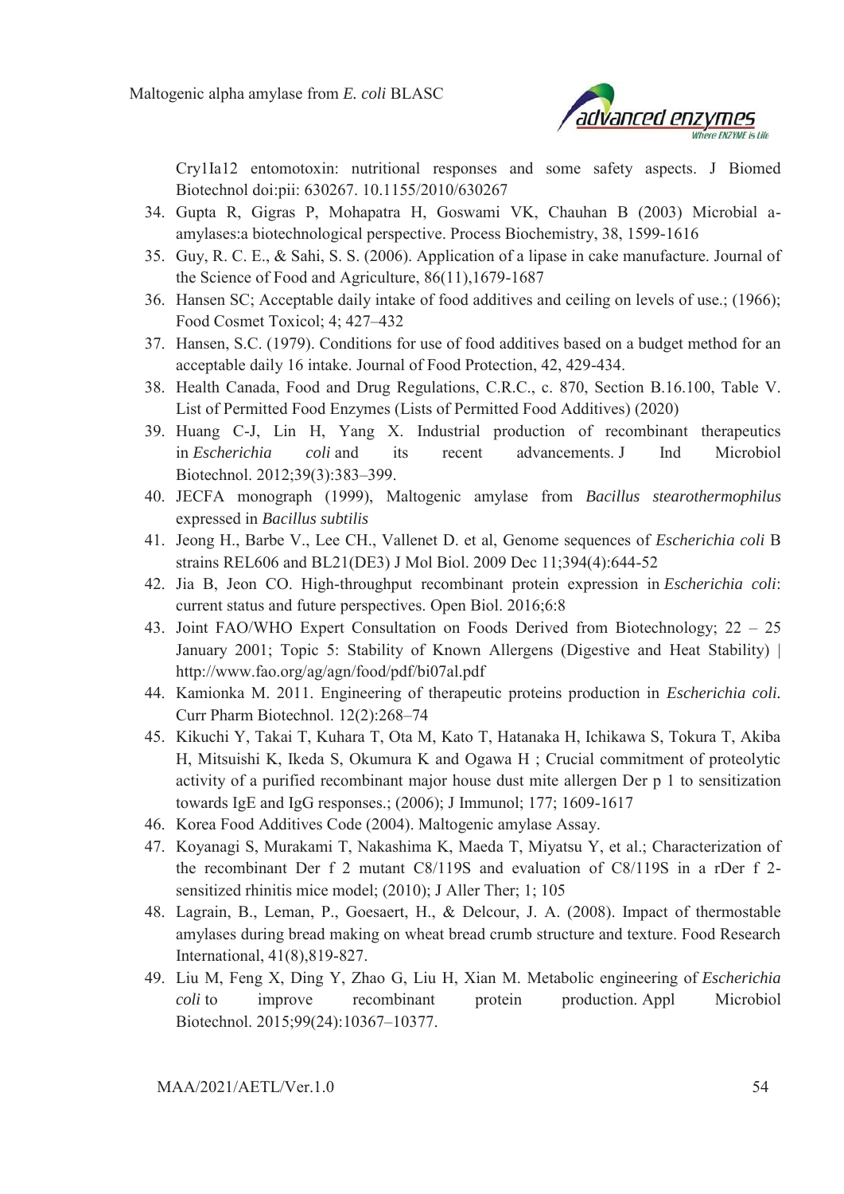Cry1Ia12 entomotoxin: nutritional responses and some safety aspects. J Biomed Biotechnol doi:pii: 630267. 10.1155/2010/630267

34. Gupta R, Gigras P, Mohapatra H, Goswami VK, Chauhan B (2003) Microbial a-amylases:a biotechnological perspective. Process Biochemistry, 38, 1599-1616
35. Guy, R. C. E., & Sahi, S. S. (2006). Application of a lipase in cake manufacture. Journal of the Science of Food and Agriculture, 86(11),1679-1687
36. Hansen SC; Acceptable daily intake of food additives and ceiling on levels of use.; (1966); Food Cosmet Toxicol; 4; 427–432
37. Hansen, S.C. (1979). Conditions for use of food additives based on a budget method for an acceptable daily 16 intake. Journal of Food Protection, 42, 429-434.
38. Health Canada, Food and Drug Regulations, C.R.C., c. 870, Section B.16.100, Table V. List of Permitted Food Enzymes (Lists of Permitted Food Additives) (2020)
39. Huang C-J, Lin H, Yang X. Industrial production of recombinant therapeutics in *Escherichia coli* and its recent advancements. J Ind Microbiol Biotechnol. 2012;39(3):383–399.
40. JECFA monograph (1999), Maltogenic amylase from *Bacillus stearothermophilus* expressed in *Bacillus subtilis*
41. Jeong H., Barbe V., Lee CH., Vallenet D. et al, Genome sequences of *Escherichia coli* B strains REL606 and BL21(DE3) J Mol Biol. 2009 Dec 11;394(4):644-52
42. Jia B, Jeon CO. High-throughput recombinant protein expression in *Escherichia coli*: current status and future perspectives. Open Biol. 2016;6:8
43. Joint FAO/WHO Expert Consultation on Foods Derived from Biotechnology; 22 – 25 January 2001; Topic 5: Stability of Known Allergens (Digestive and Heat Stability) | http://www.fao.org/ag/agn/food/pdf/bi07al.pdf
44. Kamionka M. 2011. Engineering of therapeutic proteins production in *Escherichia coli.* Curr Pharm Biotechnol. 12(2):268–74
45. Kikuchi Y, Takai T, Kuhara T, Ota M, Kato T, Hatanaka H, Ichikawa S, Tokura T, Akiba H, Mitsuishi K, Ikeda S, Okumura K and Ogawa H ; Crucial commitment of proteolytic activity of a purified recombinant major house dust mite allergen Der p 1 to sensitization towards IgE and IgG responses.; (2006); J Immunol; 177; 1609-1617
46. Korea Food Additives Code (2004). Maltogenic amylase Assay.
47. Koyanagi S, Murakami T, Nakashima K, Maeda T, Miyatsu Y, et al.; Characterization of the recombinant Der f 2 mutant C8/119S and evaluation of C8/119S in a rDer f 2-sensitized rhinitis mice model; (2010); J Aller Ther; 1; 105
48. Lagrain, B., Leman, P., Goesaert, H., & Delcour, J. A. (2008). Impact of thermostable amylases during bread making on wheat bread crumb structure and texture. Food Research International, 41(8),819-827.
49. Liu M, Feng X, Ding Y, Zhao G, Liu H, Xian M. Metabolic engineering of *Escherichia coli* to improve recombinant protein production. Appl Microbiol Biotechnol. 2015;99(24):10367–10377.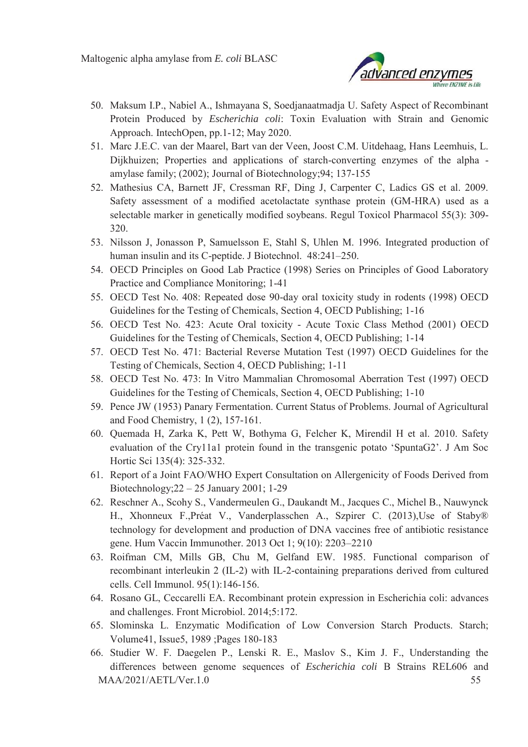50. Maksum I.P., Nabiel A., Ishmayana S, Soedjanaatmadja U. Safety Aspect of Recombinant Protein Produced by *Escherichia coli*: Toxin Evaluation with Strain and Genomic Approach. IntechOpen, pp.1-12; May 2020.
51. Marc J.E.C. van der Maarel, Bart van der Veen, Joost C.M. Uitdehaag, Hans Leemhuis, L. Dijkhuizen; Properties and applications of starch-converting enzymes of the alpha - amylase family; (2002); Journal of Biotechnology;94; 137-155
52. Mathesius CA, Barnett JF, Cressman RF, Ding J, Carpenter C, Ladics GS et al. 2009. Safety assessment of a modified acetolactate synthase protein (GM-HRA) used as a selectable marker in genetically modified soybeans. Regul Toxicol Pharmacol 55(3): 309-320.
53. Nilsson J, Jonasson P, Samuelsson E, Stahl S, Uhlen M. 1996. Integrated production of human insulin and its C-peptide. J Biotechnol. 48:241–250.
54. OECD Principles on Good Lab Practice (1998) Series on Principles of Good Laboratory Practice and Compliance Monitoring; 1-41
55. OECD Test No. 408: Repeated dose 90-day oral toxicity study in rodents (1998) OECD Guidelines for the Testing of Chemicals, Section 4, OECD Publishing; 1-16
56. OECD Test No. 423: Acute Oral toxicity - Acute Toxic Class Method (2001) OECD Guidelines for the Testing of Chemicals, Section 4, OECD Publishing; 1-14
57. OECD Test No. 471: Bacterial Reverse Mutation Test (1997) OECD Guidelines for the Testing of Chemicals, Section 4, OECD Publishing; 1-11
58. OECD Test No. 473: In Vitro Mammalian Chromosomal Aberration Test (1997) OECD Guidelines for the Testing of Chemicals, Section 4, OECD Publishing; 1-10
59. Pence JW (1953) Panary Fermentation. Current Status of Problems. Journal of Agricultural and Food Chemistry, 1 (2), 157-161.
60. Quemada H, Zarka K, Pett W, Bothyma G, Felcher K, Mirendil H et al. 2010. Safety evaluation of the Cry11a1 protein found in the transgenic potato 'SpuntaG2'. J Am Soc Hortic Sci 135(4): 325-332.
61. Report of a Joint FAO/WHO Expert Consultation on Allergenicity of Foods Derived from Biotechnology;22 – 25 January 2001; 1-29
62. Reschner A., Scohy S., Vandermeulen G., Daukandt M., Jacques C., Michel B., Nauwynck H., Xhonneux F.,Préat V., Vanderplasschen A., Szpirer C. (2013),Use of Staby® technology for development and production of DNA vaccines free of antibiotic resistance gene. Hum Vaccin Immunother. 2013 Oct 1; 9(10): 2203–2210
63. Roifman CM, Mills GB, Chu M, Gelfand EW. 1985. Functional comparison of recombinant interleukin 2 (IL-2) with IL-2-containing preparations derived from cultured cells. Cell Immunol. 95(1):146-156.
64. Rosano GL, Ceccarelli EA. Recombinant protein expression in Escherichia coli: advances and challenges. Front Microbiol. 2014;5:172.
65. Slominska L. Enzymatic Modification of Low Conversion Starch Products. Starch; Volume41, Issue5, 1989 ;Pages 180-183
66. Studier W. F. Daegelen P., Lenski R. E., Maslov S., Kim J. F., Understanding the differences between genome sequences of *Escherichia coli* B Strains REL606 and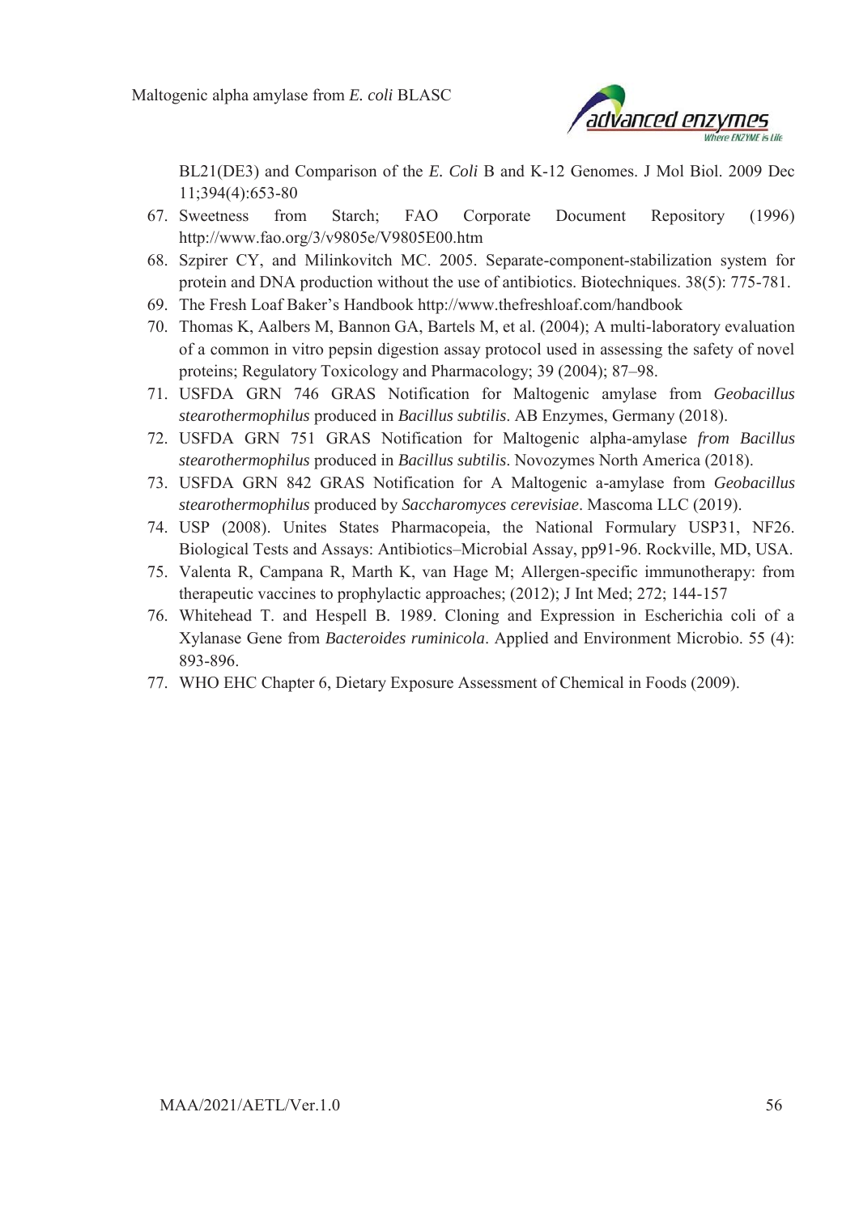BL21(DE3) and Comparison of the *E. Coli* B and K-12 Genomes. J Mol Biol. 2009 Dec 11;394(4):653-80

67. Sweetness from Starch; FAO Corporate Document Repository (1996) http://www.fao.org/3/v9805e/V9805E00.htm
68. Szpirer CY, and Milinkovitch MC. 2005. Separate-component-stabilization system for protein and DNA production without the use of antibiotics. Biotechniques. 38(5): 775-781.
69. The Fresh Loaf Baker's Handbook http://www.thefreshloaf.com/handbook
70. Thomas K, Aalbers M, Bannon GA, Bartels M, et al. (2004); A multi-laboratory evaluation of a common in vitro pepsin digestion assay protocol used in assessing the safety of novel proteins; Regulatory Toxicology and Pharmacology; 39 (2004); 87–98.
71. USFDA GRN 746 GRAS Notification for Maltogenic amylase from *Geobacillus stearothermophilus* produced in *Bacillus subtilis*. AB Enzymes, Germany (2018).
72. USFDA GRN 751 GRAS Notification for Maltogenic alpha-amylase *from Bacillus stearothermophilus* produced in *Bacillus subtilis*. Novozymes North America (2018).
73. USFDA GRN 842 GRAS Notification for A Maltogenic a-amylase from *Geobacillus stearothermophilus* produced by *Saccharomyces cerevisiae*. Mascoma LLC (2019).
74. USP (2008). Unites States Pharmacopeia, the National Formulary USP31, NF26. Biological Tests and Assays: Antibiotics–Microbial Assay, pp91-96. Rockville, MD, USA.
75. Valenta R, Campana R, Marth K, van Hage M; Allergen-specific immunotherapy: from therapeutic vaccines to prophylactic approaches; (2012); J Int Med; 272; 144-157
76. Whitehead T. and Hespell B. 1989. Cloning and Expression in Escherichia coli of a Xylanase Gene from *Bacteroides ruminicola*. Applied and Environment Microbio. 55 (4): 893-896.
77. WHO EHC Chapter 6, Dietary Exposure Assessment of Chemical in Foods (2009).